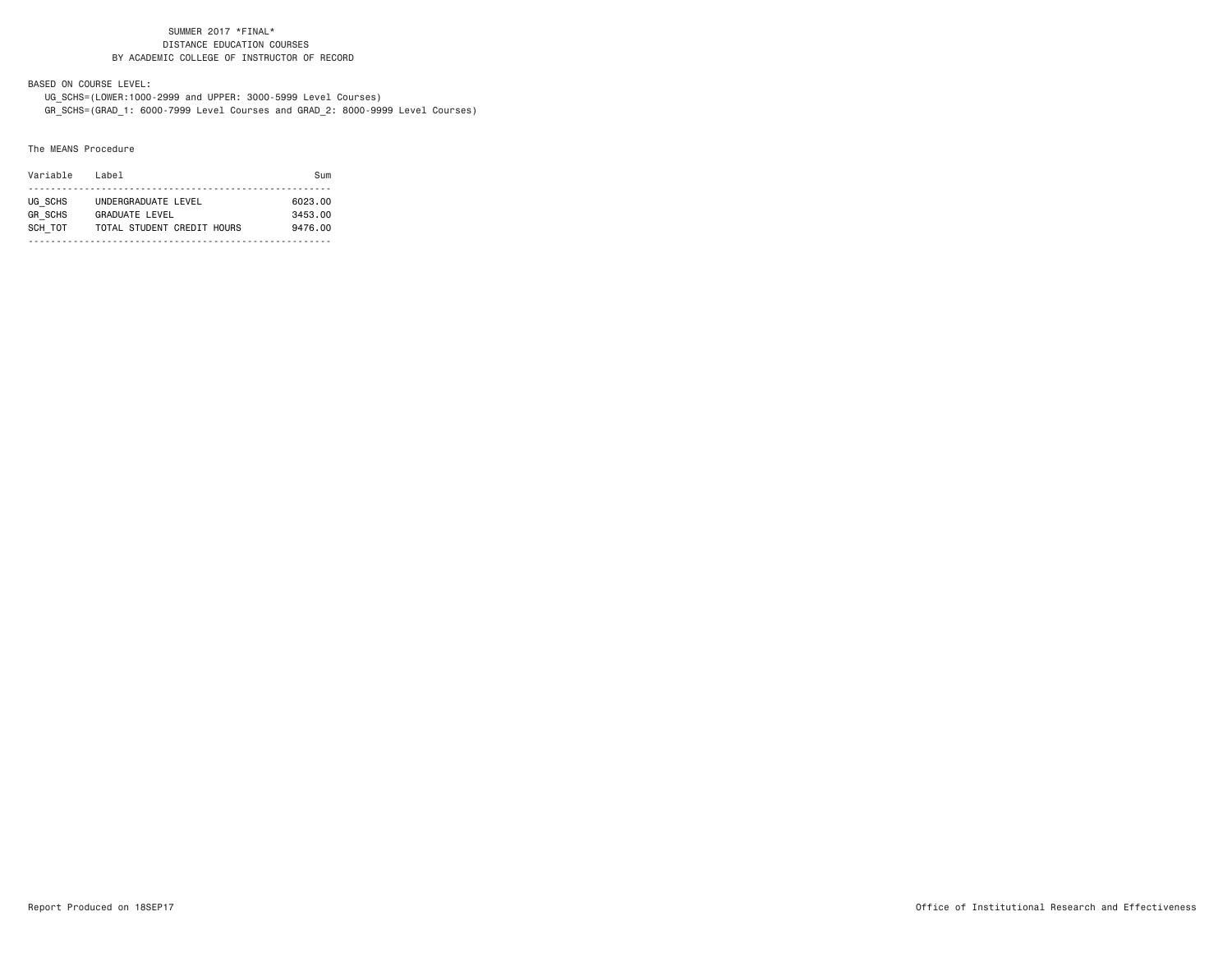SUMMER 2017 *FINAL*
DISTANCE EDUCATION COURSES
BY ACADEMIC COLLEGE OF INSTRUCTOR OF RECORD

BASED ON COURSE LEVEL:
UG_SCHS=(LOWER:1000-2999 and UPPER: 3000-5999 Level Courses)
GR_SCHS=(GRAD_1: 6000-7999 Level Courses and GRAD_2: 8000-9999 Level Courses)

The MEANS Procedure

| Variable | Label | Sum |
|---|---|---|
| UG_SCHS | UNDERGRADUATE LEVEL | 6023.00 |
| GR_SCHS | GRADUATE LEVEL | 3453.00 |
| SCH_TOT | TOTAL STUDENT CREDIT HOURS | 9476.00 |

Report Produced on 18SEP17

Office of Institutional Research and Effectiveness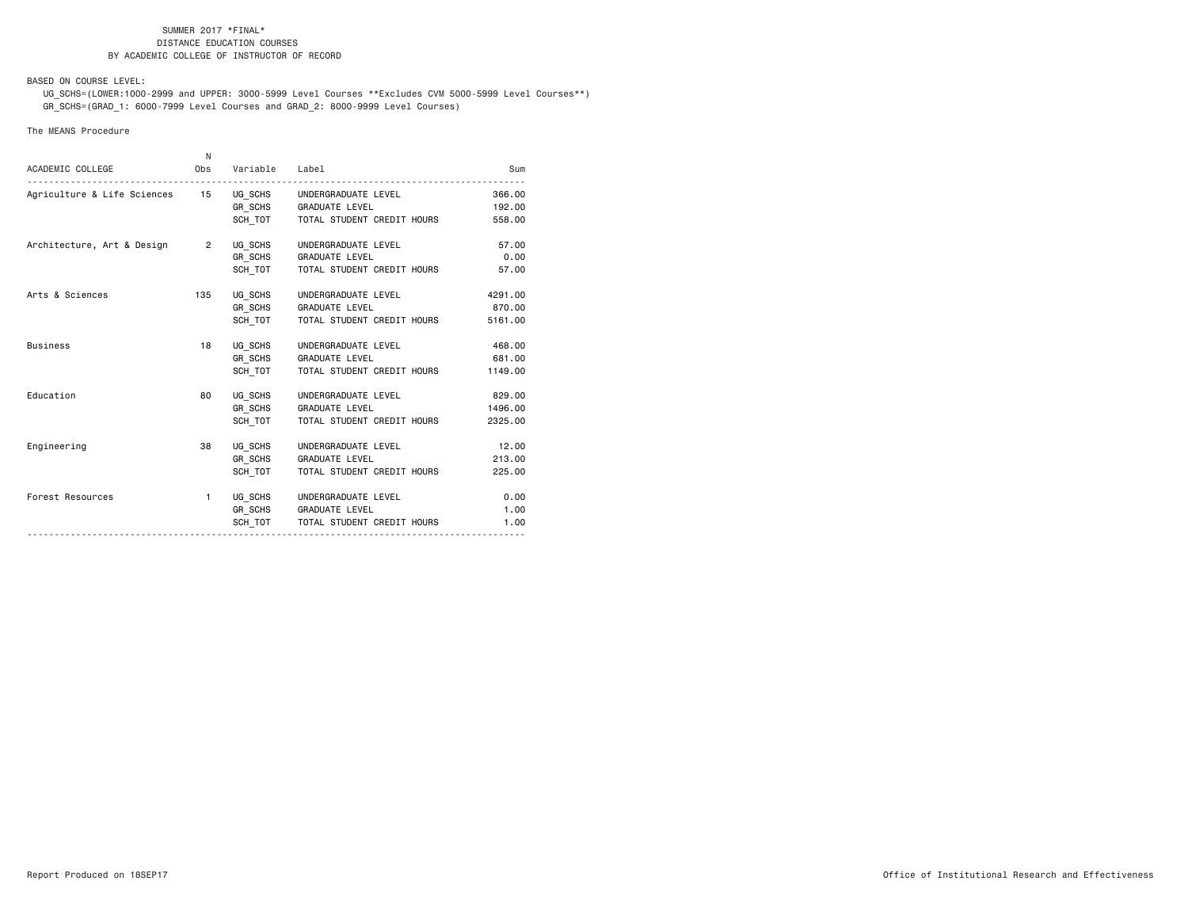SUMMER 2017 *FINAL*
DISTANCE EDUCATION COURSES
BY ACADEMIC COLLEGE OF INSTRUCTOR OF RECORD

BASED ON COURSE LEVEL:

UG_SCHS=(LOWER:1000-2999 and UPPER: 3000-5999 Level Courses **Excludes CVM 5000-5999 Level Courses**)
GR_SCHS=(GRAD_1: 6000-7999 Level Courses and GRAD_2: 8000-9999 Level Courses)

The MEANS Procedure

| ACADEMIC COLLEGE | N Obs | Variable | Label | Sum |
|---|---|---|---|---|
| Agriculture & Life Sciences | 15 | UG_SCHS | UNDERGRADUATE LEVEL | 366.00 |
| | | GR_SCHS | GRADUATE LEVEL | 192.00 |
| | | SCH_TOT | TOTAL STUDENT CREDIT HOURS | 558.00 |
| Architecture, Art & Design | 2 | UG_SCHS | UNDERGRADUATE LEVEL | 57.00 |
| | | GR_SCHS | GRADUATE LEVEL | 0.00 |
| | | SCH_TOT | TOTAL STUDENT CREDIT HOURS | 57.00 |
| Arts & Sciences | 135 | UG_SCHS | UNDERGRADUATE LEVEL | 4291.00 |
| | | GR_SCHS | GRADUATE LEVEL | 870.00 |
| | | SCH_TOT | TOTAL STUDENT CREDIT HOURS | 5161.00 |
| Business | 18 | UG_SCHS | UNDERGRADUATE LEVEL | 468.00 |
| | | GR_SCHS | GRADUATE LEVEL | 681.00 |
| | | SCH_TOT | TOTAL STUDENT CREDIT HOURS | 1149.00 |
| Education | 80 | UG_SCHS | UNDERGRADUATE LEVEL | 829.00 |
| | | GR_SCHS | GRADUATE LEVEL | 1496.00 |
| | | SCH_TOT | TOTAL STUDENT CREDIT HOURS | 2325.00 |
| Engineering | 38 | UG_SCHS | UNDERGRADUATE LEVEL | 12.00 |
| | | GR_SCHS | GRADUATE LEVEL | 213.00 |
| | | SCH_TOT | TOTAL STUDENT CREDIT HOURS | 225.00 |
| Forest Resources | 1 | UG_SCHS | UNDERGRADUATE LEVEL | 0.00 |
| | | GR_SCHS | GRADUATE LEVEL | 1.00 |
| | | SCH_TOT | TOTAL STUDENT CREDIT HOURS | 1.00 |

Report Produced on 18SEP17

Office of Institutional Research and Effectiveness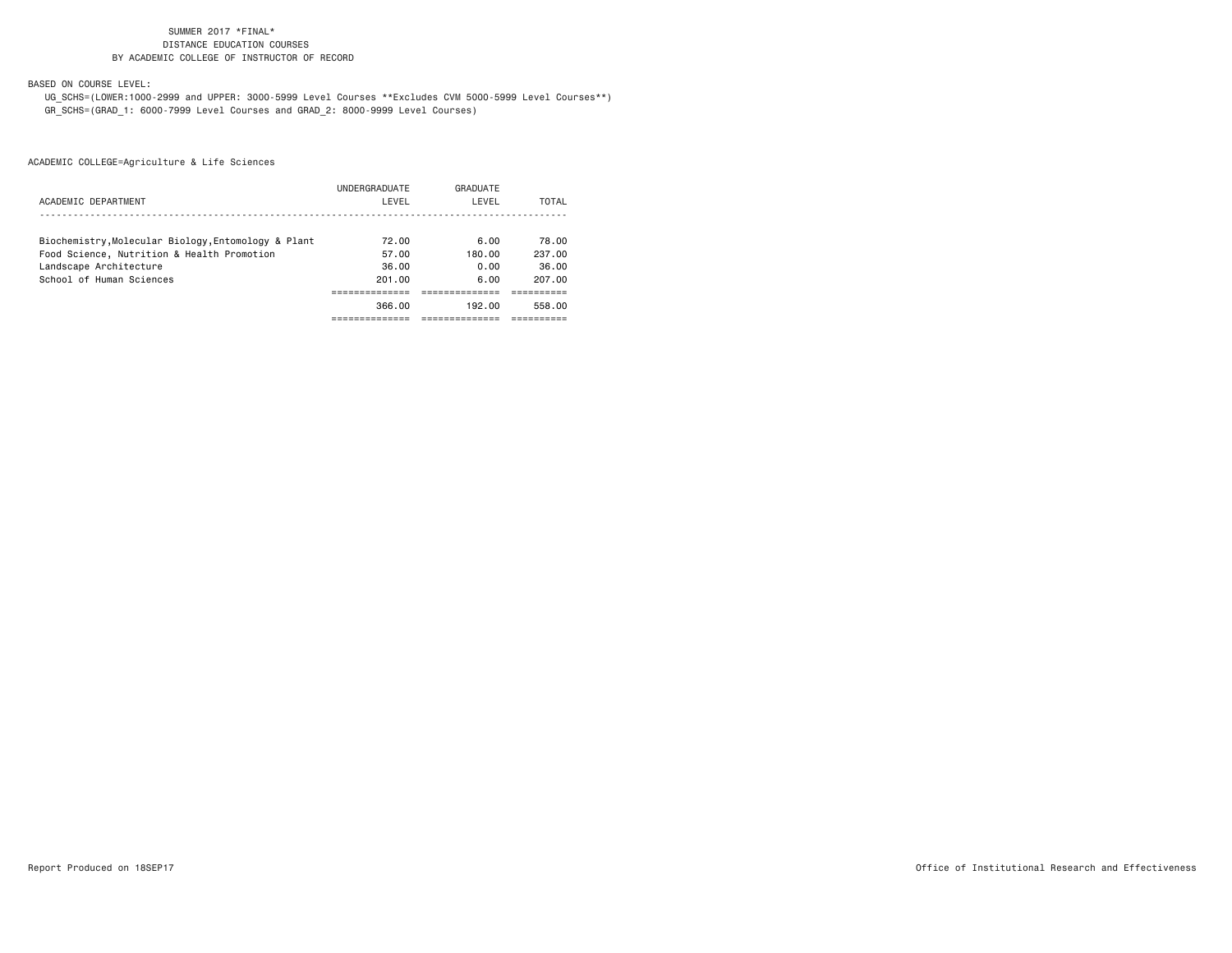SUMMER 2017 *FINAL*
DISTANCE EDUCATION COURSES
BY ACADEMIC COLLEGE OF INSTRUCTOR OF RECORD

BASED ON COURSE LEVEL:

UG_SCHS=(LOWER:1000-2999 and UPPER: 3000-5999 Level Courses **Excludes CVM 5000-5999 Level Courses**)
GR_SCHS=(GRAD_1: 6000-7999 Level Courses and GRAD_2: 8000-9999 Level Courses)

ACADEMIC COLLEGE=Agriculture & Life Sciences

| ACADEMIC DEPARTMENT | UNDERGRADUATE LEVEL | GRADUATE LEVEL | TOTAL |
|---|---|---|---|
| Biochemistry,Molecular Biology,Entomology & Plant | 72.00 | 6.00 | 78.00 |
| Food Science, Nutrition & Health Promotion | 57.00 | 180.00 | 237.00 |
| Landscape Architecture | 36.00 | 0.00 | 36.00 |
| School of Human Sciences | 201.00 | 6.00 | 207.00 |
| | 366.00 | 192.00 | 558.00 |

Report Produced on 18SEP17

Office of Institutional Research and Effectiveness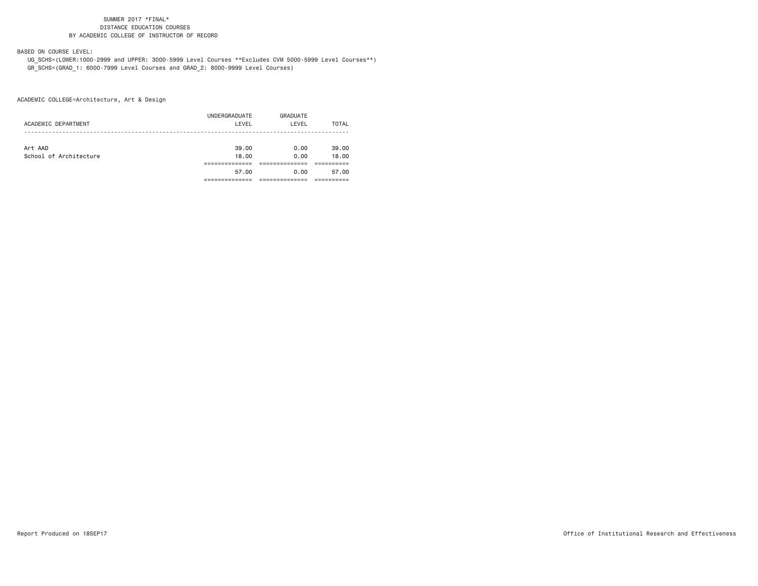SUMMER 2017 *FINAL*
DISTANCE EDUCATION COURSES
BY ACADEMIC COLLEGE OF INSTRUCTOR OF RECORD

BASED ON COURSE LEVEL:

UG_SCHS=(LOWER:1000-2999 and UPPER: 3000-5999 Level Courses **Excludes CVM 5000-5999 Level Courses**)
GR_SCHS=(GRAD_1: 6000-7999 Level Courses and GRAD_2: 8000-9999 Level Courses)

ACADEMIC COLLEGE=Architecture, Art & Design

| ACADEMIC DEPARTMENT | UNDERGRADUATE LEVEL | GRADUATE LEVEL | TOTAL |
|---|---|---|---|
| Art AAD | 39.00 | 0.00 | 39.00 |
| School of Architecture | 18.00 | 0.00 | 18.00 |
| | 57.00 | 0.00 | 57.00 |

Report Produced on 18SEP17

Office of Institutional Research and Effectiveness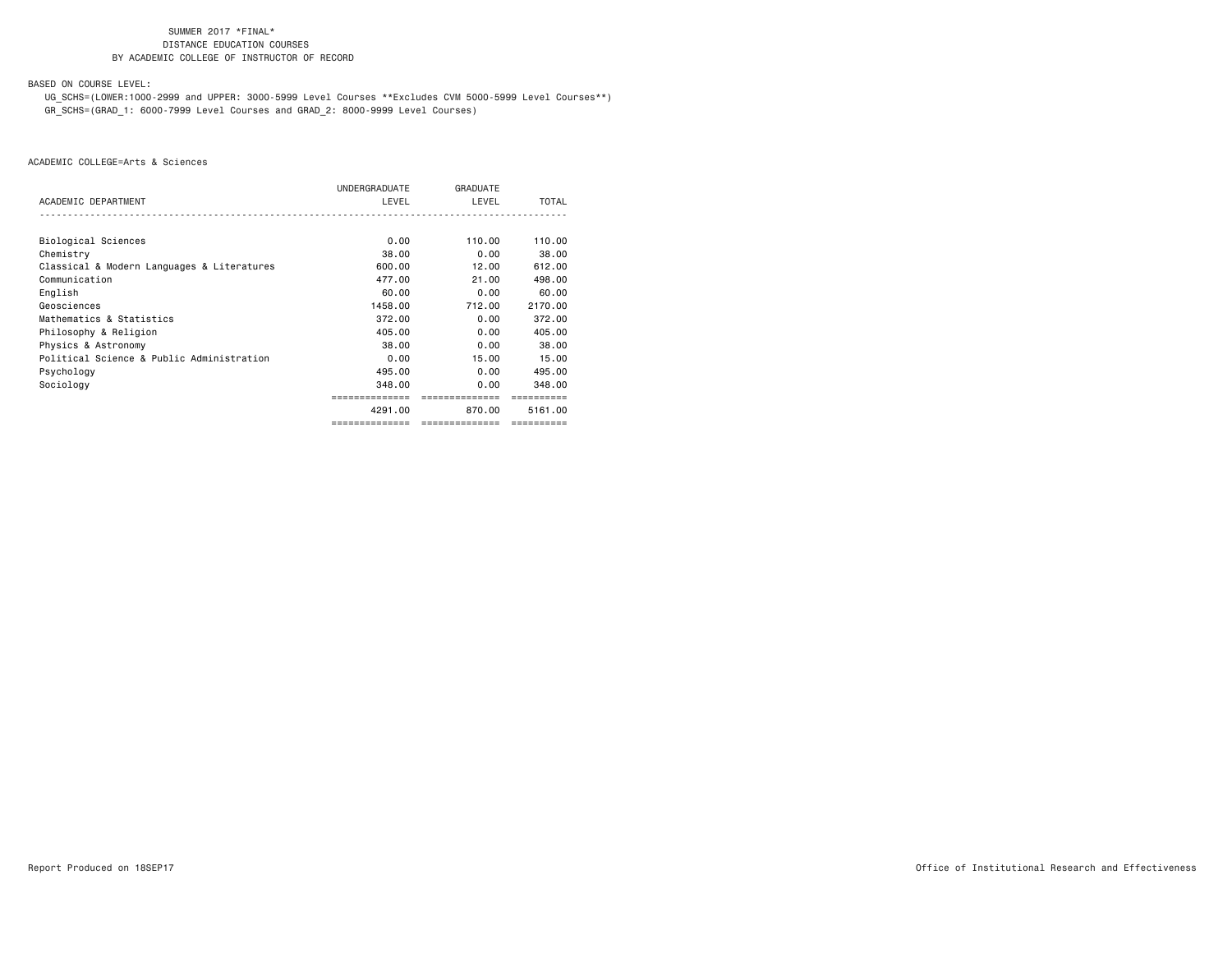SUMMER 2017 *FINAL*
DISTANCE EDUCATION COURSES
BY ACADEMIC COLLEGE OF INSTRUCTOR OF RECORD

BASED ON COURSE LEVEL:

UG_SCHS=(LOWER:1000-2999 and UPPER: 3000-5999 Level Courses **Excludes CVM 5000-5999 Level Courses**)
GR_SCHS=(GRAD_1: 6000-7999 Level Courses and GRAD_2: 8000-9999 Level Courses)

ACADEMIC COLLEGE=Arts & Sciences

| ACADEMIC DEPARTMENT | UNDERGRADUATE LEVEL | GRADUATE LEVEL | TOTAL |
|---|---|---|---|
| Biological Sciences | 0.00 | 110.00 | 110.00 |
| Chemistry | 38.00 | 0.00 | 38.00 |
| Classical & Modern Languages & Literatures | 600.00 | 12.00 | 612.00 |
| Communication | 477.00 | 21.00 | 498.00 |
| English | 60.00 | 0.00 | 60.00 |
| Geosciences | 1458.00 | 712.00 | 2170.00 |
| Mathematics & Statistics | 372.00 | 0.00 | 372.00 |
| Philosophy & Religion | 405.00 | 0.00 | 405.00 |
| Physics & Astronomy | 38.00 | 0.00 | 38.00 |
| Political Science & Public Administration | 0.00 | 15.00 | 15.00 |
| Psychology | 495.00 | 0.00 | 495.00 |
| Sociology | 348.00 | 0.00 | 348.00 |
| | 4291.00 | 870.00 | 5161.00 |

Report Produced on 18SEP17

Office of Institutional Research and Effectiveness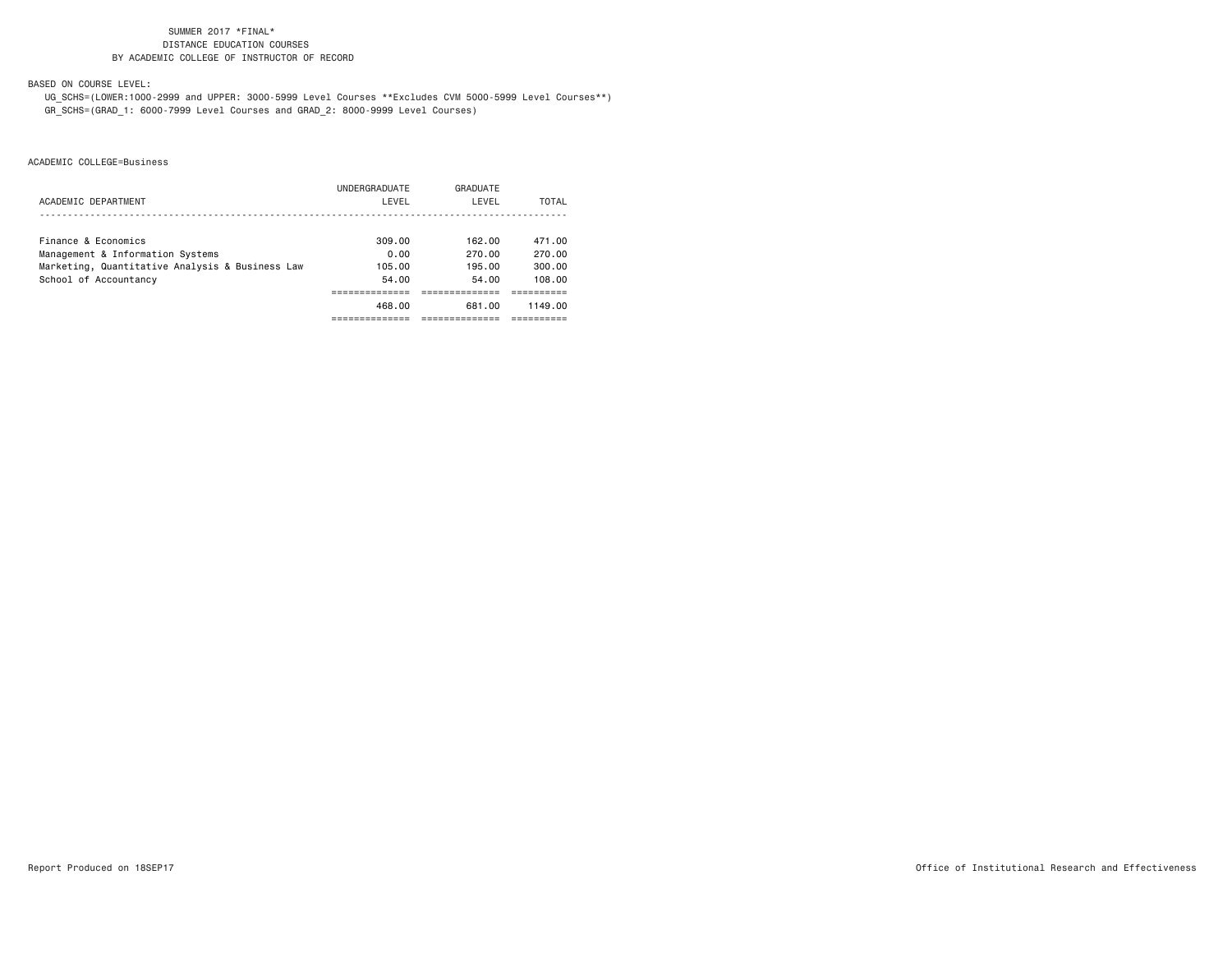SUMMER 2017 *FINAL*
DISTANCE EDUCATION COURSES
BY ACADEMIC COLLEGE OF INSTRUCTOR OF RECORD

BASED ON COURSE LEVEL:

UG_SCHS=(LOWER:1000-2999 and UPPER: 3000-5999 Level Courses **Excludes CVM 5000-5999 Level Courses**)
GR_SCHS=(GRAD_1: 6000-7999 Level Courses and GRAD_2: 8000-9999 Level Courses)

ACADEMIC COLLEGE=Business

| ACADEMIC DEPARTMENT | UNDERGRADUATE LEVEL | GRADUATE LEVEL | TOTAL |
|---|---|---|---|
| Finance & Economics | 309.00 | 162.00 | 471.00 |
| Management & Information Systems | 0.00 | 270.00 | 270.00 |
| Marketing, Quantitative Analysis & Business Law | 105.00 | 195.00 | 300.00 |
| School of Accountancy | 54.00 | 54.00 | 108.00 |
| | 468.00 | 681.00 | 1149.00 |

Report Produced on 18SEP17

Office of Institutional Research and Effectiveness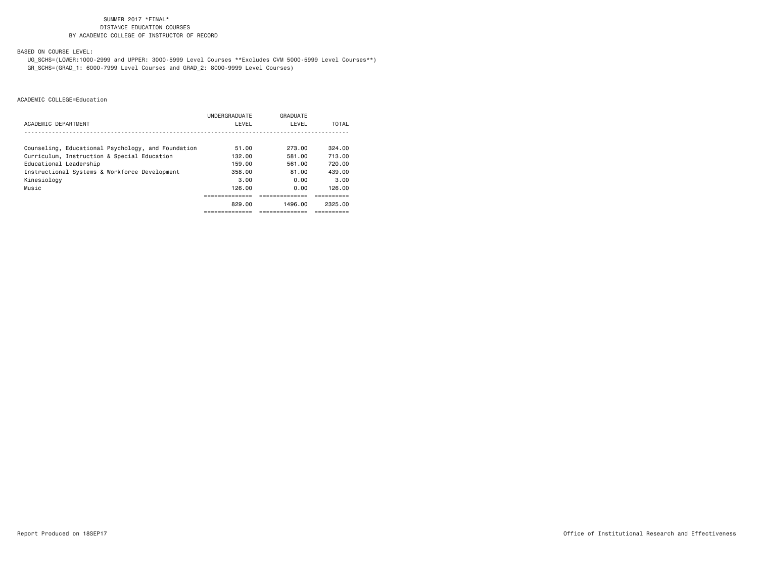SUMMER 2017 *FINAL*
DISTANCE EDUCATION COURSES
BY ACADEMIC COLLEGE OF INSTRUCTOR OF RECORD

BASED ON COURSE LEVEL:

UG_SCHS=(LOWER:1000-2999 and UPPER: 3000-5999 Level Courses **Excludes CVM 5000-5999 Level Courses**)

GR_SCHS=(GRAD_1: 6000-7999 Level Courses and GRAD_2: 8000-9999 Level Courses)

ACADEMIC COLLEGE=Education

| ACADEMIC DEPARTMENT | UNDERGRADUATE LEVEL | GRADUATE LEVEL | TOTAL |
|---|---|---|---|
| Counseling, Educational Psychology, and Foundation | 51.00 | 273.00 | 324.00 |
| Curriculum, Instruction & Special Education | 132.00 | 581.00 | 713.00 |
| Educational Leadership | 159.00 | 561.00 | 720.00 |
| Instructional Systems & Workforce Development | 358.00 | 81.00 | 439.00 |
| Kinesiology | 3.00 | 0.00 | 3.00 |
| Music | 126.00 | 0.00 | 126.00 |
| | 829.00 | 1496.00 | 2325.00 |

Report Produced on 18SEP17

Office of Institutional Research and Effectiveness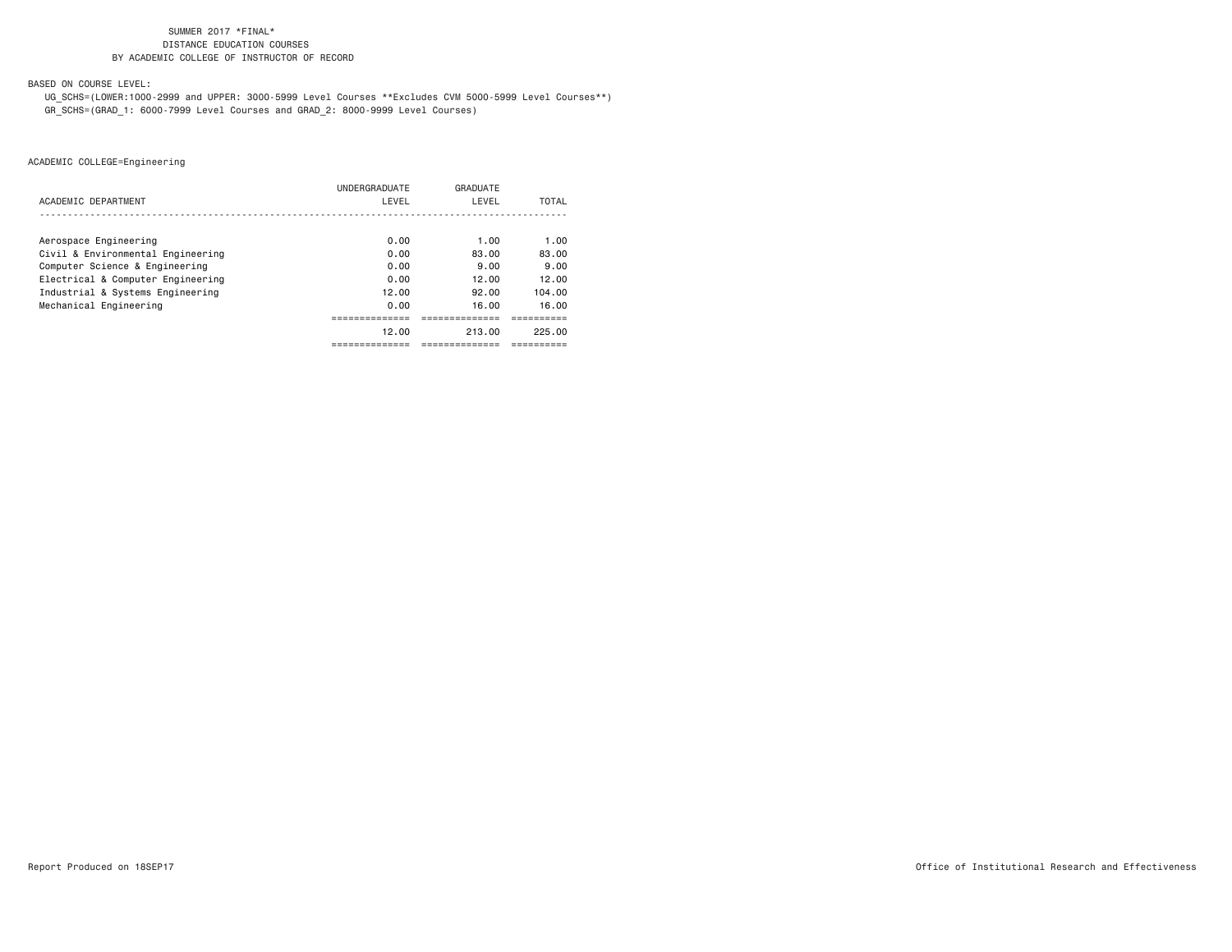SUMMER 2017 *FINAL*
DISTANCE EDUCATION COURSES
BY ACADEMIC COLLEGE OF INSTRUCTOR OF RECORD

BASED ON COURSE LEVEL:

UG_SCHS=(LOWER:1000-2999 and UPPER: 3000-5999 Level Courses **Excludes CVM 5000-5999 Level Courses**)
GR_SCHS=(GRAD_1: 6000-7999 Level Courses and GRAD_2: 8000-9999 Level Courses)

ACADEMIC COLLEGE=Engineering

| ACADEMIC DEPARTMENT | UNDERGRADUATE LEVEL | GRADUATE LEVEL | TOTAL |
|---|---|---|---|
| Aerospace Engineering | 0.00 | 1.00 | 1.00 |
| Civil & Environmental Engineering | 0.00 | 83.00 | 83.00 |
| Computer Science & Engineering | 0.00 | 9.00 | 9.00 |
| Electrical & Computer Engineering | 0.00 | 12.00 | 12.00 |
| Industrial & Systems Engineering | 12.00 | 92.00 | 104.00 |
| Mechanical Engineering | 0.00 | 16.00 | 16.00 |
| | 12.00 | 213.00 | 225.00 |

Report Produced on 18SEP17

Office of Institutional Research and Effectiveness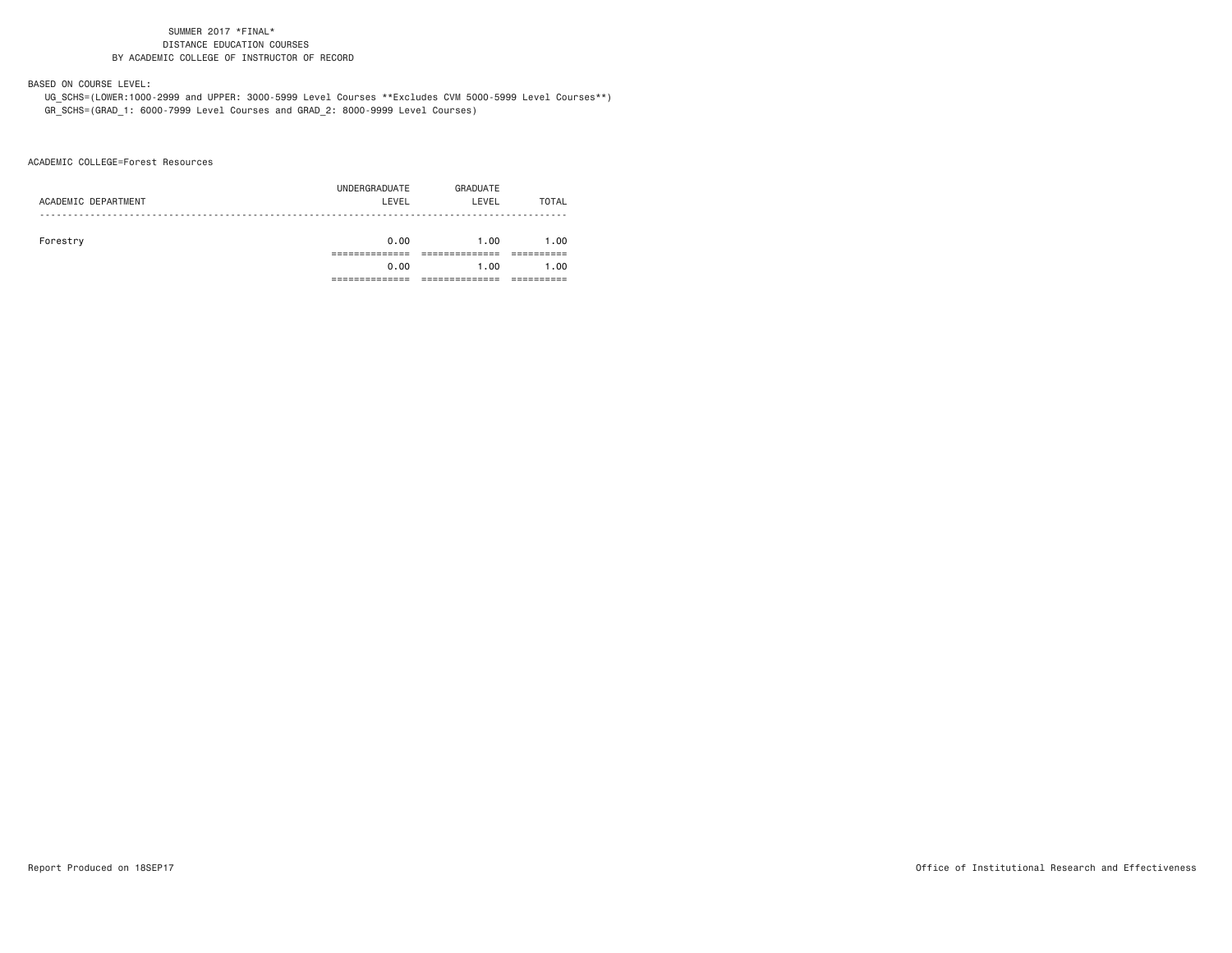SUMMER 2017 *FINAL*
DISTANCE EDUCATION COURSES
BY ACADEMIC COLLEGE OF INSTRUCTOR OF RECORD

BASED ON COURSE LEVEL:

UG_SCHS=(LOWER:1000-2999 and UPPER: 3000-5999 Level Courses **Excludes CVM 5000-5999 Level Courses**)
GR_SCHS=(GRAD_1: 6000-7999 Level Courses and GRAD_2: 8000-9999 Level Courses)

ACADEMIC COLLEGE=Forest Resources

| ACADEMIC DEPARTMENT | UNDERGRADUATE LEVEL | GRADUATE LEVEL | TOTAL |
|---|---|---|---|
| Forestry | 0.00 | 1.00 | 1.00 |
| | 0.00 | 1.00 | 1.00 |

Report Produced on 18SEP17

Office of Institutional Research and Effectiveness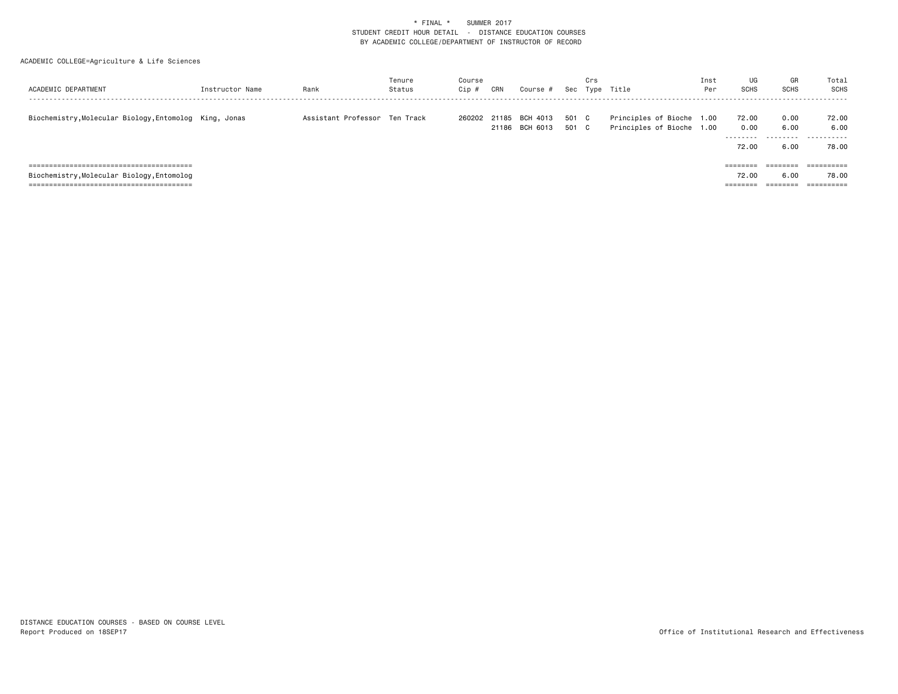\* FINAL \*    SUMMER 2017
STUDENT CREDIT HOUR DETAIL - DISTANCE EDUCATION COURSES
BY ACADEMIC COLLEGE/DEPARTMENT OF INSTRUCTOR OF RECORD

ACADEMIC COLLEGE=Agriculture & Life Sciences

| ACADEMIC DEPARTMENT | Instructor Name | Rank | Tenure Status | Course Cip # | CRN | Course # | Sec | Crs Type | Title | Inst Per | UG SCHS | GR SCHS | Total SCHS |
|---|---|---|---|---|---|---|---|---|---|---|---|---|---|
| Biochemistry,Molecular Biology,Entomolog | King, Jonas | Assistant Professor | Ten Track | 260202 | 21185 | BCH 4013 | 501 | C | Principles of Bioche | 1.00 | 72.00 | 0.00 | 72.00 |
| | | | | | 21186 | BCH 6013 | 501 | C | Principles of Bioche | 1.00 | 0.00 | 6.00 | 6.00 |
| | | | | | | | | | | | 72.00 | 6.00 | 78.00 |
| Biochemistry,Molecular Biology,Entomolog | | | | | | | | | | | 72.00 | 6.00 | 78.00 |

DISTANCE EDUCATION COURSES - BASED ON COURSE LEVEL
Report Produced on 18SEP17

Office of Institutional Research and Effectiveness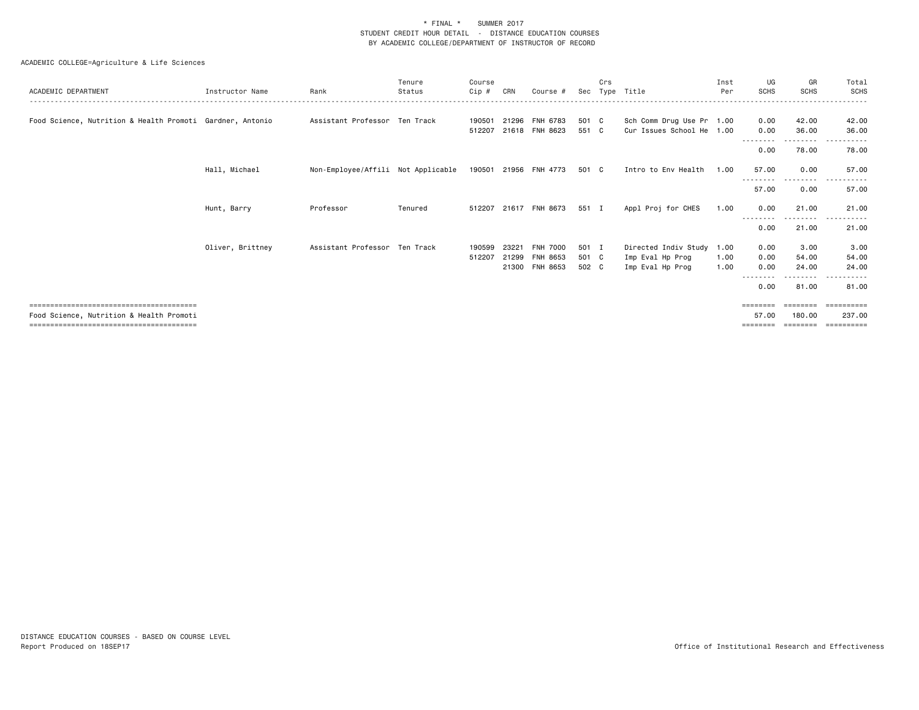\* FINAL \* SUMMER 2017
STUDENT CREDIT HOUR DETAIL - DISTANCE EDUCATION COURSES
BY ACADEMIC COLLEGE/DEPARTMENT OF INSTRUCTOR OF RECORD

ACADEMIC COLLEGE=Agriculture & Life Sciences

| ACADEMIC DEPARTMENT | Instructor Name | Rank | Tenure Status | Course Cip # | CRN | Course # | Sec | Crs Type | Title | Inst Per | UG SCHS | GR SCHS | Total SCHS |
|---|---|---|---|---|---|---|---|---|---|---|---|---|---|
| Food Science, Nutrition & Health Promoti | Gardner, Antonio | Assistant Professor | Ten Track | 190501 | 21296 | FNH 6783 | 501 | C | Sch Comm Drug Use Pr | 1.00 | 0.00 | 42.00 | 42.00 |
| | | | | 512207 | 21618 | FNH 8623 | 551 | C | Cur Issues School He | 1.00 | 0.00 | 36.00 | 36.00 |
| | | | | | | | | | | | 0.00 | 78.00 | 78.00 |
| | Hall, Michael | Non-Employee/Affili | Not Applicable | 190501 | 21956 | FNH 4773 | 501 | C | Intro to Env Health | 1.00 | 57.00 | 0.00 | 57.00 |
| | | | | | | | | | | | 57.00 | 0.00 | 57.00 |
| | Hunt, Barry | Professor | Tenured | 512207 | 21617 | FNH 8673 | 551 | I | Appl Proj for CHES | 1.00 | 0.00 | 21.00 | 21.00 |
| | | | | | | | | | | | 0.00 | 21.00 | 21.00 |
| | Oliver, Brittney | Assistant Professor | Ten Track | 190599 | 23221 | FNH 7000 | 501 | I | Directed Indiv Study | 1.00 | 0.00 | 3.00 | 3.00 |
| | | | | 512207 | 21299 | FNH 8653 | 501 | C | Imp Eval Hp Prog | 1.00 | 0.00 | 54.00 | 54.00 |
| | | | | | 21300 | FNH 8653 | 502 | C | Imp Eval Hp Prog | 1.00 | 0.00 | 24.00 | 24.00 |
| | | | | | | | | | | | 0.00 | 81.00 | 81.00 |
| Food Science, Nutrition & Health Promoti | | | | | | | | | | | 57.00 | 180.00 | 237.00 |

DISTANCE EDUCATION COURSES - BASED ON COURSE LEVEL
Report Produced on 18SEP17

Office of Institutional Research and Effectiveness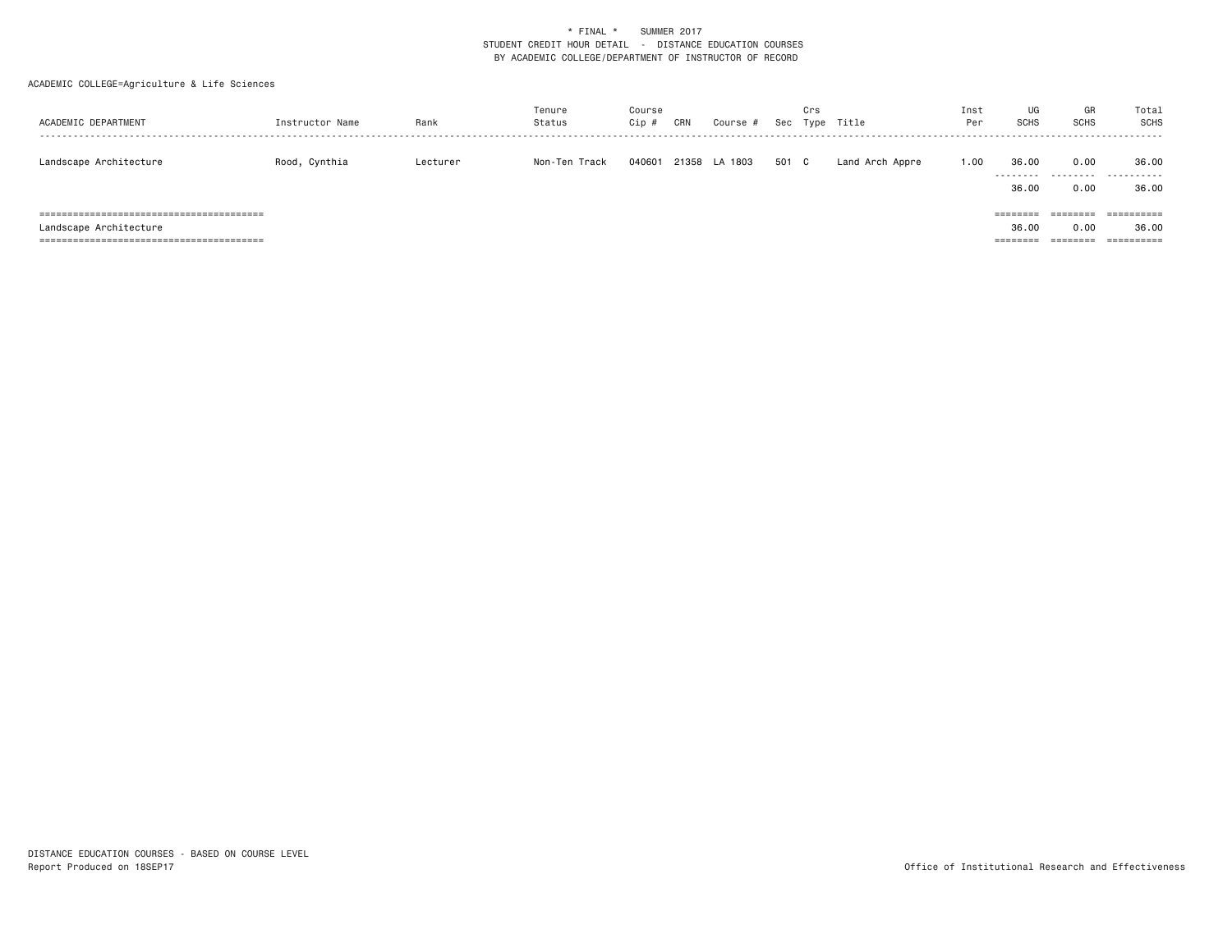\* FINAL \*    SUMMER 2017
STUDENT CREDIT HOUR DETAIL - DISTANCE EDUCATION COURSES
BY ACADEMIC COLLEGE/DEPARTMENT OF INSTRUCTOR OF RECORD

ACADEMIC COLLEGE=Agriculture & Life Sciences

| ACADEMIC DEPARTMENT | Instructor Name | Rank | Tenure Status | Course Cip # | CRN | Course # | Sec | Crs Type | Title | Inst Per | UG SCHS | GR SCHS | Total SCHS |
|---|---|---|---|---|---|---|---|---|---|---|---|---|---|
| Landscape Architecture | Rood, Cynthia | Lecturer | Non-Ten Track | 040601 | 21358 | LA 1803 | 501 | C | Land Arch Appre | 1.00 | 36.00 | 0.00 | 36.00 |
| | | | | | | | | | | | 36.00 | 0.00 | 36.00 |
| Landscape Architecture | | | | | | | | | | | 36.00 | 0.00 | 36.00 |

DISTANCE EDUCATION COURSES - BASED ON COURSE LEVEL
Report Produced on 18SEP17

Office of Institutional Research and Effectiveness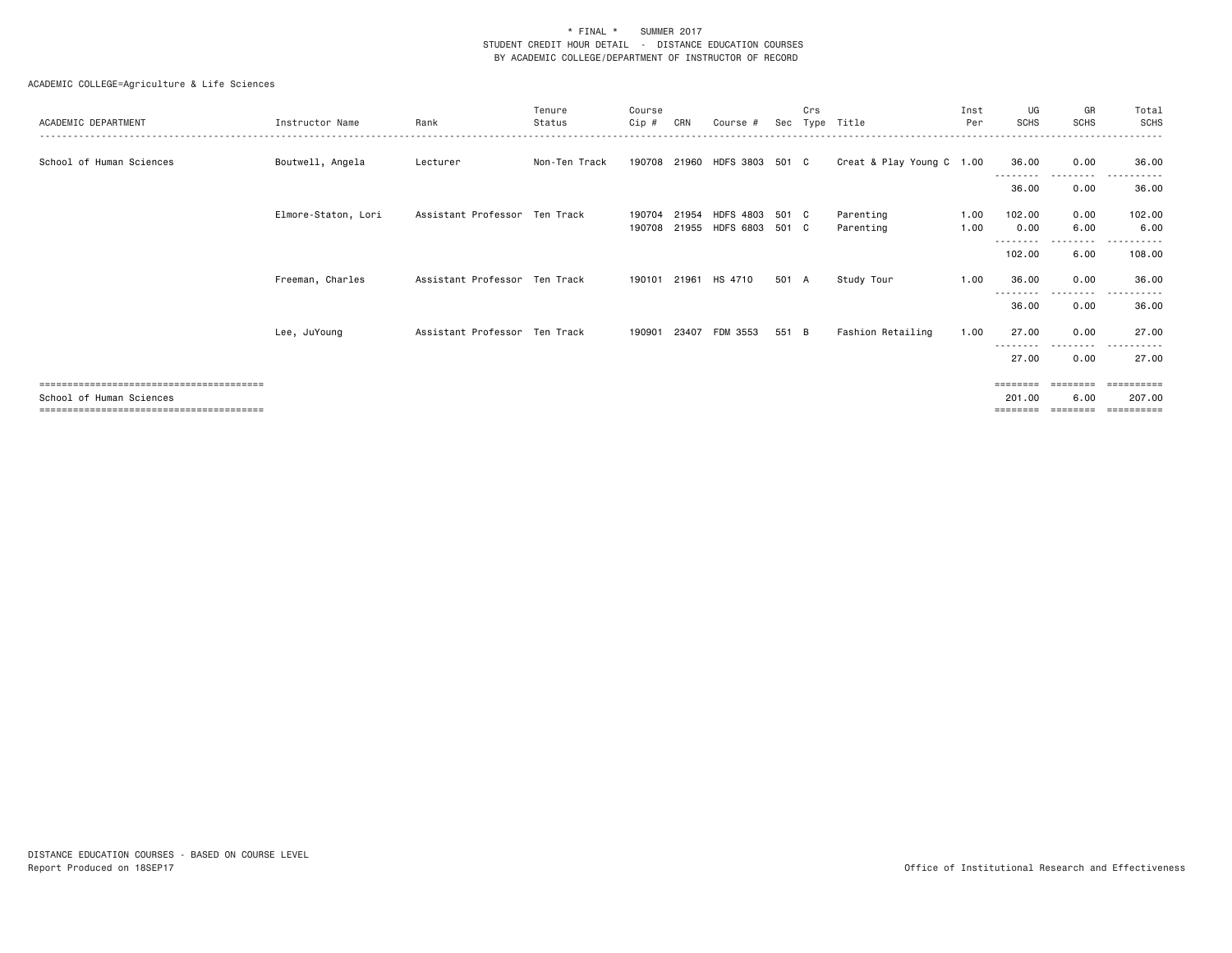\* FINAL \* SUMMER 2017
STUDENT CREDIT HOUR DETAIL - DISTANCE EDUCATION COURSES
BY ACADEMIC COLLEGE/DEPARTMENT OF INSTRUCTOR OF RECORD

ACADEMIC COLLEGE=Agriculture & Life Sciences

| ACADEMIC DEPARTMENT | Instructor Name | Rank | Tenure Status | Course Cip # | CRN | Course # | Sec | Crs Type | Title | Inst Per | UG SCHS | GR SCHS | Total SCHS |
|---|---|---|---|---|---|---|---|---|---|---|---|---|---|
| School of Human Sciences | Boutwell, Angela | Lecturer | Non-Ten Track | 190708 | 21960 | HDFS 3803 | 501 | C | Creat & Play Young C | 1.00 | 36.00 | 0.00 | 36.00 |
| | | | | | | | | | | | 36.00 | 0.00 | 36.00 |
| | Elmore-Staton, Lori | Assistant Professor | Ten Track | 190704 | 21954 | HDFS 4803 | 501 | C | Parenting | 1.00 | 102.00 | 0.00 | 102.00 |
| | | | | 190708 | 21955 | HDFS 6803 | 501 | C | Parenting | 1.00 | 0.00 | 6.00 | 6.00 |
| | | | | | | | | | | | 102.00 | 6.00 | 108.00 |
| | Freeman, Charles | Assistant Professor | Ten Track | 190101 | 21961 | HS 4710 | 501 | A | Study Tour | 1.00 | 36.00 | 0.00 | 36.00 |
| | | | | | | | | | | | 36.00 | 0.00 | 36.00 |
| | Lee, JuYoung | Assistant Professor | Ten Track | 190901 | 23407 | FDM 3553 | 551 | B | Fashion Retailing | 1.00 | 27.00 | 0.00 | 27.00 |
| | | | | | | | | | | | 27.00 | 0.00 | 27.00 |
| School of Human Sciences | | | | | | | | | | | 201.00 | 6.00 | 207.00 |

DISTANCE EDUCATION COURSES - BASED ON COURSE LEVEL
Report Produced on 18SEP17

Office of Institutional Research and Effectiveness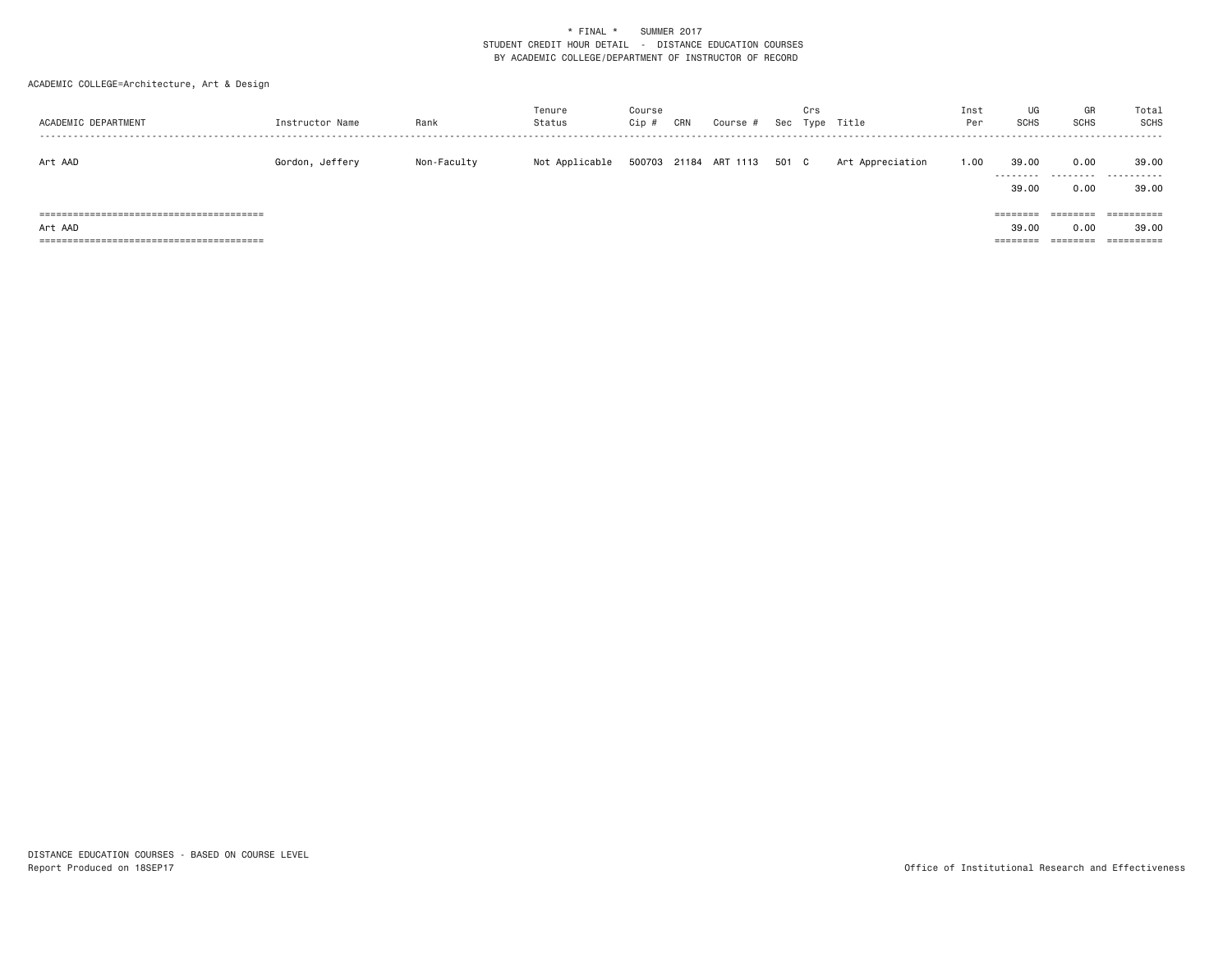\* FINAL \*    SUMMER 2017
STUDENT CREDIT HOUR DETAIL - DISTANCE EDUCATION COURSES
BY ACADEMIC COLLEGE/DEPARTMENT OF INSTRUCTOR OF RECORD

ACADEMIC COLLEGE=Architecture, Art & Design

| ACADEMIC DEPARTMENT | Instructor Name | Rank | Tenure Status | Course Cip # | CRN | Course # | Sec | Crs Type | Title | Inst Per | UG SCHS | GR SCHS | Total SCHS |
|---|---|---|---|---|---|---|---|---|---|---|---|---|---|
| Art AAD | Gordon, Jeffery | Non-Faculty | Not Applicable | 500703 | 21184 | ART 1113 | 501 | C | Art Appreciation | 1.00 | 39.00 | 0.00 | 39.00 |
| | | | | | | | | | | | 39.00 | 0.00 | 39.00 |
| Art AAD | | | | | | | | | | | 39.00 | 0.00 | 39.00 |

DISTANCE EDUCATION COURSES - BASED ON COURSE LEVEL
Report Produced on 18SEP17

Office of Institutional Research and Effectiveness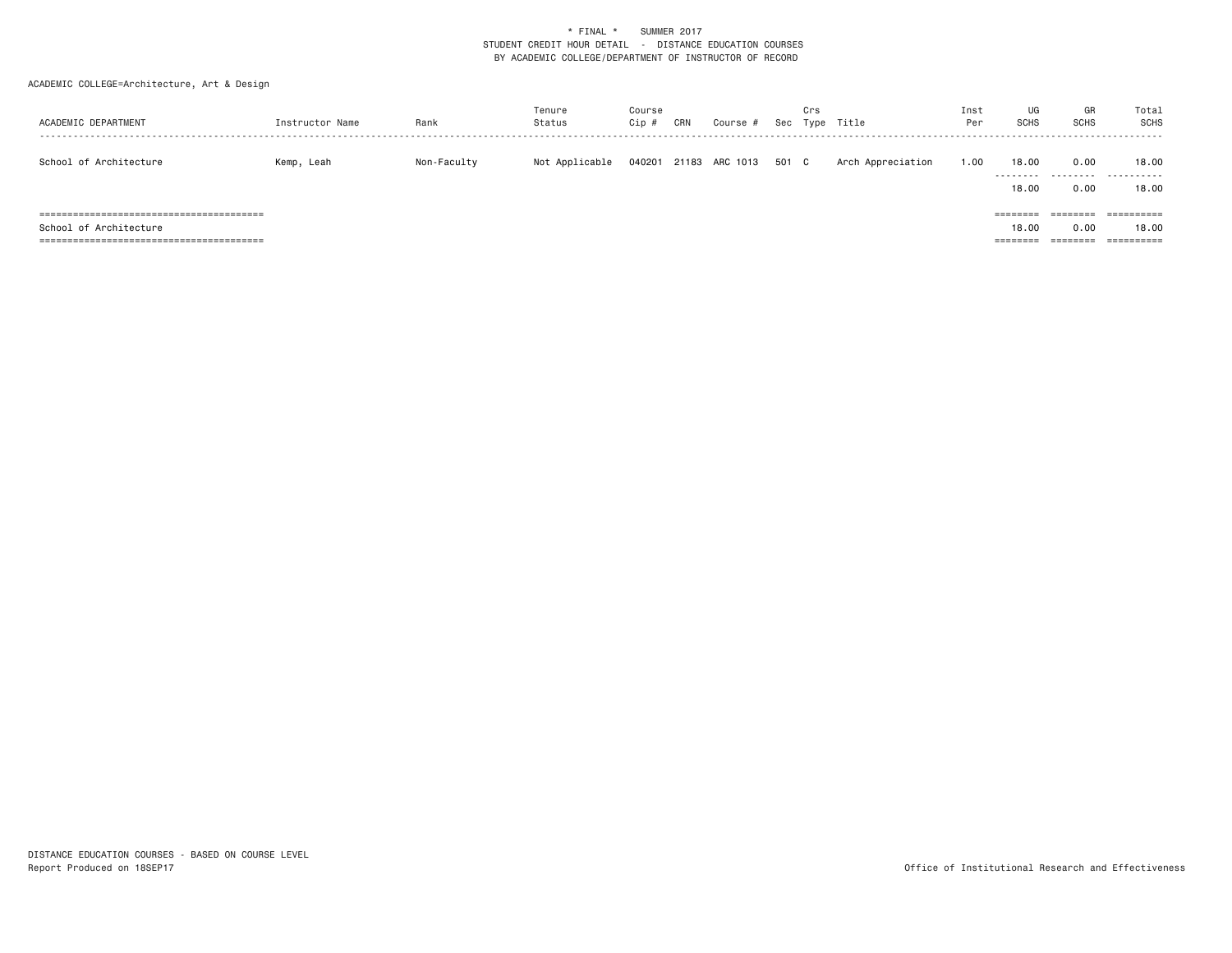* FINAL * SUMMER 2017
STUDENT CREDIT HOUR DETAIL - DISTANCE EDUCATION COURSES
BY ACADEMIC COLLEGE/DEPARTMENT OF INSTRUCTOR OF RECORD

ACADEMIC COLLEGE=Architecture, Art & Design

| ACADEMIC DEPARTMENT | Instructor Name | Rank | Tenure Status | Course Cip # | CRN | Course # | Sec | Crs Type | Title | Inst Per | UG SCHS | GR SCHS | Total SCHS |
|---|---|---|---|---|---|---|---|---|---|---|---|---|---|
| School of Architecture | Kemp, Leah | Non-Faculty | Not Applicable | 040201 | 21183 | ARC 1013 | 501 | C | Arch Appreciation | 1.00 | 18.00 | 0.00 | 18.00 |
| | | | | | | | | | | | 18.00 | 0.00 | 18.00 |
| School of Architecture | | | | | | | | | | | 18.00 | 0.00 | 18.00 |

DISTANCE EDUCATION COURSES - BASED ON COURSE LEVEL
Report Produced on 18SEP17

Office of Institutional Research and Effectiveness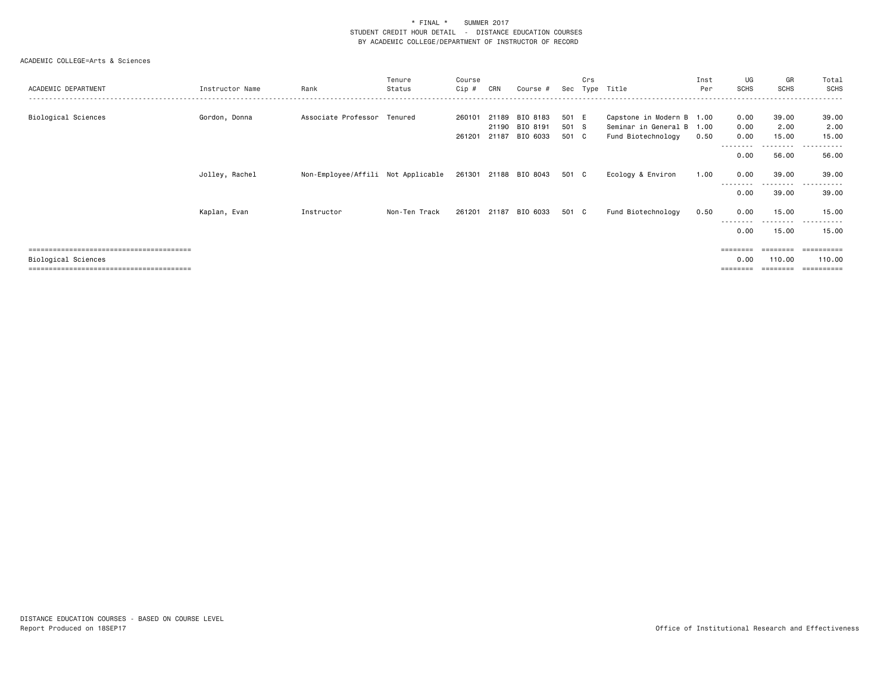\* FINAL \*    SUMMER 2017
STUDENT CREDIT HOUR DETAIL - DISTANCE EDUCATION COURSES
BY ACADEMIC COLLEGE/DEPARTMENT OF INSTRUCTOR OF RECORD

ACADEMIC COLLEGE=Arts & Sciences

| ACADEMIC DEPARTMENT | Instructor Name | Rank | Tenure Status | Course Cip # | CRN | Course # | Sec | Crs Type | Title | Inst Per | UG SCHS | GR SCHS | Total SCHS |
|---|---|---|---|---|---|---|---|---|---|---|---|---|---|
| Biological Sciences | Gordon, Donna | Associate Professor | Tenured | 260101 | 21189 | BIO 8183 | 501 | E | Capstone in Modern B | 1.00 | 0.00 | 39.00 | 39.00 |
| | | | | | 21190 | BIO 8191 | 501 | S | Seminar in General B | 1.00 | 0.00 | 2.00 | 2.00 |
| | | | | 261201 | 21187 | BIO 6033 | 501 | C | Fund Biotechnology | 0.50 | 0.00 | 15.00 | 15.00 |
| | | | | | | | | | | | 0.00 | 56.00 | 56.00 |
| | Jolley, Rachel | Non-Employee/Affili | Not Applicable | 261301 | 21188 | BIO 8043 | 501 | C | Ecology & Environ | 1.00 | 0.00 | 39.00 | 39.00 |
| | | | | | | | | | | | 0.00 | 39.00 | 39.00 |
| | Kaplan, Evan | Instructor | Non-Ten Track | 261201 | 21187 | BIO 6033 | 501 | C | Fund Biotechnology | 0.50 | 0.00 | 15.00 | 15.00 |
| | | | | | | | | | | | 0.00 | 15.00 | 15.00 |
| Biological Sciences | | | | | | | | | | | 0.00 | 110.00 | 110.00 |

DISTANCE EDUCATION COURSES - BASED ON COURSE LEVEL
Report Produced on 18SEP17

Office of Institutional Research and Effectiveness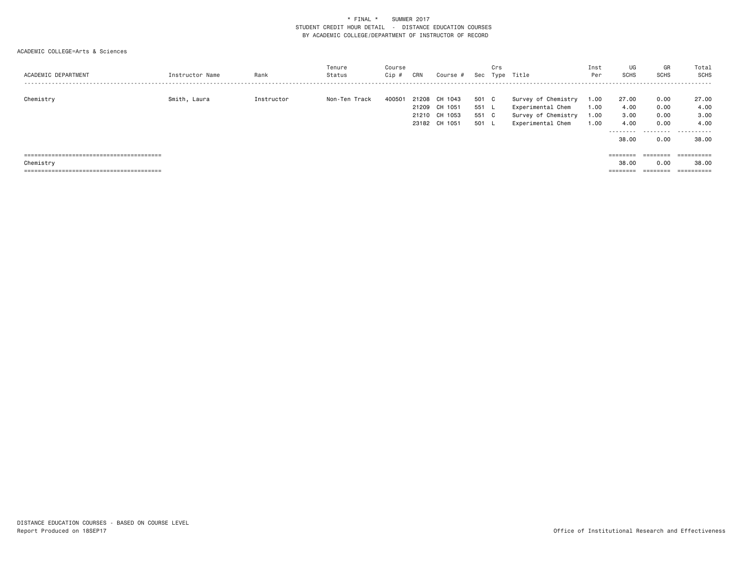\* FINAL \*    SUMMER 2017
STUDENT CREDIT HOUR DETAIL - DISTANCE EDUCATION COURSES
BY ACADEMIC COLLEGE/DEPARTMENT OF INSTRUCTOR OF RECORD

ACADEMIC COLLEGE=Arts & Sciences

| ACADEMIC DEPARTMENT | Instructor Name | Rank | Tenure Status | Course Cip # | CRN | Course # | Sec | Crs Type | Title | Inst Per | UG SCHS | GR SCHS | Total SCHS |
|---|---|---|---|---|---|---|---|---|---|---|---|---|---|
| Chemistry | Smith, Laura | Instructor | Non-Ten Track | 400501 | 21208 | CH 1043 | 501 | C | Survey of Chemistry | 1.00 | 27.00 | 0.00 | 27.00 |
| | | | | | 21209 | CH 1051 | 551 | L | Experimental Chem | 1.00 | 4.00 | 0.00 | 4.00 |
| | | | | | 21210 | CH 1053 | 551 | C | Survey of Chemistry | 1.00 | 3.00 | 0.00 | 3.00 |
| | | | | | 23182 | CH 1051 | 501 | L | Experimental Chem | 1.00 | 4.00 | 0.00 | 4.00 |
| | | | | | | | | | | | 38.00 | 0.00 | 38.00 |
| Chemistry | | | | | | | | | | | 38.00 | 0.00 | 38.00 |

DISTANCE EDUCATION COURSES - BASED ON COURSE LEVEL
Report Produced on 18SEP17

Office of Institutional Research and Effectiveness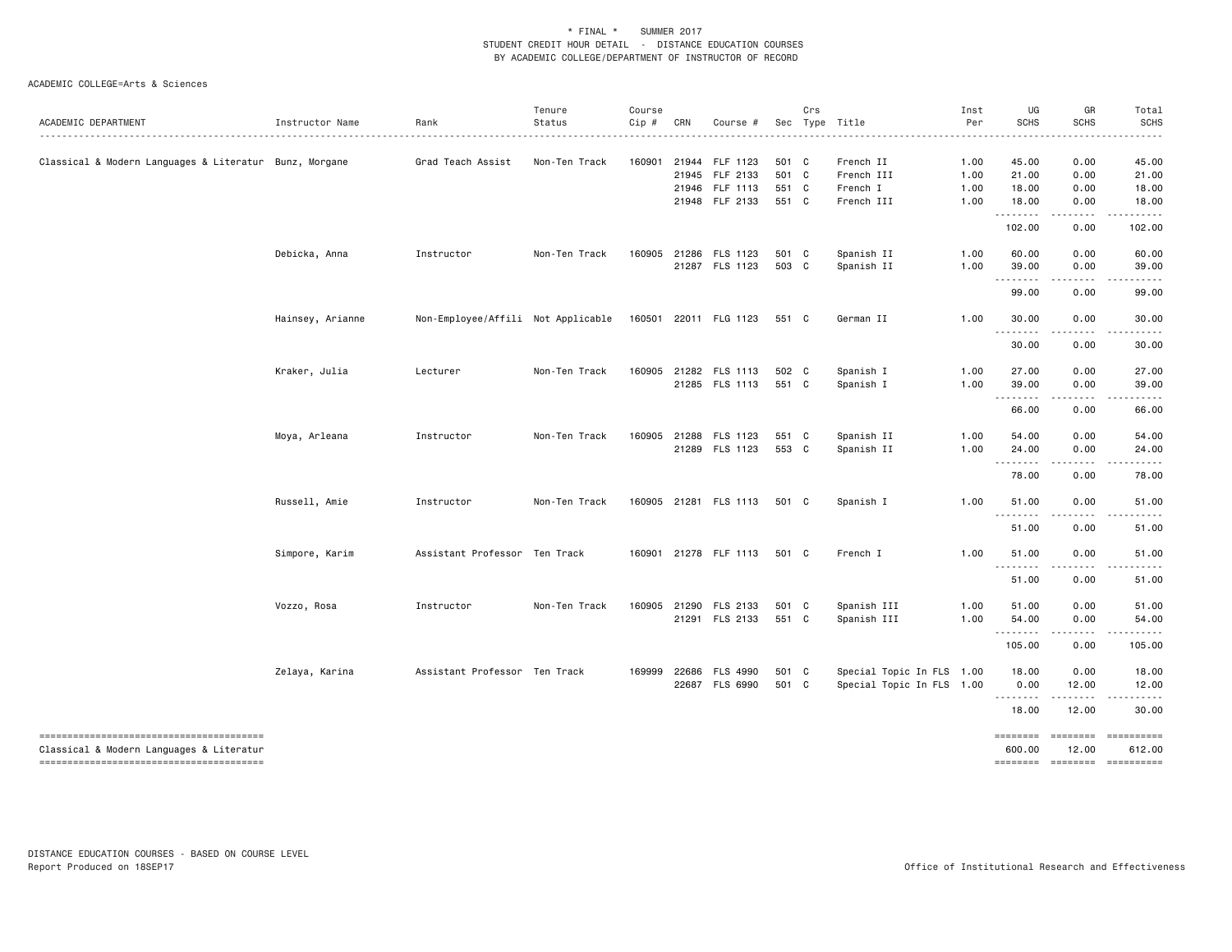\* FINAL \* SUMMER 2017
STUDENT CREDIT HOUR DETAIL - DISTANCE EDUCATION COURSES
BY ACADEMIC COLLEGE/DEPARTMENT OF INSTRUCTOR OF RECORD

ACADEMIC COLLEGE=Arts & Sciences

| ACADEMIC DEPARTMENT | Instructor Name | Rank | Tenure Status | Course Cip # | CRN | Course # | Sec | Crs Type | Title | Inst Per | UG SCHS | GR SCHS | Total SCHS |
|---|---|---|---|---|---|---|---|---|---|---|---|---|---|
| Classical & Modern Languages & Literatur | Bunz, Morgane | Grad Teach Assist | Non-Ten Track | 160901 | 21944 | FLF 1123 | 501 | C | French II | 1.00 | 45.00 | 0.00 | 45.00 |
| | | | | | 21945 | FLF 2133 | 501 | C | French III | 1.00 | 21.00 | 0.00 | 21.00 |
| | | | | | 21946 | FLF 1113 | 551 | C | French I | 1.00 | 18.00 | 0.00 | 18.00 |
| | | | | | 21948 | FLF 2133 | 551 | C | French III | 1.00 | 18.00 | 0.00 | 18.00 |
| | | | | | | | | | | | 102.00 | 0.00 | 102.00 |
| | Debicka, Anna | Instructor | Non-Ten Track | 160905 | 21286 | FLS 1123 | 501 | C | Spanish II | 1.00 | 60.00 | 0.00 | 60.00 |
| | | | | | 21287 | FLS 1123 | 503 | C | Spanish II | 1.00 | 39.00 | 0.00 | 39.00 |
| | | | | | | | | | | | 99.00 | 0.00 | 99.00 |
| | Hainsey, Arianne | Non-Employee/Affili | Not Applicable | 160501 | 22011 | FLG 1123 | 551 | C | German II | 1.00 | 30.00 | 0.00 | 30.00 |
| | | | | | | | | | | | 30.00 | 0.00 | 30.00 |
| | Kraker, Julia | Lecturer | Non-Ten Track | 160905 | 21282 | FLS 1113 | 502 | C | Spanish I | 1.00 | 27.00 | 0.00 | 27.00 |
| | | | | | 21285 | FLS 1113 | 551 | C | Spanish I | 1.00 | 39.00 | 0.00 | 39.00 |
| | | | | | | | | | | | 66.00 | 0.00 | 66.00 |
| | Moya, Arleana | Instructor | Non-Ten Track | 160905 | 21288 | FLS 1123 | 551 | C | Spanish II | 1.00 | 54.00 | 0.00 | 54.00 |
| | | | | | 21289 | FLS 1123 | 553 | C | Spanish II | 1.00 | 24.00 | 0.00 | 24.00 |
| | | | | | | | | | | | 78.00 | 0.00 | 78.00 |
| | Russell, Amie | Instructor | Non-Ten Track | 160905 | 21281 | FLS 1113 | 501 | C | Spanish I | 1.00 | 51.00 | 0.00 | 51.00 |
| | | | | | | | | | | | 51.00 | 0.00 | 51.00 |
| | Simpore, Karim | Assistant Professor | Ten Track | 160901 | 21278 | FLF 1113 | 501 | C | French I | 1.00 | 51.00 | 0.00 | 51.00 |
| | | | | | | | | | | | 51.00 | 0.00 | 51.00 |
| | Vozzo, Rosa | Instructor | Non-Ten Track | 160905 | 21290 | FLS 2133 | 501 | C | Spanish III | 1.00 | 51.00 | 0.00 | 51.00 |
| | | | | | 21291 | FLS 2133 | 551 | C | Spanish III | 1.00 | 54.00 | 0.00 | 54.00 |
| | | | | | | | | | | | 105.00 | 0.00 | 105.00 |
| | Zelaya, Karina | Assistant Professor | Ten Track | 169999 | 22686 | FLS 4990 | 501 | C | Special Topic In FLS | 1.00 | 18.00 | 0.00 | 18.00 |
| | | | | | 22687 | FLS 6990 | 501 | C | Special Topic In FLS | 1.00 | 0.00 | 12.00 | 12.00 |
| | | | | | | | | | | | 18.00 | 12.00 | 30.00 |
| Classical & Modern Languages & Literatur | | | | | | | | | | | 600.00 | 12.00 | 612.00 |

DISTANCE EDUCATION COURSES - BASED ON COURSE LEVEL
Report Produced on 18SEP17

Office of Institutional Research and Effectiveness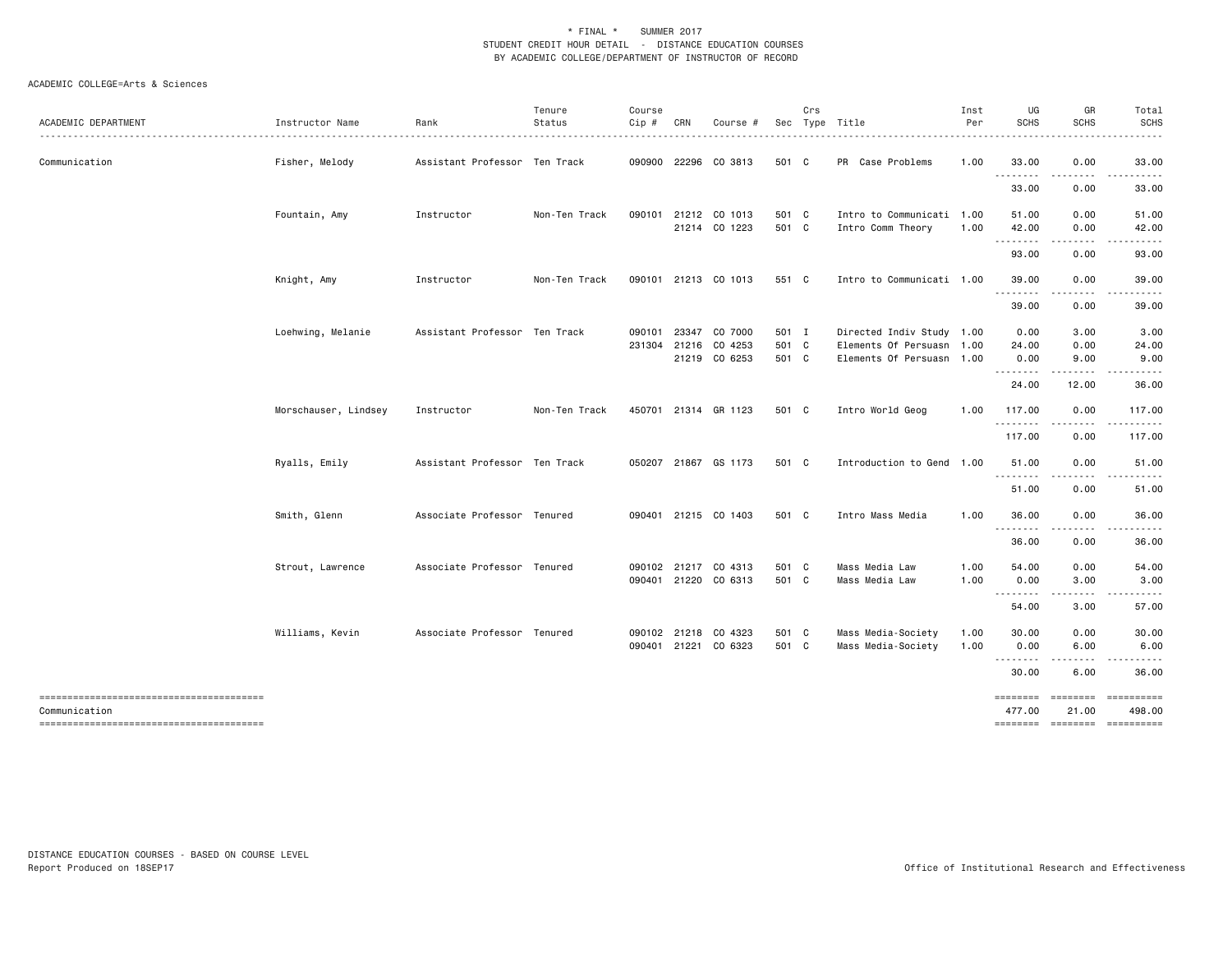\* FINAL \* SUMMER 2017
STUDENT CREDIT HOUR DETAIL - DISTANCE EDUCATION COURSES
BY ACADEMIC COLLEGE/DEPARTMENT OF INSTRUCTOR OF RECORD

ACADEMIC COLLEGE=Arts & Sciences

| ACADEMIC DEPARTMENT | Instructor Name | Rank | Tenure Status | Course Cip # | CRN | Course # | Sec | Crs Type | Title | Inst Per | UG SCHS | GR SCHS | Total SCHS |
|---|---|---|---|---|---|---|---|---|---|---|---|---|---|
| Communication | Fisher, Melody | Assistant Professor | Ten Track | 090900 | 22296 | CO 3813 | 501 | C | PR Case Problems | 1.00 | 33.00 | 0.00 | 33.00 |
| | | | | | | | | | | | 33.00 | 0.00 | 33.00 |
| | Fountain, Amy | Instructor | Non-Ten Track | 090101 | 21212 | CO 1013 | 501 | C | Intro to Communicati | 1.00 | 51.00 | 0.00 | 51.00 |
| | | | | | 21214 | CO 1223 | 501 | C | Intro Comm Theory | 1.00 | 42.00 | 0.00 | 42.00 |
| | | | | | | | | | | | 93.00 | 0.00 | 93.00 |
| | Knight, Amy | Instructor | Non-Ten Track | 090101 | 21213 | CO 1013 | 551 | C | Intro to Communicati | 1.00 | 39.00 | 0.00 | 39.00 |
| | | | | | | | | | | | 39.00 | 0.00 | 39.00 |
| | Loehwing, Melanie | Assistant Professor | Ten Track | 090101 | 23347 | CO 7000 | 501 | I | Directed Indiv Study | 1.00 | 0.00 | 3.00 | 3.00 |
| | | | | 231304 | 21216 | CO 4253 | 501 | C | Elements Of Persuasn | 1.00 | 24.00 | 0.00 | 24.00 |
| | | | | | 21219 | CO 6253 | 501 | C | Elements Of Persuasn | 1.00 | 0.00 | 9.00 | 9.00 |
| | | | | | | | | | | | 24.00 | 12.00 | 36.00 |
| | Morschauser, Lindsey | Instructor | Non-Ten Track | 450701 | 21314 | GR 1123 | 501 | C | Intro World Geog | 1.00 | 117.00 | 0.00 | 117.00 |
| | | | | | | | | | | | 117.00 | 0.00 | 117.00 |
| | Ryalls, Emily | Assistant Professor | Ten Track | 050207 | 21867 | GS 1173 | 501 | C | Introduction to Gend | 1.00 | 51.00 | 0.00 | 51.00 |
| | | | | | | | | | | | 51.00 | 0.00 | 51.00 |
| | Smith, Glenn | Associate Professor | Tenured | 090401 | 21215 | CO 1403 | 501 | C | Intro Mass Media | 1.00 | 36.00 | 0.00 | 36.00 |
| | | | | | | | | | | | 36.00 | 0.00 | 36.00 |
| | Strout, Lawrence | Associate Professor | Tenured | 090102 | 21217 | CO 4313 | 501 | C | Mass Media Law | 1.00 | 54.00 | 0.00 | 54.00 |
| | | | | 090401 | 21220 | CO 6313 | 501 | C | Mass Media Law | 1.00 | 0.00 | 3.00 | 3.00 |
| | | | | | | | | | | | 54.00 | 3.00 | 57.00 |
| | Williams, Kevin | Associate Professor | Tenured | 090102 | 21218 | CO 4323 | 501 | C | Mass Media-Society | 1.00 | 30.00 | 0.00 | 30.00 |
| | | | | 090401 | 21221 | CO 6323 | 501 | C | Mass Media-Society | 1.00 | 0.00 | 6.00 | 6.00 |
| | | | | | | | | | | | 30.00 | 6.00 | 36.00 |
| Communication | | | | | | | | | | | 477.00 | 21.00 | 498.00 |

DISTANCE EDUCATION COURSES - BASED ON COURSE LEVEL
Report Produced on 18SEP17
Office of Institutional Research and Effectiveness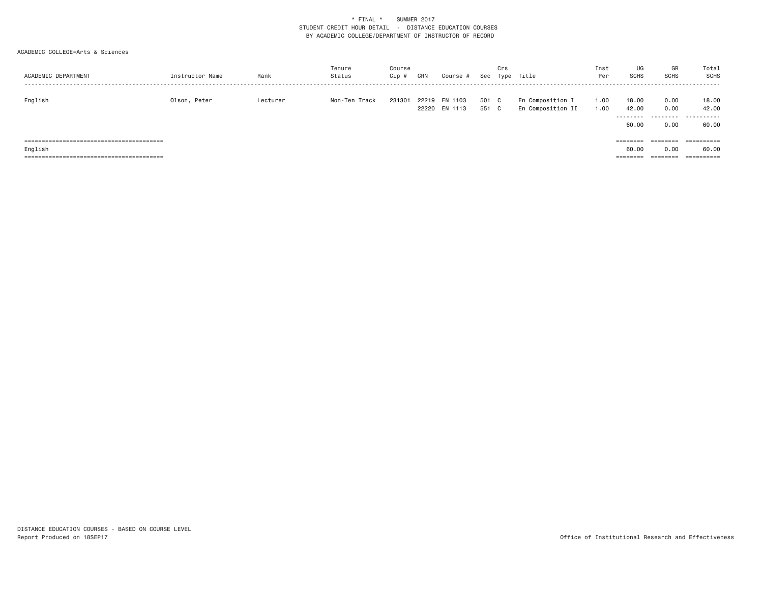* FINAL * SUMMER 2017
STUDENT CREDIT HOUR DETAIL - DISTANCE EDUCATION COURSES
BY ACADEMIC COLLEGE/DEPARTMENT OF INSTRUCTOR OF RECORD

ACADEMIC COLLEGE=Arts & Sciences

| ACADEMIC DEPARTMENT | Instructor Name | Rank | Tenure Status | Course Cip # | CRN | Course # | Sec | Crs Type | Title | Inst Per | UG SCHS | GR SCHS | Total SCHS |
|---|---|---|---|---|---|---|---|---|---|---|---|---|---|
| English | Olson, Peter | Lecturer | Non-Ten Track | 231301 | 22219 | EN 1103 | 501 | C | En Composition I | 1.00 | 18.00 | 0.00 | 18.00 |
| | | | | | 22220 | EN 1113 | 551 | C | En Composition II | 1.00 | 42.00 | 0.00 | 42.00 |
| | | | | | | | | | | | 60.00 | 0.00 | 60.00 |
| English | | | | | | | | | | | 60.00 | 0.00 | 60.00 |

DISTANCE EDUCATION COURSES - BASED ON COURSE LEVEL
Report Produced on 18SEP17

Office of Institutional Research and Effectiveness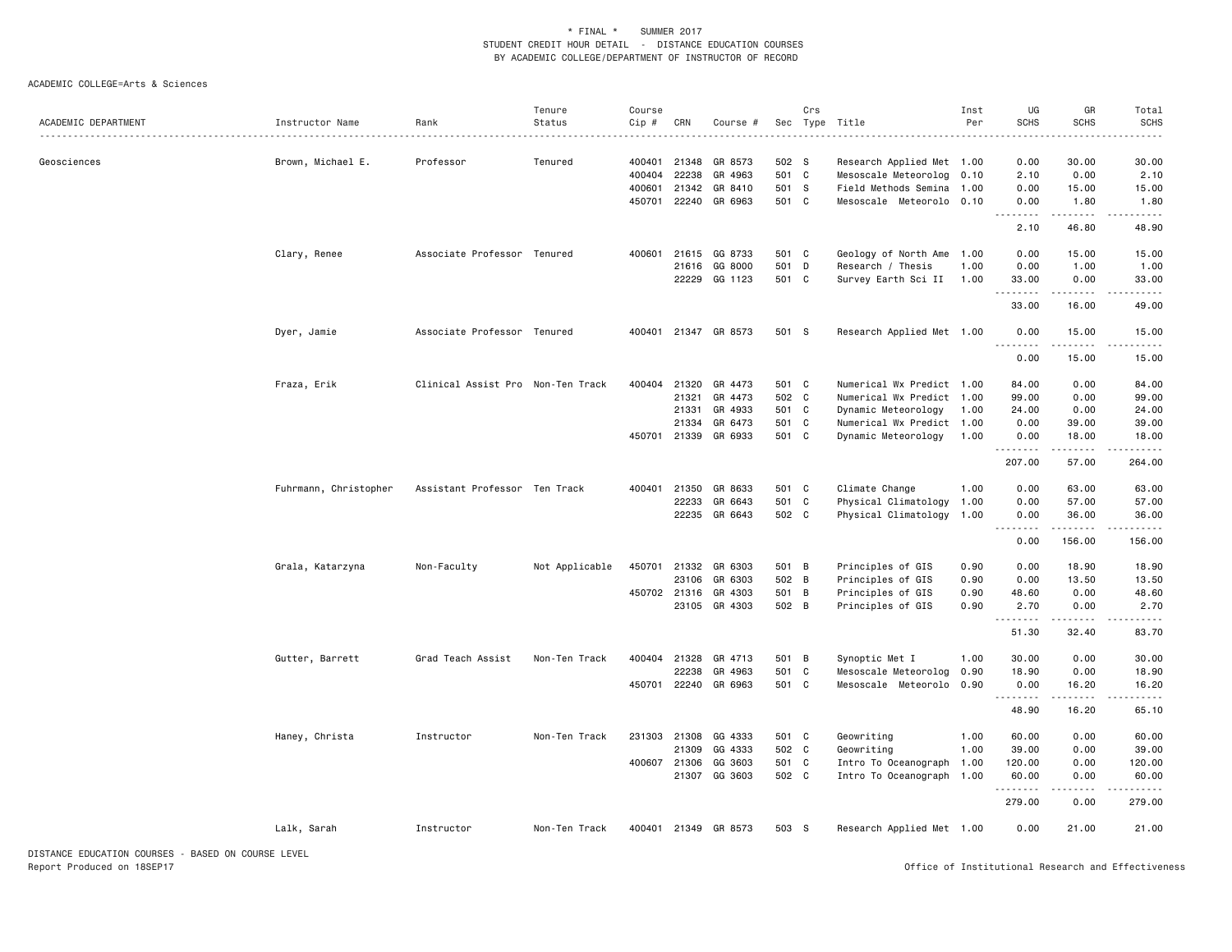\* FINAL \* SUMMER 2017
STUDENT CREDIT HOUR DETAIL - DISTANCE EDUCATION COURSES
BY ACADEMIC COLLEGE/DEPARTMENT OF INSTRUCTOR OF RECORD

ACADEMIC COLLEGE=Arts & Sciences

| ACADEMIC DEPARTMENT | Instructor Name | Rank | Tenure Status | Course Cip # | CRN | Course # | Sec | Crs Type | Title | Inst Per | UG SCHS | GR SCHS | Total SCHS |
|---|---|---|---|---|---|---|---|---|---|---|---|---|---|
| Geosciences | Brown, Michael E. | Professor | Tenured | 400401 | 21348 | GR 8573 | 502 | S | Research Applied Met | 1.00 | 0.00 | 30.00 | 30.00 |
| | | | | 400404 | 22238 | GR 4963 | 501 | C | Mesoscale Meteorolog | 0.10 | 2.10 | 0.00 | 2.10 |
| | | | | 400601 | 21342 | GR 8410 | 501 | S | Field Methods Semina | 1.00 | 0.00 | 15.00 | 15.00 |
| | | | | 450701 | 22240 | GR 6963 | 501 | C | Mesoscale Meteorolo | 0.10 | 0.00 | 1.80 | 1.80 |
| | | | | | | | | | | | 2.10 | 46.80 | 48.90 |
| | Clary, Renee | Associate Professor | Tenured | 400601 | 21615 | GG 8733 | 501 | C | Geology of North Ame | 1.00 | 0.00 | 15.00 | 15.00 |
| | | | | | 21616 | GG 8000 | 501 | D | Research / Thesis | 1.00 | 0.00 | 1.00 | 1.00 |
| | | | | | 22229 | GG 1123 | 501 | C | Survey Earth Sci II | 1.00 | 33.00 | 0.00 | 33.00 |
| | | | | | | | | | | | 33.00 | 16.00 | 49.00 |
| | Dyer, Jamie | Associate Professor | Tenured | 400401 | 21347 | GR 8573 | 501 | S | Research Applied Met | 1.00 | 0.00 | 15.00 | 15.00 |
| | | | | | | | | | | | 0.00 | 15.00 | 15.00 |
| | Fraza, Erik | Clinical Assist Pro | Non-Ten Track | 400404 | 21320 | GR 4473 | 501 | C | Numerical Wx Predict | 1.00 | 84.00 | 0.00 | 84.00 |
| | | | | | 21321 | GR 4473 | 502 | C | Numerical Wx Predict | 1.00 | 99.00 | 0.00 | 99.00 |
| | | | | | 21331 | GR 4933 | 501 | C | Dynamic Meteorology | 1.00 | 24.00 | 0.00 | 24.00 |
| | | | | | 21334 | GR 6473 | 501 | C | Numerical Wx Predict | 1.00 | 0.00 | 39.00 | 39.00 |
| | | | | 450701 | 21339 | GR 6933 | 501 | C | Dynamic Meteorology | 1.00 | 0.00 | 18.00 | 18.00 |
| | | | | | | | | | | | 207.00 | 57.00 | 264.00 |
| | Fuhrmann, Christopher | Assistant Professor | Ten Track | 400401 | 21350 | GR 8633 | 501 | C | Climate Change | 1.00 | 0.00 | 63.00 | 63.00 |
| | | | | | 22233 | GR 6643 | 501 | C | Physical Climatology | 1.00 | 0.00 | 57.00 | 57.00 |
| | | | | | 22235 | GR 6643 | 502 | C | Physical Climatology | 1.00 | 0.00 | 36.00 | 36.00 |
| | | | | | | | | | | | 0.00 | 156.00 | 156.00 |
| | Grala, Katarzyna | Non-Faculty | Not Applicable | 450701 | 21332 | GR 6303 | 501 | B | Principles of GIS | 0.90 | 0.00 | 18.90 | 18.90 |
| | | | | | 23106 | GR 6303 | 502 | B | Principles of GIS | 0.90 | 0.00 | 13.50 | 13.50 |
| | | | | 450702 | 21316 | GR 4303 | 501 | B | Principles of GIS | 0.90 | 48.60 | 0.00 | 48.60 |
| | | | | | 23105 | GR 4303 | 502 | B | Principles of GIS | 0.90 | 2.70 | 0.00 | 2.70 |
| | | | | | | | | | | | 51.30 | 32.40 | 83.70 |
| | Gutter, Barrett | Grad Teach Assist | Non-Ten Track | 400404 | 21328 | GR 4713 | 501 | B | Synoptic Met I | 1.00 | 30.00 | 0.00 | 30.00 |
| | | | | | 22238 | GR 4963 | 501 | C | Mesoscale Meteorolog | 0.90 | 18.90 | 0.00 | 18.90 |
| | | | | 450701 | 22240 | GR 6963 | 501 | C | Mesoscale Meteorolo | 0.90 | 0.00 | 16.20 | 16.20 |
| | | | | | | | | | | | 48.90 | 16.20 | 65.10 |
| | Haney, Christa | Instructor | Non-Ten Track | 231303 | 21308 | GG 4333 | 501 | C | Geowriting | 1.00 | 60.00 | 0.00 | 60.00 |
| | | | | | 21309 | GG 4333 | 502 | C | Geowriting | 1.00 | 39.00 | 0.00 | 39.00 |
| | | | | 400607 | 21306 | GG 3603 | 501 | C | Intro To Oceanograph | 1.00 | 120.00 | 0.00 | 120.00 |
| | | | | | 21307 | GG 3603 | 502 | C | Intro To Oceanograph | 1.00 | 60.00 | 0.00 | 60.00 |
| | | | | | | | | | | | 279.00 | 0.00 | 279.00 |
| | Lalk, Sarah | Instructor | Non-Ten Track | 400401 | 21349 | GR 8573 | 503 | S | Research Applied Met | 1.00 | 0.00 | 21.00 | 21.00 |

DISTANCE EDUCATION COURSES - BASED ON COURSE LEVEL
Report Produced on 18SEP17

Office of Institutional Research and Effectiveness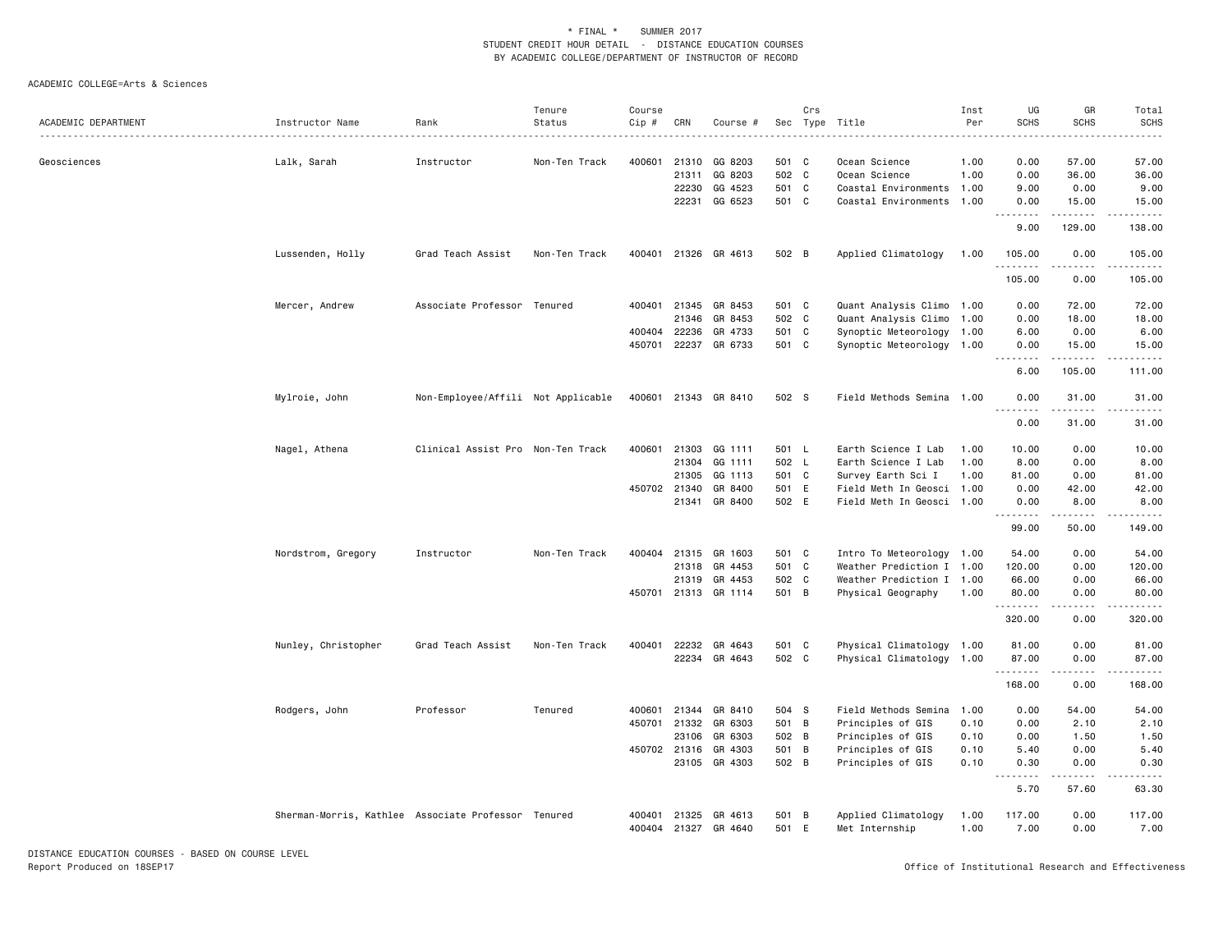\* FINAL \* SUMMER 2017
STUDENT CREDIT HOUR DETAIL - DISTANCE EDUCATION COURSES
BY ACADEMIC COLLEGE/DEPARTMENT OF INSTRUCTOR OF RECORD

ACADEMIC COLLEGE=Arts & Sciences

| ACADEMIC DEPARTMENT | Instructor Name | Rank | Tenure Status | Course Cip # | CRN | Course # | Sec | Crs Type | Title | Inst Per | UG SCHS | GR SCHS | Total SCHS |
|---|---|---|---|---|---|---|---|---|---|---|---|---|---|
| Geosciences | Lalk, Sarah | Instructor | Non-Ten Track | 400601 | 21310 | GG 8203 | 501 | C | Ocean Science | 1.00 | 0.00 | 57.00 | 57.00 |
| | | | | | 21311 | GG 8203 | 502 | C | Ocean Science | 1.00 | 0.00 | 36.00 | 36.00 |
| | | | | | 22230 | GG 4523 | 501 | C | Coastal Environments | 1.00 | 9.00 | 0.00 | 9.00 |
| | | | | | 22231 | GG 6523 | 501 | C | Coastal Environments | 1.00 | 0.00 | 15.00 | 15.00 |
| | | | | | | | | | | | 9.00 | 129.00 | 138.00 |
| | Lussenden, Holly | Grad Teach Assist | Non-Ten Track | 400401 | 21326 | GR 4613 | 502 | B | Applied Climatology | 1.00 | 105.00 | 0.00 | 105.00 |
| | | | | | | | | | | | 105.00 | 0.00 | 105.00 |
| | Mercer, Andrew | Associate Professor | Tenured | 400401 | 21345 | GR 8453 | 501 | C | Quant Analysis Climo | 1.00 | 0.00 | 72.00 | 72.00 |
| | | | | | 21346 | GR 8453 | 502 | C | Quant Analysis Climo | 1.00 | 0.00 | 18.00 | 18.00 |
| | | | | 400404 | 22236 | GR 4733 | 501 | C | Synoptic Meteorology | 1.00 | 6.00 | 0.00 | 6.00 |
| | | | | 450701 | 22237 | GR 6733 | 501 | C | Synoptic Meteorology | 1.00 | 0.00 | 15.00 | 15.00 |
| | | | | | | | | | | | 6.00 | 105.00 | 111.00 |
| | Mylroie, John | Non-Employee/Affili | Not Applicable | 400601 | 21343 | GR 8410 | 502 | S | Field Methods Semina | 1.00 | 0.00 | 31.00 | 31.00 |
| | | | | | | | | | | | 0.00 | 31.00 | 31.00 |
| | Nagel, Athena | Clinical Assist Pro | Non-Ten Track | 400601 | 21303 | GG 1111 | 501 | L | Earth Science I Lab | 1.00 | 10.00 | 0.00 | 10.00 |
| | | | | | 21304 | GG 1111 | 502 | L | Earth Science I Lab | 1.00 | 8.00 | 0.00 | 8.00 |
| | | | | | 21305 | GG 1113 | 501 | C | Survey Earth Sci I | 1.00 | 81.00 | 0.00 | 81.00 |
| | | | | 450702 | 21340 | GR 8400 | 501 | E | Field Meth In Geosci | 1.00 | 0.00 | 42.00 | 42.00 |
| | | | | | 21341 | GR 8400 | 502 | E | Field Meth In Geosci | 1.00 | 0.00 | 8.00 | 8.00 |
| | | | | | | | | | | | 99.00 | 50.00 | 149.00 |
| | Nordstrom, Gregory | Instructor | Non-Ten Track | 400404 | 21315 | GR 1603 | 501 | C | Intro To Meteorology | 1.00 | 54.00 | 0.00 | 54.00 |
| | | | | | 21318 | GR 4453 | 501 | C | Weather Prediction I | 1.00 | 120.00 | 0.00 | 120.00 |
| | | | | | 21319 | GR 4453 | 502 | C | Weather Prediction I | 1.00 | 66.00 | 0.00 | 66.00 |
| | | | | 450701 | 21313 | GR 1114 | 501 | B | Physical Geography | 1.00 | 80.00 | 0.00 | 80.00 |
| | | | | | | | | | | | 320.00 | 0.00 | 320.00 |
| | Nunley, Christopher | Grad Teach Assist | Non-Ten Track | 400401 | 22232 | GR 4643 | 501 | C | Physical Climatology | 1.00 | 81.00 | 0.00 | 81.00 |
| | | | | | 22234 | GR 4643 | 502 | C | Physical Climatology | 1.00 | 87.00 | 0.00 | 87.00 |
| | | | | | | | | | | | 168.00 | 0.00 | 168.00 |
| | Rodgers, John | Professor | Tenured | 400601 | 21344 | GR 8410 | 504 | S | Field Methods Semina | 1.00 | 0.00 | 54.00 | 54.00 |
| | | | | 450701 | 21332 | GR 6303 | 501 | B | Principles of GIS | 0.10 | 0.00 | 2.10 | 2.10 |
| | | | | | 23106 | GR 6303 | 502 | B | Principles of GIS | 0.10 | 0.00 | 1.50 | 1.50 |
| | | | | 450702 | 21316 | GR 4303 | 501 | B | Principles of GIS | 0.10 | 5.40 | 0.00 | 5.40 |
| | | | | | 23105 | GR 4303 | 502 | B | Principles of GIS | 0.10 | 0.30 | 0.00 | 0.30 |
| | | | | | | | | | | | 5.70 | 57.60 | 63.30 |
| | Sherman-Morris, Kathlee | Associate Professor | Tenured | 400401 | 21325 | GR 4613 | 501 | B | Applied Climatology | 1.00 | 117.00 | 0.00 | 117.00 |
| | | | | 400404 | 21327 | GR 4640 | 501 | E | Met Internship | 1.00 | 7.00 | 0.00 | 7.00 |

DISTANCE EDUCATION COURSES - BASED ON COURSE LEVEL
Report Produced on 18SEP17

Office of Institutional Research and Effectiveness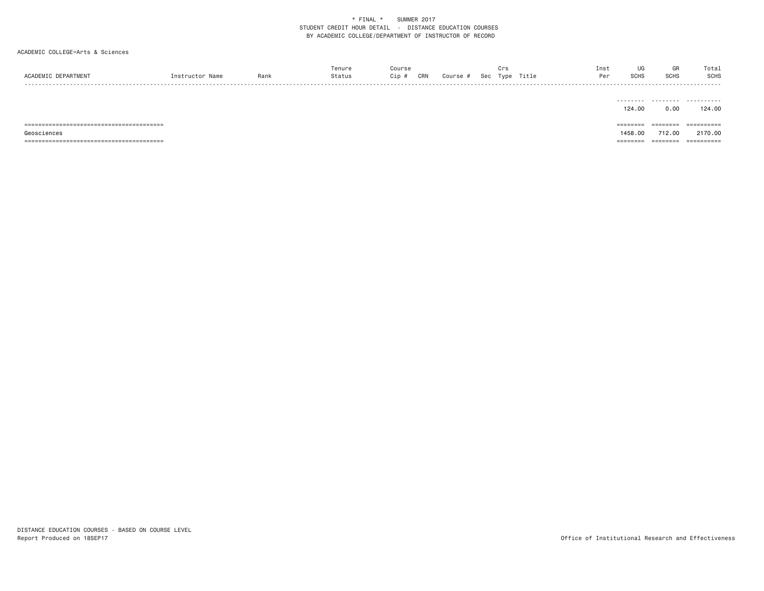\* FINAL \*    SUMMER 2017
STUDENT CREDIT HOUR DETAIL  -  DISTANCE EDUCATION COURSES
BY ACADEMIC COLLEGE/DEPARTMENT OF INSTRUCTOR OF RECORD

ACADEMIC COLLEGE=Arts & Sciences

| ACADEMIC DEPARTMENT | Instructor Name | Rank | Tenure Status | Course Cip # | CRN | Course # | Sec | Crs Type | Title | Inst Per | UG SCHS | GR SCHS | Total SCHS |
|---|---|---|---|---|---|---|---|---|---|---|---|---|---|
| | | | | | | | | | | | 124.00 | 0.00 | 124.00 |
| Geosciences | | | | | | | | | | | 1458.00 | 712.00 | 2170.00 |

DISTANCE EDUCATION COURSES - BASED ON COURSE LEVEL
Report Produced on 18SEP17

Office of Institutional Research and Effectiveness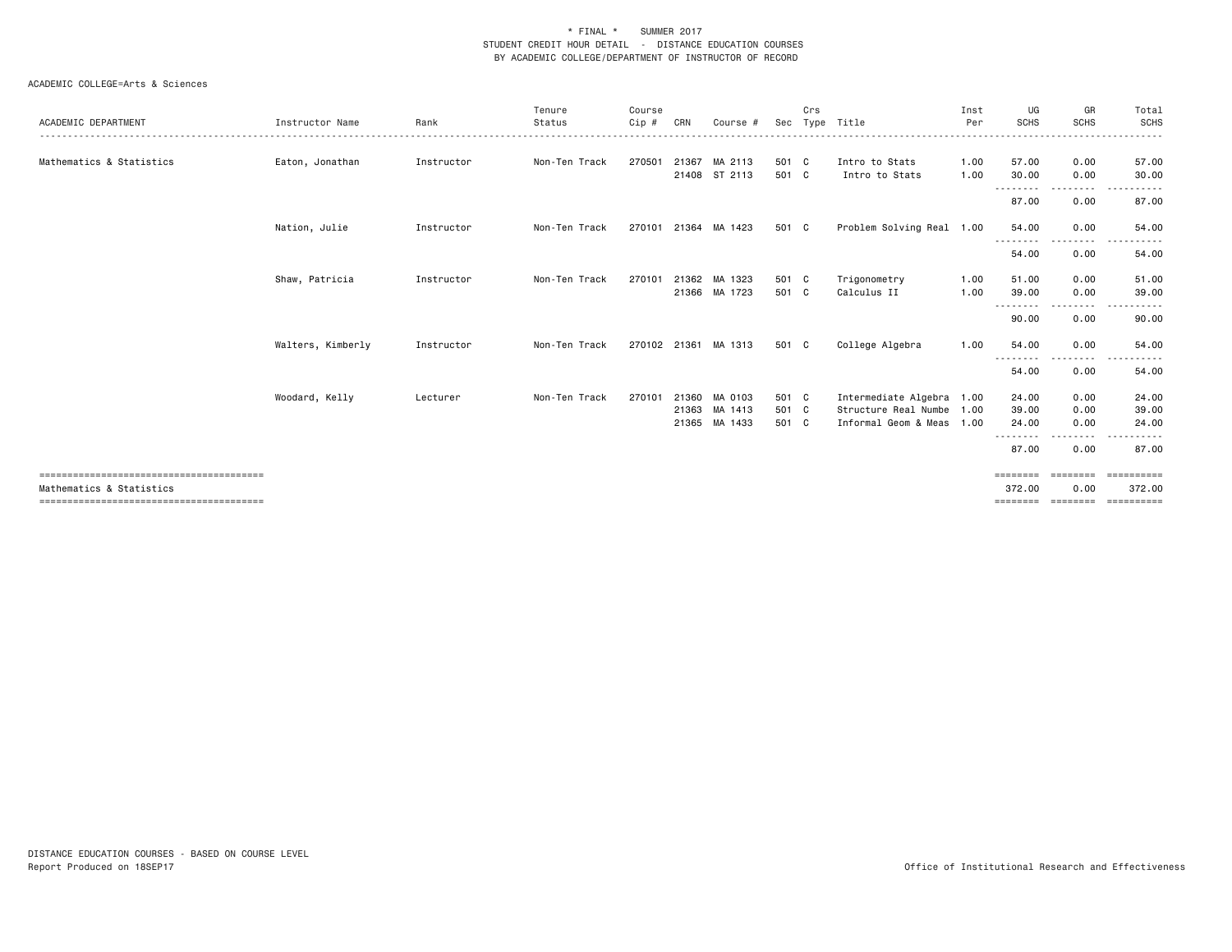\* FINAL \* SUMMER 2017
STUDENT CREDIT HOUR DETAIL - DISTANCE EDUCATION COURSES
BY ACADEMIC COLLEGE/DEPARTMENT OF INSTRUCTOR OF RECORD

ACADEMIC COLLEGE=Arts & Sciences

| ACADEMIC DEPARTMENT | Instructor Name | Rank | Tenure Status | Course Cip # | CRN | Course # | Sec | Crs Type | Title | Inst Per | UG SCHS | GR SCHS | Total SCHS |
|---|---|---|---|---|---|---|---|---|---|---|---|---|---|
| Mathematics & Statistics | Eaton, Jonathan | Instructor | Non-Ten Track | 270501 | 21367 | MA 2113 | 501 | C | Intro to Stats | 1.00 | 57.00 | 0.00 | 57.00 |
| | | | | | 21408 | ST 2113 | 501 | C | Intro to Stats | 1.00 | 30.00 | 0.00 | 30.00 |
| | | | | | | | | | | | 87.00 | 0.00 | 87.00 |
| | Nation, Julie | Instructor | Non-Ten Track | 270101 | 21364 | MA 1423 | 501 | C | Problem Solving Real | 1.00 | 54.00 | 0.00 | 54.00 |
| | | | | | | | | | | | 54.00 | 0.00 | 54.00 |
| | Shaw, Patricia | Instructor | Non-Ten Track | 270101 | 21362 | MA 1323 | 501 | C | Trigonometry | 1.00 | 51.00 | 0.00 | 51.00 |
| | | | | | 21366 | MA 1723 | 501 | C | Calculus II | 1.00 | 39.00 | 0.00 | 39.00 |
| | | | | | | | | | | | 90.00 | 0.00 | 90.00 |
| | Walters, Kimberly | Instructor | Non-Ten Track | 270102 | 21361 | MA 1313 | 501 | C | College Algebra | 1.00 | 54.00 | 0.00 | 54.00 |
| | | | | | | | | | | | 54.00 | 0.00 | 54.00 |
| | Woodard, Kelly | Lecturer | Non-Ten Track | 270101 | 21360 | MA 0103 | 501 | C | Intermediate Algebra | 1.00 | 24.00 | 0.00 | 24.00 |
| | | | | | 21363 | MA 1413 | 501 | C | Structure Real Numbe | 1.00 | 39.00 | 0.00 | 39.00 |
| | | | | | 21365 | MA 1433 | 501 | C | Informal Geom & Meas | 1.00 | 24.00 | 0.00 | 24.00 |
| | | | | | | | | | | | 87.00 | 0.00 | 87.00 |
| Mathematics & Statistics | | | | | | | | | | | 372.00 | 0.00 | 372.00 |

DISTANCE EDUCATION COURSES - BASED ON COURSE LEVEL
Report Produced on 18SEP17

Office of Institutional Research and Effectiveness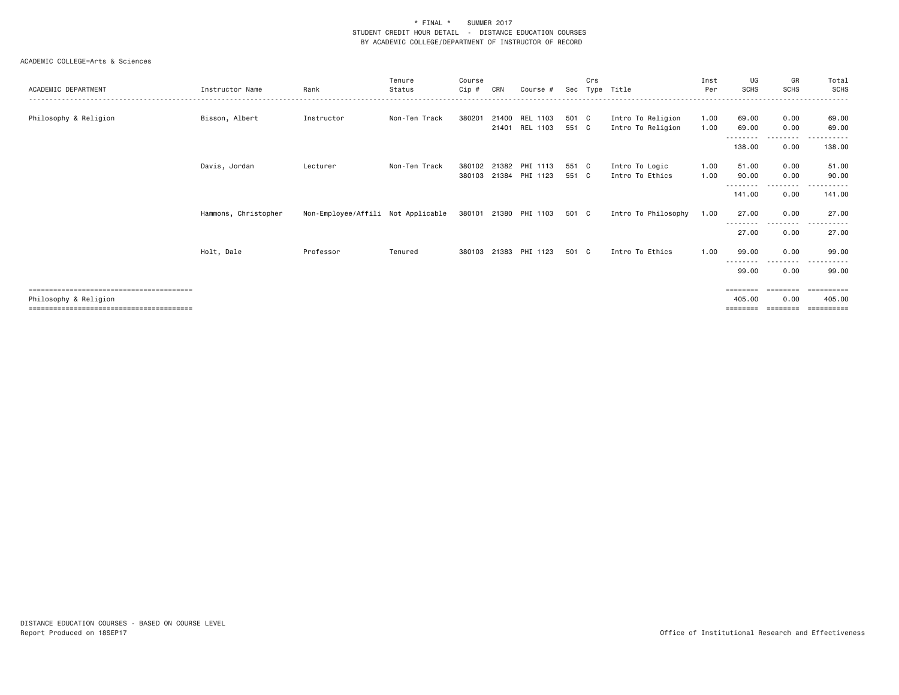\* FINAL \* SUMMER 2017
STUDENT CREDIT HOUR DETAIL - DISTANCE EDUCATION COURSES
BY ACADEMIC COLLEGE/DEPARTMENT OF INSTRUCTOR OF RECORD

ACADEMIC COLLEGE=Arts & Sciences

| ACADEMIC DEPARTMENT | Instructor Name | Rank | Tenure Status | Course Cip # | CRN | Course # | Sec | Crs Type | Title | Inst Per | UG SCHS | GR SCHS | Total SCHS |
|---|---|---|---|---|---|---|---|---|---|---|---|---|---|
| Philosophy & Religion | Bisson, Albert | Instructor | Non-Ten Track | 380201 | 21400 | REL 1103 | 501 | C | Intro To Religion | 1.00 | 69.00 | 0.00 | 69.00 |
| | | | | | 21401 | REL 1103 | 551 | C | Intro To Religion | 1.00 | 69.00 | 0.00 | 69.00 |
| | | | | | | | | | | | 138.00 | 0.00 | 138.00 |
| | Davis, Jordan | Lecturer | Non-Ten Track | 380102 | 21382 | PHI 1113 | 551 | C | Intro To Logic | 1.00 | 51.00 | 0.00 | 51.00 |
| | | | | 380103 | 21384 | PHI 1123 | 551 | C | Intro To Ethics | 1.00 | 90.00 | 0.00 | 90.00 |
| | | | | | | | | | | | 141.00 | 0.00 | 141.00 |
| | Hammons, Christopher | Non-Employee/Affili | Not Applicable | 380101 | 21380 | PHI 1103 | 501 | C | Intro To Philosophy | 1.00 | 27.00 | 0.00 | 27.00 |
| | | | | | | | | | | | 27.00 | 0.00 | 27.00 |
| | Holt, Dale | Professor | Tenured | 380103 | 21383 | PHI 1123 | 501 | C | Intro To Ethics | 1.00 | 99.00 | 0.00 | 99.00 |
| | | | | | | | | | | | 99.00 | 0.00 | 99.00 |
| Philosophy & Religion | | | | | | | | | | | 405.00 | 0.00 | 405.00 |

DISTANCE EDUCATION COURSES - BASED ON COURSE LEVEL
Report Produced on 18SEP17

Office of Institutional Research and Effectiveness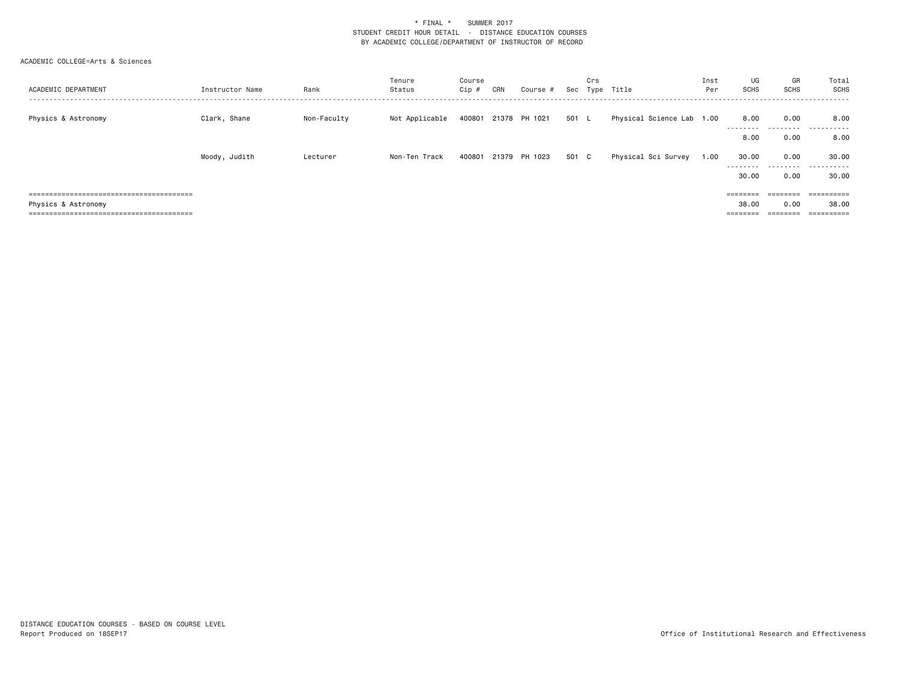\* FINAL \*    SUMMER 2017
STUDENT CREDIT HOUR DETAIL - DISTANCE EDUCATION COURSES
BY ACADEMIC COLLEGE/DEPARTMENT OF INSTRUCTOR OF RECORD

ACADEMIC COLLEGE=Arts & Sciences

| ACADEMIC DEPARTMENT | Instructor Name | Rank | Tenure Status | Course Cip # | CRN | Course # | Sec | Crs Type | Title | Inst Per | UG SCHS | GR SCHS | Total SCHS |
|---|---|---|---|---|---|---|---|---|---|---|---|---|---|
| Physics & Astronomy | Clark, Shane | Non-Faculty | Not Applicable | 400801 | 21378 | PH 1021 | 501 | L | Physical Science Lab | 1.00 | 8.00 | 0.00 | 8.00 |
| | | | | | | | | | | | 8.00 | 0.00 | 8.00 |
| | Moody, Judith | Lecturer | Non-Ten Track | 400801 | 21379 | PH 1023 | 501 | C | Physical Sci Survey | 1.00 | 30.00 | 0.00 | 30.00 |
| | | | | | | | | | | | 30.00 | 0.00 | 30.00 |
| Physics & Astronomy | | | | | | | | | | | 38.00 | 0.00 | 38.00 |

DISTANCE EDUCATION COURSES - BASED ON COURSE LEVEL
Report Produced on 18SEP17

Office of Institutional Research and Effectiveness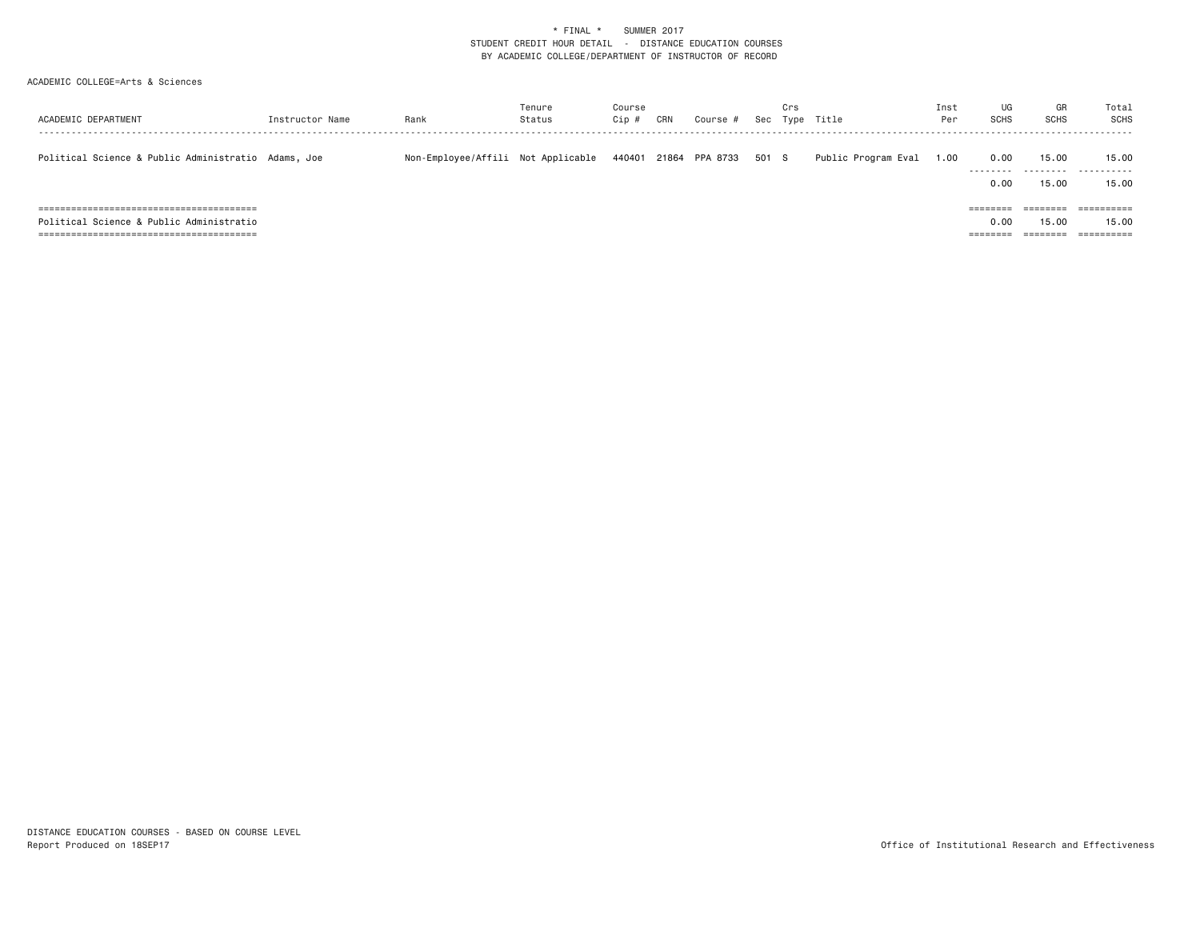\* FINAL \*    SUMMER 2017
STUDENT CREDIT HOUR DETAIL - DISTANCE EDUCATION COURSES
BY ACADEMIC COLLEGE/DEPARTMENT OF INSTRUCTOR OF RECORD

ACADEMIC COLLEGE=Arts & Sciences

| ACADEMIC DEPARTMENT | Instructor Name | Rank | Tenure Status | Course Cip # | CRN | Course # | Sec | Crs Type | Title | Inst Per | UG SCHS | GR SCHS | Total SCHS |
|---|---|---|---|---|---|---|---|---|---|---|---|---|---|
| Political Science & Public Administratio | Adams, Joe | Non-Employee/Affili | Not Applicable | 440401 | 21864 | PPA 8733 | 501 | S | Public Program Eval | 1.00 | 0.00 | 15.00 | 15.00 |
| | | | | | | | | | | | 0.00 | 15.00 | 15.00 |
| Political Science & Public Administratio | | | | | | | | | | | 0.00 | 15.00 | 15.00 |

DISTANCE EDUCATION COURSES - BASED ON COURSE LEVEL
Report Produced on 18SEP17

Office of Institutional Research and Effectiveness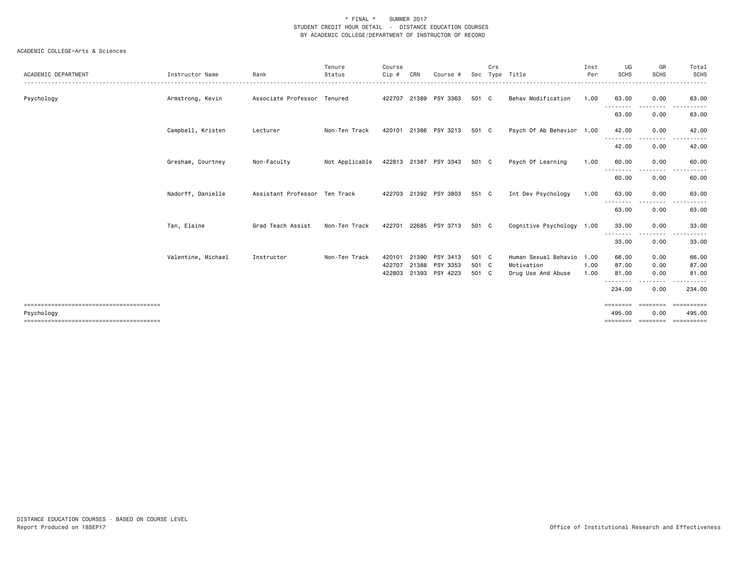\* FINAL \* SUMMER 2017
STUDENT CREDIT HOUR DETAIL - DISTANCE EDUCATION COURSES
BY ACADEMIC COLLEGE/DEPARTMENT OF INSTRUCTOR OF RECORD

ACADEMIC COLLEGE=Arts & Sciences

| ACADEMIC DEPARTMENT | Instructor Name | Rank | Tenure Status | Course Cip # | CRN | Course # | Sec | Crs Type | Title | Inst Per | UG SCHS | GR SCHS | Total SCHS |
|---|---|---|---|---|---|---|---|---|---|---|---|---|---|
| Psychology | Armstrong, Kevin | Associate Professor | Tenured | 422707 | 21389 | PSY 3363 | 501 | C | Behav Modification | 1.00 | 63.00 | 0.00 | 63.00 |
| | | | | | | | | | | | 63.00 | 0.00 | 63.00 |
| | Campbell, Kristen | Lecturer | Non-Ten Track | 420101 | 21386 | PSY 3213 | 501 | C | Psych Of Ab Behavior | 1.00 | 42.00 | 0.00 | 42.00 |
| | | | | | | | | | | | 42.00 | 0.00 | 42.00 |
| | Gresham, Courtney | Non-Faculty | Not Applicable | 422813 | 21387 | PSY 3343 | 501 | C | Psych Of Learning | 1.00 | 60.00 | 0.00 | 60.00 |
| | | | | | | | | | | | 60.00 | 0.00 | 60.00 |
| | Nadorff, Danielle | Assistant Professor | Ten Track | 422703 | 21392 | PSY 3803 | 551 | C | Int Dev Psychology | 1.00 | 63.00 | 0.00 | 63.00 |
| | | | | | | | | | | | 63.00 | 0.00 | 63.00 |
| | Tan, Elaine | Grad Teach Assist | Non-Ten Track | 422701 | 22685 | PSY 3713 | 501 | C | Cognitive Psychology | 1.00 | 33.00 | 0.00 | 33.00 |
| | | | | | | | | | | | 33.00 | 0.00 | 33.00 |
| | Valentine, Michael | Instructor | Non-Ten Track | 420101 | 21390 | PSY 3413 | 501 | C | Human Sexual Behavio | 1.00 | 66.00 | 0.00 | 66.00 |
| | | | | 422707 | 21388 | PSY 3353 | 501 | C | Motivation | 1.00 | 87.00 | 0.00 | 87.00 |
| | | | | 422803 | 21393 | PSY 4223 | 501 | C | Drug Use And Abuse | 1.00 | 81.00 | 0.00 | 81.00 |
| | | | | | | | | | | | 234.00 | 0.00 | 234.00 |
| Psychology | | | | | | | | | | | 495.00 | 0.00 | 495.00 |

DISTANCE EDUCATION COURSES - BASED ON COURSE LEVEL
Report Produced on 18SEP17

Office of Institutional Research and Effectiveness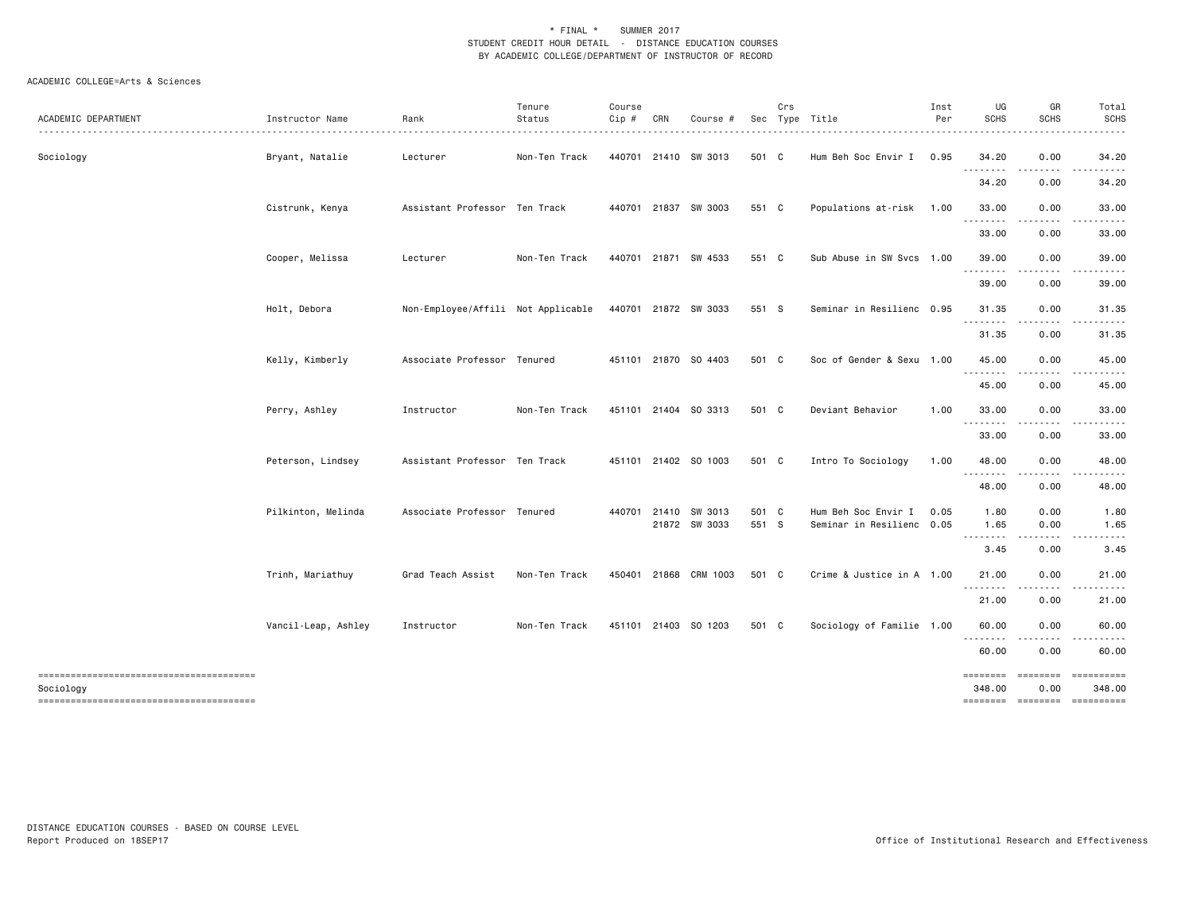\* FINAL \* SUMMER 2017
STUDENT CREDIT HOUR DETAIL - DISTANCE EDUCATION COURSES
BY ACADEMIC COLLEGE/DEPARTMENT OF INSTRUCTOR OF RECORD

ACADEMIC COLLEGE=Arts & Sciences

| ACADEMIC DEPARTMENT | Instructor Name | Rank | Tenure Status | Course Cip # | CRN | Course # | Sec | Crs Type | Title | Inst Per | UG SCHS | GR SCHS | Total SCHS |
|---|---|---|---|---|---|---|---|---|---|---|---|---|---|
| Sociology | Bryant, Natalie | Lecturer | Non-Ten Track | 440701 | 21410 | SW 3013 | 501 | C | Hum Beh Soc Envir I | 0.95 | 34.20 | 0.00 | 34.20 |
| | | | | | | | | | | | 34.20 | 0.00 | 34.20 |
| | Cistrunk, Kenya | Assistant Professor | Ten Track | 440701 | 21837 | SW 3003 | 551 | C | Populations at-risk | 1.00 | 33.00 | 0.00 | 33.00 |
| | | | | | | | | | | | 33.00 | 0.00 | 33.00 |
| | Cooper, Melissa | Lecturer | Non-Ten Track | 440701 | 21871 | SW 4533 | 551 | C | Sub Abuse in SW Svcs | 1.00 | 39.00 | 0.00 | 39.00 |
| | | | | | | | | | | | 39.00 | 0.00 | 39.00 |
| | Holt, Debora | Non-Employee/Affili | Not Applicable | 440701 | 21872 | SW 3033 | 551 | S | Seminar in Resilienc | 0.95 | 31.35 | 0.00 | 31.35 |
| | | | | | | | | | | | 31.35 | 0.00 | 31.35 |
| | Kelly, Kimberly | Associate Professor | Tenured | 451101 | 21870 | SO 4403 | 501 | C | Soc of Gender & Sexu | 1.00 | 45.00 | 0.00 | 45.00 |
| | | | | | | | | | | | 45.00 | 0.00 | 45.00 |
| | Perry, Ashley | Instructor | Non-Ten Track | 451101 | 21404 | SO 3313 | 501 | C | Deviant Behavior | 1.00 | 33.00 | 0.00 | 33.00 |
| | | | | | | | | | | | 33.00 | 0.00 | 33.00 |
| | Peterson, Lindsey | Assistant Professor | Ten Track | 451101 | 21402 | SO 1003 | 501 | C | Intro To Sociology | 1.00 | 48.00 | 0.00 | 48.00 |
| | | | | | | | | | | | 48.00 | 0.00 | 48.00 |
| | Pilkinton, Melinda | Associate Professor | Tenured | 440701 | 21410 | SW 3013 | 501 | C | Hum Beh Soc Envir I | 0.05 | 1.80 | 0.00 | 1.80 |
| | | | | | 21872 | SW 3033 | 551 | S | Seminar in Resilienc | 0.05 | 1.65 | 0.00 | 1.65 |
| | | | | | | | | | | | 3.45 | 0.00 | 3.45 |
| | Trinh, Mariathuy | Grad Teach Assist | Non-Ten Track | 450401 | 21868 | CRM 1003 | 501 | C | Crime & Justice in A | 1.00 | 21.00 | 0.00 | 21.00 |
| | | | | | | | | | | | 21.00 | 0.00 | 21.00 |
| | Vancil-Leap, Ashley | Instructor | Non-Ten Track | 451101 | 21403 | SO 1203 | 501 | C | Sociology of Familie | 1.00 | 60.00 | 0.00 | 60.00 |
| | | | | | | | | | | | 60.00 | 0.00 | 60.00 |
| Sociology | | | | | | | | | | | 348.00 | 0.00 | 348.00 |

DISTANCE EDUCATION COURSES - BASED ON COURSE LEVEL
Report Produced on 18SEP17

Office of Institutional Research and Effectiveness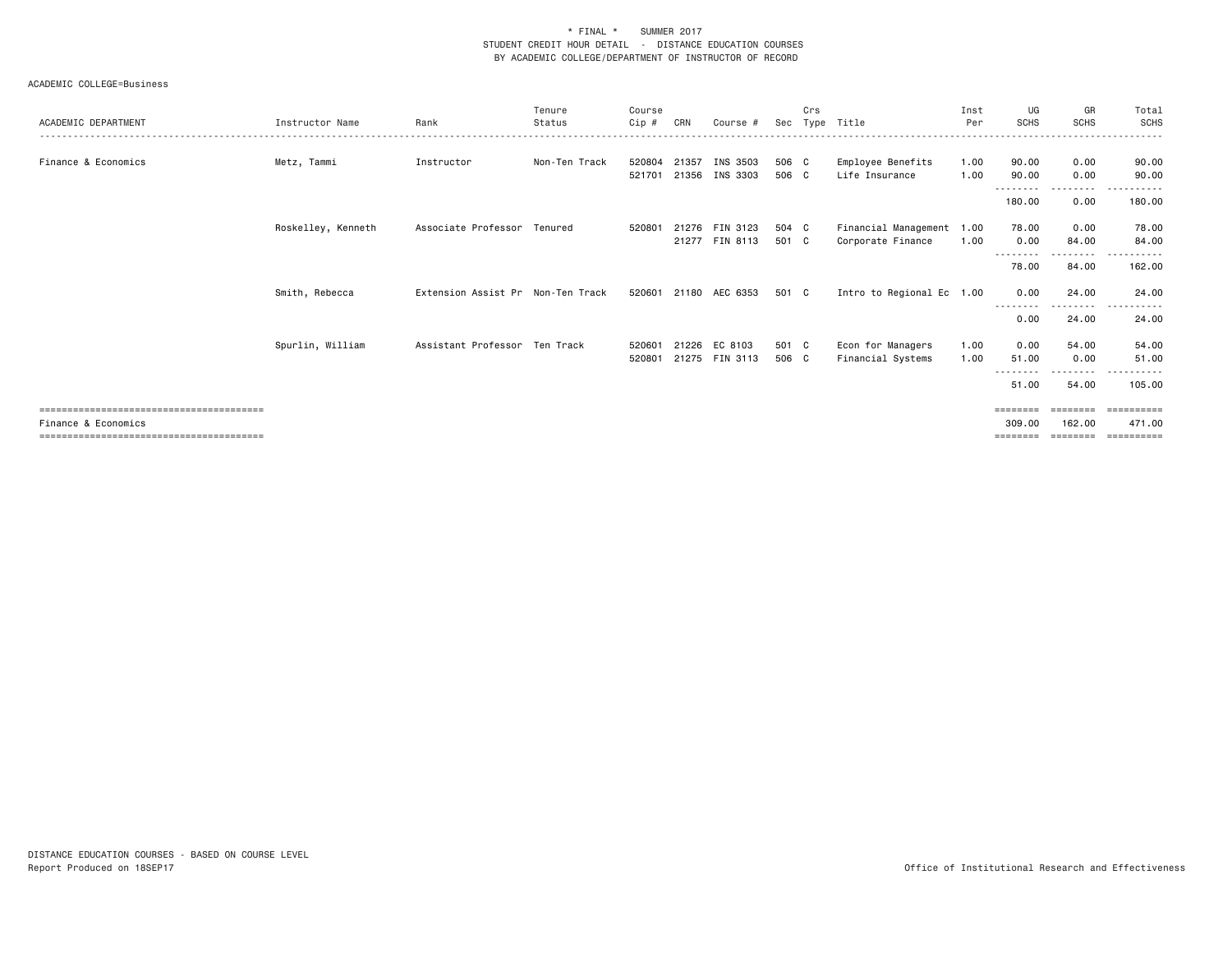* FINAL * SUMMER 2017
STUDENT CREDIT HOUR DETAIL - DISTANCE EDUCATION COURSES
BY ACADEMIC COLLEGE/DEPARTMENT OF INSTRUCTOR OF RECORD

ACADEMIC COLLEGE=Business

| ACADEMIC DEPARTMENT | Instructor Name | Rank | Tenure Status | Course Cip # | CRN | Course # | Sec | Crs Type | Title | Inst Per | UG SCHS | GR SCHS | Total SCHS |
|---|---|---|---|---|---|---|---|---|---|---|---|---|---|
| Finance & Economics | Metz, Tammi | Instructor | Non-Ten Track | 520804 | 21357 | INS 3503 | 506 | C | Employee Benefits | 1.00 | 90.00 | 0.00 | 90.00 |
| | | | | 521701 | 21356 | INS 3303 | 506 | C | Life Insurance | 1.00 | 90.00 | 0.00 | 90.00 |
| | | | | | | | | | | | 180.00 | 0.00 | 180.00 |
| | Roskelley, Kenneth | Associate Professor | Tenured | 520801 | 21276 | FIN 3123 | 504 | C | Financial Management | 1.00 | 78.00 | 0.00 | 78.00 |
| | | | | | 21277 | FIN 8113 | 501 | C | Corporate Finance | 1.00 | 0.00 | 84.00 | 84.00 |
| | | | | | | | | | | | 78.00 | 84.00 | 162.00 |
| | Smith, Rebecca | Extension Assist Pr | Non-Ten Track | 520601 | 21180 | AEC 6353 | 501 | C | Intro to Regional Ec | 1.00 | 0.00 | 24.00 | 24.00 |
| | | | | | | | | | | | 0.00 | 24.00 | 24.00 |
| | Spurlin, William | Assistant Professor | Ten Track | 520601 | 21226 | EC 8103 | 501 | C | Econ for Managers | 1.00 | 0.00 | 54.00 | 54.00 |
| | | | | 520801 | 21275 | FIN 3113 | 506 | C | Financial Systems | 1.00 | 51.00 | 0.00 | 51.00 |
| | | | | | | | | | | | 51.00 | 54.00 | 105.00 |
| Finance & Economics | | | | | | | | | | | 309.00 | 162.00 | 471.00 |

DISTANCE EDUCATION COURSES - BASED ON COURSE LEVEL
Report Produced on 18SEP17

Office of Institutional Research and Effectiveness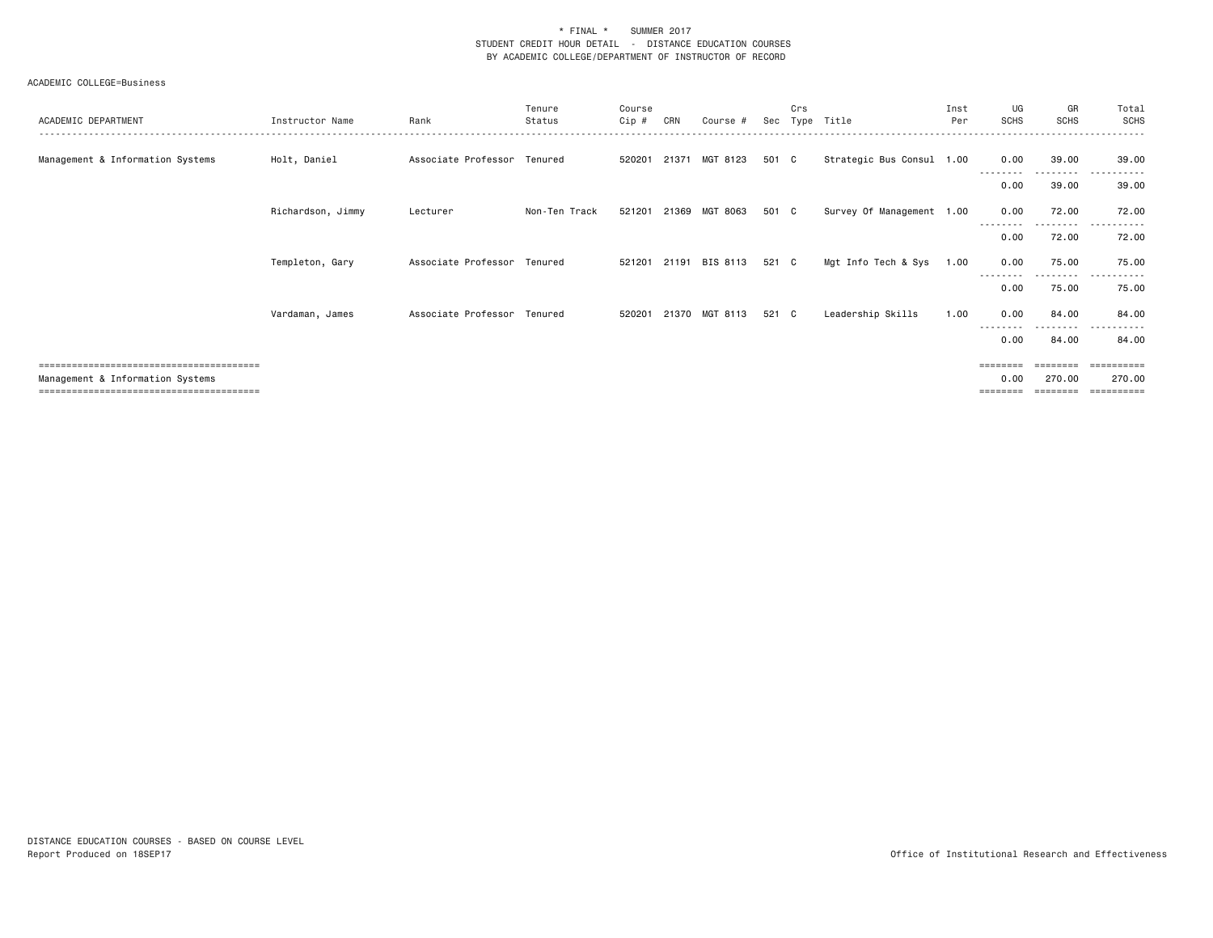\* FINAL \* SUMMER 2017
STUDENT CREDIT HOUR DETAIL - DISTANCE EDUCATION COURSES
BY ACADEMIC COLLEGE/DEPARTMENT OF INSTRUCTOR OF RECORD

ACADEMIC COLLEGE=Business

| ACADEMIC DEPARTMENT | Instructor Name | Rank | Tenure Status | Course Cip # | CRN | Course # | Sec | Crs Type | Title | Inst Per | UG SCHS | GR SCHS | Total SCHS |
|---|---|---|---|---|---|---|---|---|---|---|---|---|---|
| Management & Information Systems | Holt, Daniel | Associate Professor | Tenured | 520201 | 21371 | MGT 8123 | 501 | C | Strategic Bus Consul | 1.00 | 0.00 | 39.00 | 39.00 |
| | | | | | | | | | | | 0.00 | 39.00 | 39.00 |
| | Richardson, Jimmy | Lecturer | Non-Ten Track | 521201 | 21369 | MGT 8063 | 501 | C | Survey Of Management | 1.00 | 0.00 | 72.00 | 72.00 |
| | | | | | | | | | | | 0.00 | 72.00 | 72.00 |
| | Templeton, Gary | Associate Professor | Tenured | 521201 | 21191 | BIS 8113 | 521 | C | Mgt Info Tech & Sys | 1.00 | 0.00 | 75.00 | 75.00 |
| | | | | | | | | | | | 0.00 | 75.00 | 75.00 |
| | Vardaman, James | Associate Professor | Tenured | 520201 | 21370 | MGT 8113 | 521 | C | Leadership Skills | 1.00 | 0.00 | 84.00 | 84.00 |
| | | | | | | | | | | | 0.00 | 84.00 | 84.00 |
| Management & Information Systems | | | | | | | | | | | 0.00 | 270.00 | 270.00 |

DISTANCE EDUCATION COURSES - BASED ON COURSE LEVEL
Report Produced on 18SEP17

Office of Institutional Research and Effectiveness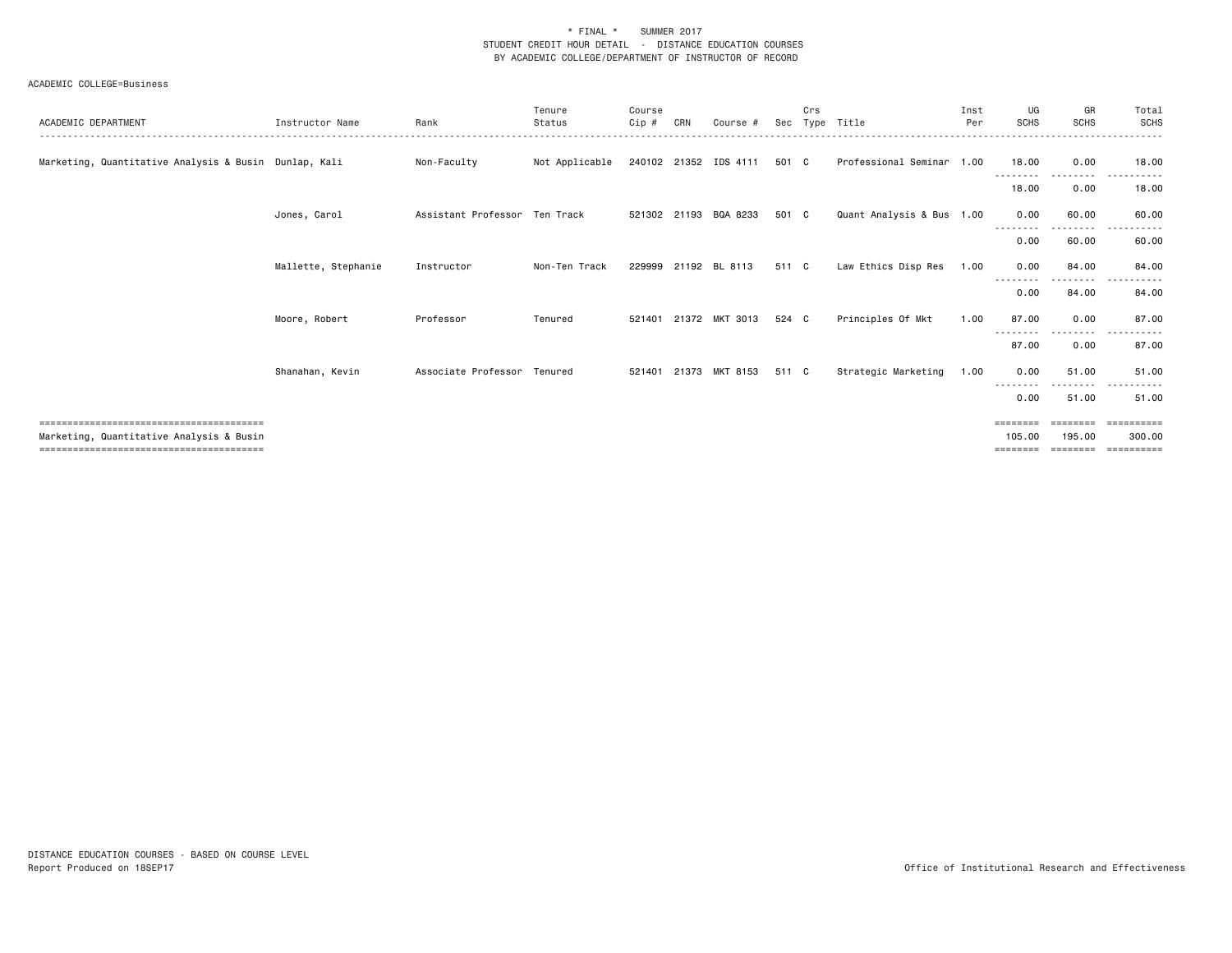\* FINAL \* SUMMER 2017
STUDENT CREDIT HOUR DETAIL - DISTANCE EDUCATION COURSES
BY ACADEMIC COLLEGE/DEPARTMENT OF INSTRUCTOR OF RECORD

ACADEMIC COLLEGE=Business

| ACADEMIC DEPARTMENT | Instructor Name | Rank | Tenure Status | Course Cip # | CRN | Course # | Sec | Crs Type | Title | Inst Per | UG SCHS | GR SCHS | Total SCHS |
|---|---|---|---|---|---|---|---|---|---|---|---|---|---|
| Marketing, Quantitative Analysis & Busin | Dunlap, Kali | Non-Faculty | Not Applicable | 240102 | 21352 | IDS 4111 | 501 | C | Professional Seminar | 1.00 | 18.00 | 0.00 | 18.00 |
| | | | | | | | | | | | 18.00 | 0.00 | 18.00 |
| | Jones, Carol | Assistant Professor | Ten Track | 521302 | 21193 | BQA 8233 | 501 | C | Quant Analysis & Bus | 1.00 | 0.00 | 60.00 | 60.00 |
| | | | | | | | | | | | 0.00 | 60.00 | 60.00 |
| | Mallette, Stephanie | Instructor | Non-Ten Track | 229999 | 21192 | BL 8113 | 511 | C | Law Ethics Disp Res | 1.00 | 0.00 | 84.00 | 84.00 |
| | | | | | | | | | | | 0.00 | 84.00 | 84.00 |
| | Moore, Robert | Professor | Tenured | 521401 | 21372 | MKT 3013 | 524 | C | Principles Of Mkt | 1.00 | 87.00 | 0.00 | 87.00 |
| | | | | | | | | | | | 87.00 | 0.00 | 87.00 |
| | Shanahan, Kevin | Associate Professor | Tenured | 521401 | 21373 | MKT 8153 | 511 | C | Strategic Marketing | 1.00 | 0.00 | 51.00 | 51.00 |
| | | | | | | | | | | | 0.00 | 51.00 | 51.00 |
| Marketing, Quantitative Analysis & Busin | | | | | | | | | | | 105.00 | 195.00 | 300.00 |

DISTANCE EDUCATION COURSES - BASED ON COURSE LEVEL
Report Produced on 18SEP17

Office of Institutional Research and Effectiveness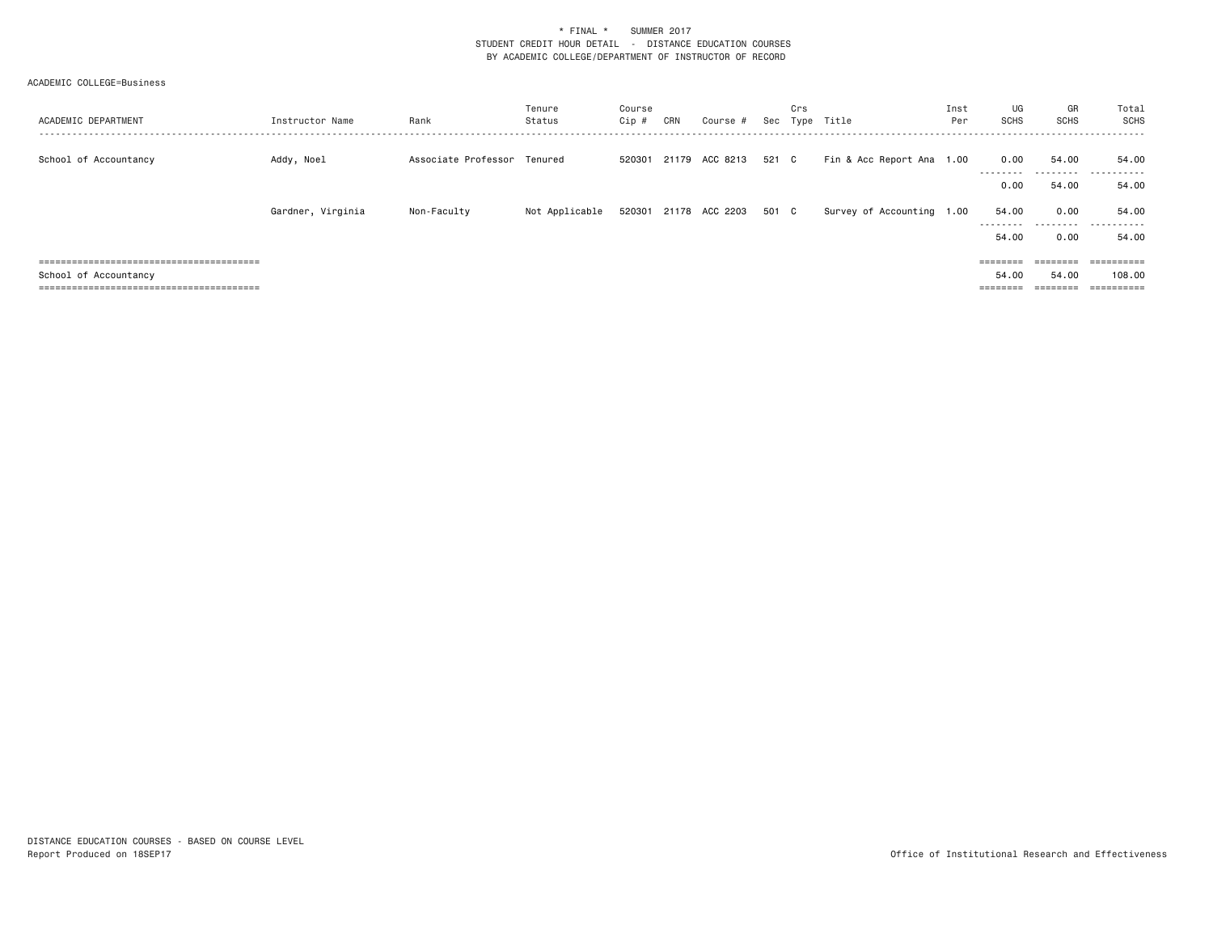\* FINAL \* SUMMER 2017
STUDENT CREDIT HOUR DETAIL - DISTANCE EDUCATION COURSES
BY ACADEMIC COLLEGE/DEPARTMENT OF INSTRUCTOR OF RECORD

ACADEMIC COLLEGE=Business

| ACADEMIC DEPARTMENT | Instructor Name | Rank | Tenure Status | Course Cip # | CRN | Course # | Sec | Crs Type | Title | Inst Per | UG SCHS | GR SCHS | Total SCHS |
|---|---|---|---|---|---|---|---|---|---|---|---|---|---|
| School of Accountancy | Addy, Noel | Associate Professor | Tenured | 520301 | 21179 | ACC 8213 | 521 | C | Fin & Acc Report Ana | 1.00 | 0.00 | 54.00 | 54.00 |
| | | | | | | | | | | | 0.00 | 54.00 | 54.00 |
| | Gardner, Virginia | Non-Faculty | Not Applicable | 520301 | 21178 | ACC 2203 | 501 | C | Survey of Accounting | 1.00 | 54.00 | 0.00 | 54.00 |
| | | | | | | | | | | | 54.00 | 0.00 | 54.00 |
| School of Accountancy | | | | | | | | | | | 54.00 | 54.00 | 108.00 |

DISTANCE EDUCATION COURSES - BASED ON COURSE LEVEL
Report Produced on 18SEP17

Office of Institutional Research and Effectiveness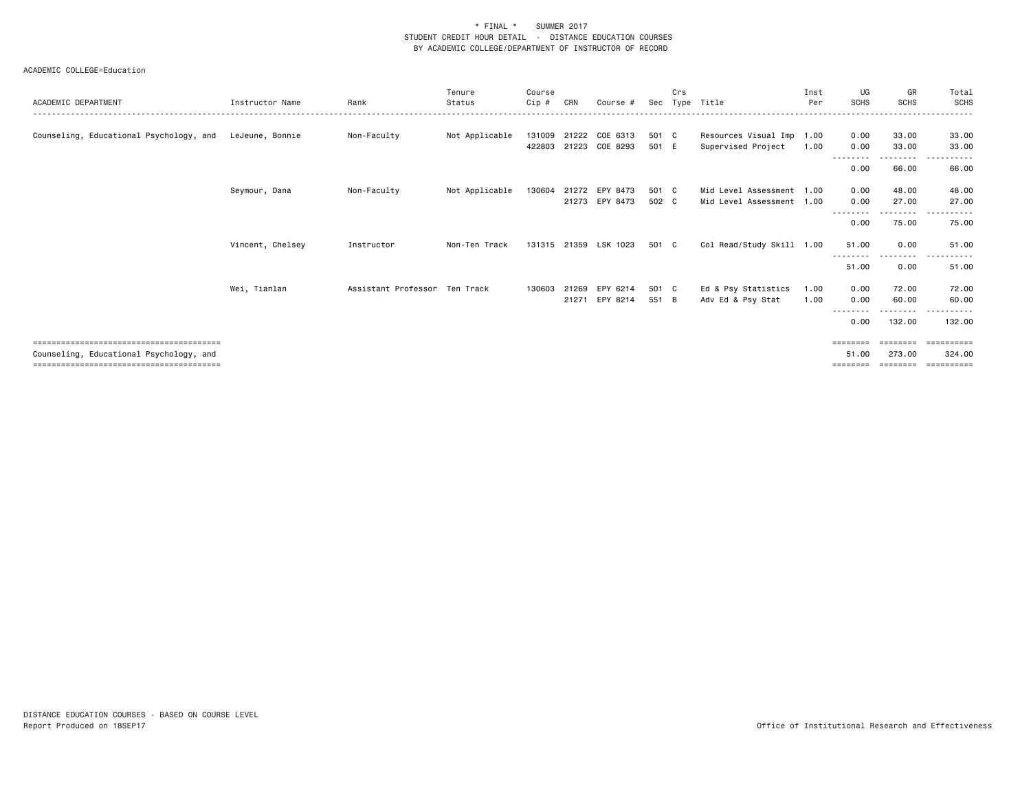\* FINAL \* SUMMER 2017
STUDENT CREDIT HOUR DETAIL - DISTANCE EDUCATION COURSES
BY ACADEMIC COLLEGE/DEPARTMENT OF INSTRUCTOR OF RECORD

ACADEMIC COLLEGE=Education

| ACADEMIC DEPARTMENT | Instructor Name | Rank | Tenure Status | Course Cip # | CRN | Course # | Sec | Crs Type | Title | Inst Per | UG SCHS | GR SCHS | Total SCHS |
|---|---|---|---|---|---|---|---|---|---|---|---|---|---|
| Counseling, Educational Psychology, and | LeJeune, Bonnie | Non-Faculty | Not Applicable | 131009 | 21222 | COE 6313 | 501 | C | Resources Visual Imp | 1.00 | 0.00 | 33.00 | 33.00 |
| | | | | 422803 | 21223 | COE 8293 | 501 | E | Supervised Project | 1.00 | 0.00 | 33.00 | 33.00 |
| | | | | | | | | | | | 0.00 | 66.00 | 66.00 |
| | Seymour, Dana | Non-Faculty | Not Applicable | 130604 | 21272 | EPY 8473 | 501 | C | Mid Level Assessment | 1.00 | 0.00 | 48.00 | 48.00 |
| | | | | | 21273 | EPY 8473 | 502 | C | Mid Level Assessment | 1.00 | 0.00 | 27.00 | 27.00 |
| | | | | | | | | | | | 0.00 | 75.00 | 75.00 |
| | Vincent, Chelsey | Instructor | Non-Ten Track | 131315 | 21359 | LSK 1023 | 501 | C | Col Read/Study Skill | 1.00 | 51.00 | 0.00 | 51.00 |
| | | | | | | | | | | | 51.00 | 0.00 | 51.00 |
| | Wei, Tianlan | Assistant Professor | Ten Track | 130603 | 21269 | EPY 6214 | 501 | C | Ed & Psy Statistics | 1.00 | 0.00 | 72.00 | 72.00 |
| | | | | | 21271 | EPY 8214 | 551 | B | Adv Ed & Psy Stat | 1.00 | 0.00 | 60.00 | 60.00 |
| | | | | | | | | | | | 0.00 | 132.00 | 132.00 |
| Counseling, Educational Psychology, and | | | | | | | | | | | 51.00 | 273.00 | 324.00 |

DISTANCE EDUCATION COURSES - BASED ON COURSE LEVEL
Report Produced on 18SEP17

Office of Institutional Research and Effectiveness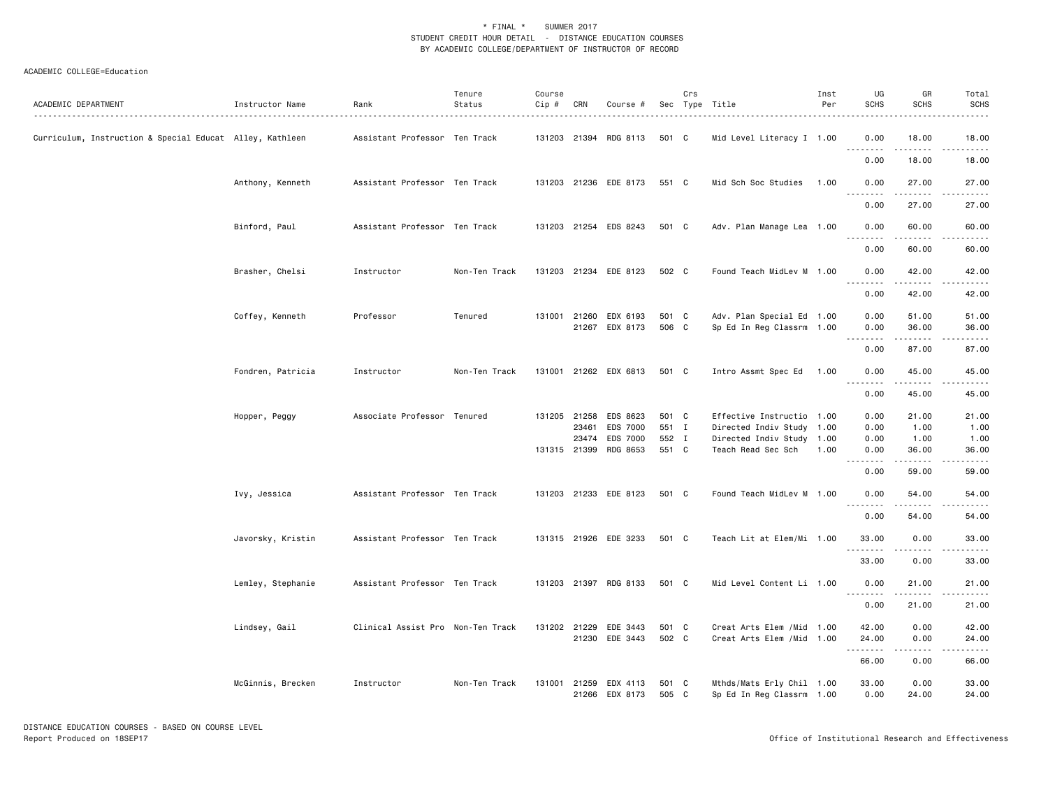\* FINAL \* SUMMER 2017
STUDENT CREDIT HOUR DETAIL - DISTANCE EDUCATION COURSES
BY ACADEMIC COLLEGE/DEPARTMENT OF INSTRUCTOR OF RECORD

ACADEMIC COLLEGE=Education

| ACADEMIC DEPARTMENT | Instructor Name | Rank | Tenure Status | Course Cip # | CRN | Course # | Sec | Crs Type | Title | Inst Per | UG SCHS | GR SCHS | Total SCHS |
|---|---|---|---|---|---|---|---|---|---|---|---|---|---|
| Curriculum, Instruction & Special Educat | Alley, Kathleen | Assistant Professor | Ten Track | 131203 | 21394 | RDG 8113 | 501 | C | Mid Level Literacy I | 1.00 | 0.00 | 18.00 | 18.00 |
| | | | | | | | | | | | 0.00 | 18.00 | 18.00 |
| | Anthony, Kenneth | Assistant Professor | Ten Track | 131203 | 21236 | EDE 8173 | 551 | C | Mid Sch Soc Studies | 1.00 | 0.00 | 27.00 | 27.00 |
| | | | | | | | | | | | 0.00 | 27.00 | 27.00 |
| | Binford, Paul | Assistant Professor | Ten Track | 131203 | 21254 | EDS 8243 | 501 | C | Adv. Plan Manage Lea | 1.00 | 0.00 | 60.00 | 60.00 |
| | | | | | | | | | | | 0.00 | 60.00 | 60.00 |
| | Brasher, Chelsi | Instructor | Non-Ten Track | 131203 | 21234 | EDE 8123 | 502 | C | Found Teach MidLev M | 1.00 | 0.00 | 42.00 | 42.00 |
| | | | | | | | | | | | 0.00 | 42.00 | 42.00 |
| | Coffey, Kenneth | Professor | Tenured | 131001 | 21260 | EDX 6193 | 501 | C | Adv. Plan Special Ed | 1.00 | 0.00 | 51.00 | 51.00 |
| | | | | | 21267 | EDX 8173 | 506 | C | Sp Ed In Reg Classrm | 1.00 | 0.00 | 36.00 | 36.00 |
| | | | | | | | | | | | 0.00 | 87.00 | 87.00 |
| | Fondren, Patricia | Instructor | Non-Ten Track | 131001 | 21262 | EDX 6813 | 501 | C | Intro Assmt Spec Ed | 1.00 | 0.00 | 45.00 | 45.00 |
| | | | | | | | | | | | 0.00 | 45.00 | 45.00 |
| | Hopper, Peggy | Associate Professor | Tenured | 131205 | 21258 | EDS 8623 | 501 | C | Effective Instructio | 1.00 | 0.00 | 21.00 | 21.00 |
| | | | | | 23461 | EDS 7000 | 551 | I | Directed Indiv Study | 1.00 | 0.00 | 1.00 | 1.00 |
| | | | | | 23474 | EDS 7000 | 552 | I | Directed Indiv Study | 1.00 | 0.00 | 1.00 | 1.00 |
| | | | | 131315 | 21399 | RDG 8653 | 551 | C | Teach Read Sec Sch | 1.00 | 0.00 | 36.00 | 36.00 |
| | | | | | | | | | | | 0.00 | 59.00 | 59.00 |
| | Ivy, Jessica | Assistant Professor | Ten Track | 131203 | 21233 | EDE 8123 | 501 | C | Found Teach MidLev M | 1.00 | 0.00 | 54.00 | 54.00 |
| | | | | | | | | | | | 0.00 | 54.00 | 54.00 |
| | Javorsky, Kristin | Assistant Professor | Ten Track | 131315 | 21926 | EDE 3233 | 501 | C | Teach Lit at Elem/Mi | 1.00 | 33.00 | 0.00 | 33.00 |
| | | | | | | | | | | | 33.00 | 0.00 | 33.00 |
| | Lemley, Stephanie | Assistant Professor | Ten Track | 131203 | 21397 | RDG 8133 | 501 | C | Mid Level Content Li | 1.00 | 0.00 | 21.00 | 21.00 |
| | | | | | | | | | | | 0.00 | 21.00 | 21.00 |
| | Lindsey, Gail | Clinical Assist Pro | Non-Ten Track | 131202 | 21229 | EDE 3443 | 501 | C | Creat Arts Elem /Mid | 1.00 | 42.00 | 0.00 | 42.00 |
| | | | | | 21230 | EDE 3443 | 502 | C | Creat Arts Elem /Mid | 1.00 | 24.00 | 0.00 | 24.00 |
| | | | | | | | | | | | 66.00 | 0.00 | 66.00 |
| | McGinnis, Brecken | Instructor | Non-Ten Track | 131001 | 21259 | EDX 4113 | 501 | C | Mthds/Mats Erly Chil | 1.00 | 33.00 | 0.00 | 33.00 |
| | | | | | 21266 | EDX 8173 | 505 | C | Sp Ed In Reg Classrm | 1.00 | 0.00 | 24.00 | 24.00 |

DISTANCE EDUCATION COURSES - BASED ON COURSE LEVEL
Report Produced on 18SEP17

Office of Institutional Research and Effectiveness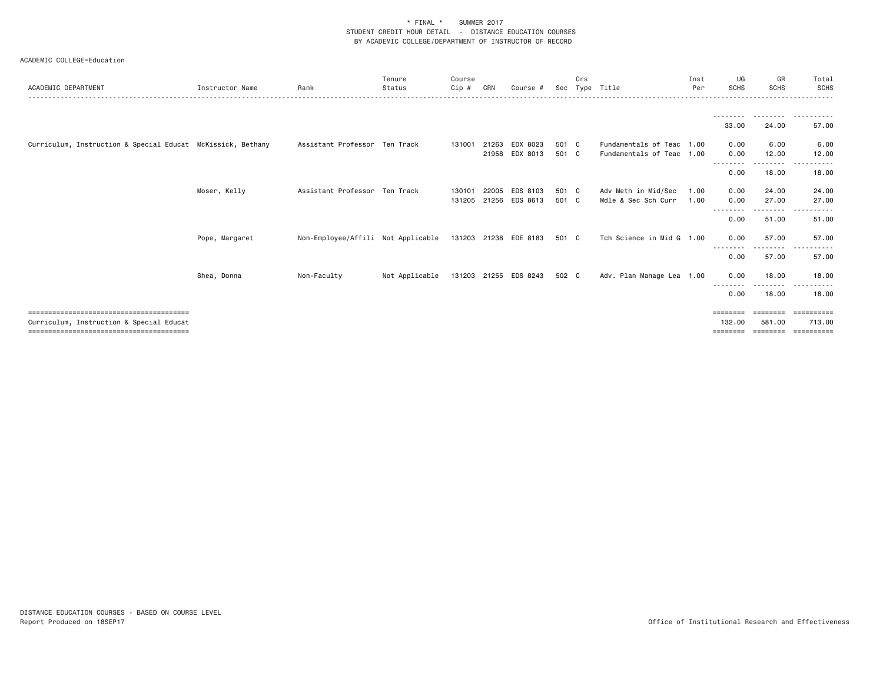\* FINAL \* SUMMER 2017
STUDENT CREDIT HOUR DETAIL - DISTANCE EDUCATION COURSES
BY ACADEMIC COLLEGE/DEPARTMENT OF INSTRUCTOR OF RECORD

ACADEMIC COLLEGE=Education

| ACADEMIC DEPARTMENT | Instructor Name | Rank | Tenure Status | Course Cip # | CRN | Course # | Sec | Crs Type | Title | Inst Per | UG SCHS | GR SCHS | Total SCHS |
|---|---|---|---|---|---|---|---|---|---|---|---|---|---|
| | | | | | | | | | | | 33.00 | 24.00 | 57.00 |
| Curriculum, Instruction & Special Educat | McKissick, Bethany | Assistant Professor | Ten Track | 131001 | 21263 | EDX 8023 | 501 | C | Fundamentals of Teac | 1.00 | 0.00 | 6.00 | 6.00 |
| | | | | | 21958 | EDX 8013 | 501 | C | Fundamentals of Teac | 1.00 | 0.00 | 12.00 | 12.00 |
| | | | | | | | | | | | 0.00 | 18.00 | 18.00 |
| | Moser, Kelly | Assistant Professor | Ten Track | 130101 | 22005 | EDS 8103 | 501 | C | Adv Meth in Mid/Sec | 1.00 | 0.00 | 24.00 | 24.00 |
| | | | | 131205 | 21256 | EDS 8613 | 501 | C | Mdle & Sec Sch Curr | 1.00 | 0.00 | 27.00 | 27.00 |
| | | | | | | | | | | | 0.00 | 51.00 | 51.00 |
| | Pope, Margaret | Non-Employee/Affili | Not Applicable | 131203 | 21238 | EDE 8183 | 501 | C | Tch Science in Mid G | 1.00 | 0.00 | 57.00 | 57.00 |
| | | | | | | | | | | | 0.00 | 57.00 | 57.00 |
| | Shea, Donna | Non-Faculty | Not Applicable | 131203 | 21255 | EDS 8243 | 502 | C | Adv. Plan Manage Lea | 1.00 | 0.00 | 18.00 | 18.00 |
| | | | | | | | | | | | 0.00 | 18.00 | 18.00 |
| Curriculum, Instruction & Special Educat | | | | | | | | | | | 132.00 | 581.00 | 713.00 |

DISTANCE EDUCATION COURSES - BASED ON COURSE LEVEL
Report Produced on 18SEP17

Office of Institutional Research and Effectiveness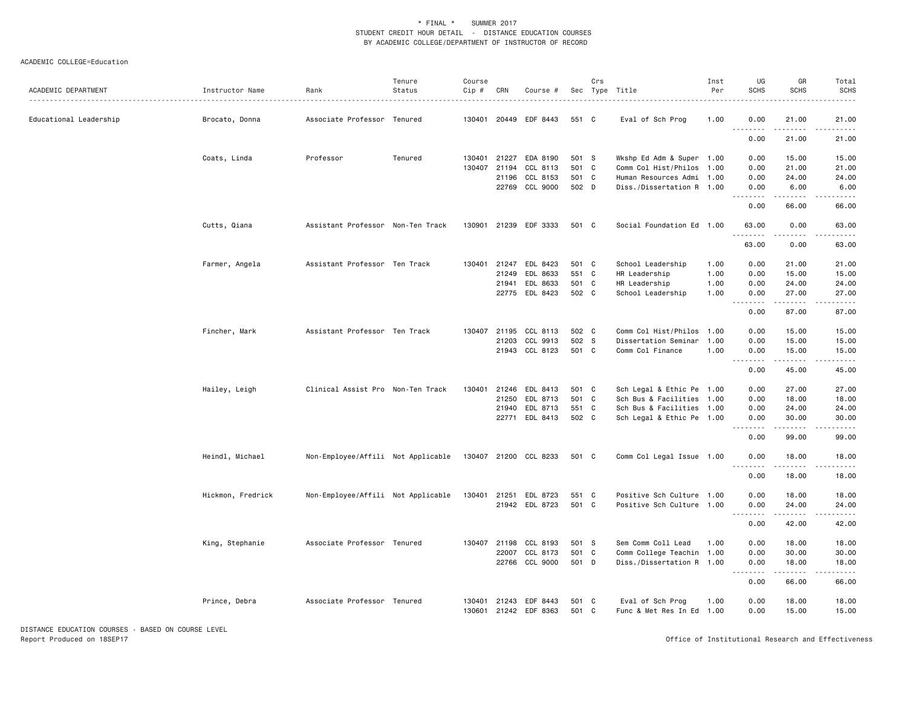\* FINAL \* SUMMER 2017
STUDENT CREDIT HOUR DETAIL - DISTANCE EDUCATION COURSES
BY ACADEMIC COLLEGE/DEPARTMENT OF INSTRUCTOR OF RECORD

ACADEMIC COLLEGE=Education

| ACADEMIC DEPARTMENT | Instructor Name | Rank | Tenure Status | Course Cip # | CRN | Course # | Sec | Crs Type | Title | Inst Per | UG SCHS | GR SCHS | Total SCHS |
|---|---|---|---|---|---|---|---|---|---|---|---|---|---|
| Educational Leadership | Brocato, Donna | Associate Professor | Tenured | 130401 | 20449 | EDF 8443 | 551 | C | Eval of Sch Prog | 1.00 | 0.00 | 21.00 | 21.00 |
| | | | | | | | | | | | 0.00 | 21.00 | 21.00 |
| | Coats, Linda | Professor | Tenured | 130401 | 21227 | EDA 8190 | 501 | S | Wkshp Ed Adm & Super | 1.00 | 0.00 | 15.00 | 15.00 |
| | | | | 130407 | 21194 | CCL 8113 | 501 | C | Comm Col Hist/Philos | 1.00 | 0.00 | 21.00 | 21.00 |
| | | | | | 21196 | CCL 8153 | 501 | C | Human Resources Admi | 1.00 | 0.00 | 24.00 | 24.00 |
| | | | | | 22769 | CCL 9000 | 502 | D | Diss./Dissertation R | 1.00 | 0.00 | 6.00 | 6.00 |
| | | | | | | | | | | | 0.00 | 66.00 | 66.00 |
| | Cutts, Qiana | Assistant Professor | Non-Ten Track | 130901 | 21239 | EDF 3333 | 501 | C | Social Foundation Ed | 1.00 | 63.00 | 0.00 | 63.00 |
| | | | | | | | | | | | 63.00 | 0.00 | 63.00 |
| | Farmer, Angela | Assistant Professor | Ten Track | 130401 | 21247 | EDL 8423 | 501 | C | School Leadership | 1.00 | 0.00 | 21.00 | 21.00 |
| | | | | | 21249 | EDL 8633 | 551 | C | HR Leadership | 1.00 | 0.00 | 15.00 | 15.00 |
| | | | | | 21941 | EDL 8633 | 501 | C | HR Leadership | 1.00 | 0.00 | 24.00 | 24.00 |
| | | | | | 22775 | EDL 8423 | 502 | C | School Leadership | 1.00 | 0.00 | 27.00 | 27.00 |
| | | | | | | | | | | | 0.00 | 87.00 | 87.00 |
| | Fincher, Mark | Assistant Professor | Ten Track | 130407 | 21195 | CCL 8113 | 502 | C | Comm Col Hist/Philos | 1.00 | 0.00 | 15.00 | 15.00 |
| | | | | | 21203 | CCL 9913 | 502 | S | Dissertation Seminar | 1.00 | 0.00 | 15.00 | 15.00 |
| | | | | | 21943 | CCL 8123 | 501 | C | Comm Col Finance | 1.00 | 0.00 | 15.00 | 15.00 |
| | | | | | | | | | | | 0.00 | 45.00 | 45.00 |
| | Hailey, Leigh | Clinical Assist Pro | Non-Ten Track | 130401 | 21246 | EDL 8413 | 501 | C | Sch Legal & Ethic Pe | 1.00 | 0.00 | 27.00 | 27.00 |
| | | | | | 21250 | EDL 8713 | 501 | C | Sch Bus & Facilities | 1.00 | 0.00 | 18.00 | 18.00 |
| | | | | | 21940 | EDL 8713 | 551 | C | Sch Bus & Facilities | 1.00 | 0.00 | 24.00 | 24.00 |
| | | | | | 22771 | EDL 8413 | 502 | C | Sch Legal & Ethic Pe | 1.00 | 0.00 | 30.00 | 30.00 |
| | | | | | | | | | | | 0.00 | 99.00 | 99.00 |
| | Heindl, Michael | Non-Employee/Affili | Not Applicable | 130407 | 21200 | CCL 8233 | 501 | C | Comm Col Legal Issue | 1.00 | 0.00 | 18.00 | 18.00 |
| | | | | | | | | | | | 0.00 | 18.00 | 18.00 |
| | Hickmon, Fredrick | Non-Employee/Affili | Not Applicable | 130401 | 21251 | EDL 8723 | 551 | C | Positive Sch Culture | 1.00 | 0.00 | 18.00 | 18.00 |
| | | | | | 21942 | EDL 8723 | 501 | C | Positive Sch Culture | 1.00 | 0.00 | 24.00 | 24.00 |
| | | | | | | | | | | | 0.00 | 42.00 | 42.00 |
| | King, Stephanie | Associate Professor | Tenured | 130407 | 21198 | CCL 8193 | 501 | S | Sem Comm Coll Lead | 1.00 | 0.00 | 18.00 | 18.00 |
| | | | | | 22007 | CCL 8173 | 501 | C | Comm College Teachin | 1.00 | 0.00 | 30.00 | 30.00 |
| | | | | | 22766 | CCL 9000 | 501 | D | Diss./Dissertation R | 1.00 | 0.00 | 18.00 | 18.00 |
| | | | | | | | | | | | 0.00 | 66.00 | 66.00 |
| | Prince, Debra | Associate Professor | Tenured | 130401 | 21243 | EDF 8443 | 501 | C | Eval of Sch Prog | 1.00 | 0.00 | 18.00 | 18.00 |
| | | | | 130601 | 21242 | EDF 8363 | 501 | C | Func & Met Res In Ed | 1.00 | 0.00 | 15.00 | 15.00 |

DISTANCE EDUCATION COURSES - BASED ON COURSE LEVEL
Report Produced on 18SEP17

Office of Institutional Research and Effectiveness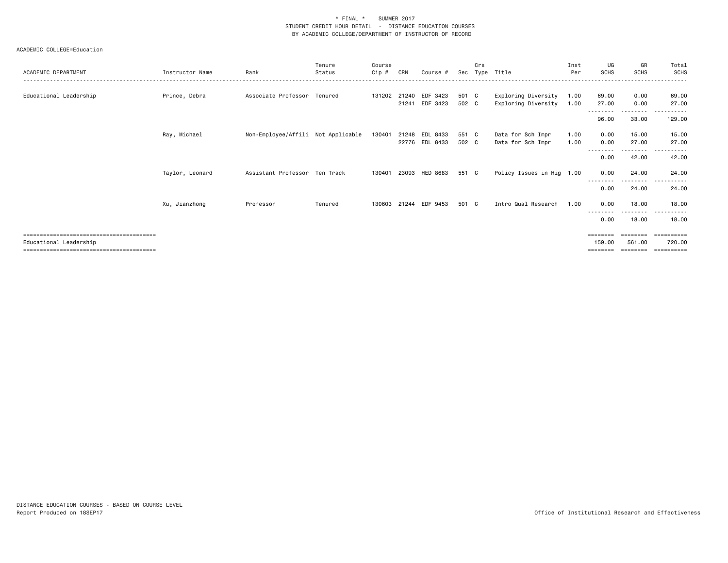\* FINAL \* SUMMER 2017
STUDENT CREDIT HOUR DETAIL - DISTANCE EDUCATION COURSES
BY ACADEMIC COLLEGE/DEPARTMENT OF INSTRUCTOR OF RECORD

ACADEMIC COLLEGE=Education

| ACADEMIC DEPARTMENT | Instructor Name | Rank | Tenure Status | Course Cip # | CRN | Course # | Sec | Crs Type | Title | Inst Per | UG SCHS | GR SCHS | Total SCHS |
|---|---|---|---|---|---|---|---|---|---|---|---|---|---|
| Educational Leadership | Prince, Debra | Associate Professor | Tenured | 131202 | 21240 | EDF 3423 | 501 | C | Exploring Diversity | 1.00 | 69.00 | 0.00 | 69.00 |
| | | | | | 21241 | EDF 3423 | 502 | C | Exploring Diversity | 1.00 | 27.00 | 0.00 | 27.00 |
| | | | | | | | | | | | 96.00 | 33.00 | 129.00 |
| | Ray, Michael | Non-Employee/Affili | Not Applicable | 130401 | 21248 | EDL 8433 | 551 | C | Data for Sch Impr | 1.00 | 0.00 | 15.00 | 15.00 |
| | | | | | 22776 | EDL 8433 | 502 | C | Data for Sch Impr | 1.00 | 0.00 | 27.00 | 27.00 |
| | | | | | | | | | | | 0.00 | 42.00 | 42.00 |
| | Taylor, Leonard | Assistant Professor | Ten Track | 130401 | 23093 | HED 8683 | 551 | C | Policy Issues in Hig | 1.00 | 0.00 | 24.00 | 24.00 |
| | | | | | | | | | | | 0.00 | 24.00 | 24.00 |
| | Xu, Jianzhong | Professor | Tenured | 130603 | 21244 | EDF 9453 | 501 | C | Intro Qual Research | 1.00 | 0.00 | 18.00 | 18.00 |
| | | | | | | | | | | | 0.00 | 18.00 | 18.00 |
| Educational Leadership | | | | | | | | | | | 159.00 | 561.00 | 720.00 |

DISTANCE EDUCATION COURSES - BASED ON COURSE LEVEL
Report Produced on 18SEP17
Office of Institutional Research and Effectiveness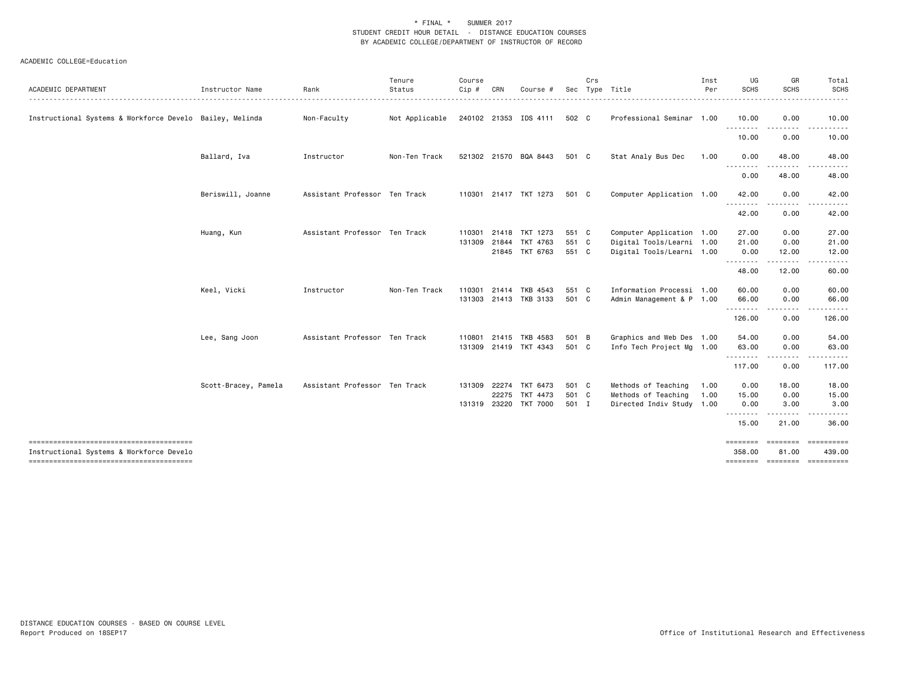\* FINAL \* SUMMER 2017
STUDENT CREDIT HOUR DETAIL - DISTANCE EDUCATION COURSES
BY ACADEMIC COLLEGE/DEPARTMENT OF INSTRUCTOR OF RECORD

ACADEMIC COLLEGE=Education

| ACADEMIC DEPARTMENT | Instructor Name | Rank | Tenure Status | Course Cip # | CRN | Course # | Sec | Crs Type | Title | Inst Per | UG SCHS | GR SCHS | Total SCHS |
|---|---|---|---|---|---|---|---|---|---|---|---|---|---|
| Instructional Systems & Workforce Develo | Bailey, Melinda | Non-Faculty | Not Applicable | 240102 | 21353 | IDS 4111 | 502 | C | Professional Seminar | 1.00 | 10.00 | 0.00 | 10.00 |
| | | | | | | | | | | | 10.00 | 0.00 | 10.00 |
| | Ballard, Iva | Instructor | Non-Ten Track | 521302 | 21570 | BQA 8443 | 501 | C | Stat Analy Bus Dec | 1.00 | 0.00 | 48.00 | 48.00 |
| | | | | | | | | | | | 0.00 | 48.00 | 48.00 |
| | Beriswill, Joanne | Assistant Professor | Ten Track | 110301 | 21417 | TKT 1273 | 501 | C | Computer Application | 1.00 | 42.00 | 0.00 | 42.00 |
| | | | | | | | | | | | 42.00 | 0.00 | 42.00 |
| | Huang, Kun | Assistant Professor | Ten Track | 110301 | 21418 | TKT 1273 | 551 | C | Computer Application | 1.00 | 27.00 | 0.00 | 27.00 |
| | | | | 131309 | 21844 | TKT 4763 | 551 | C | Digital Tools/Learni | 1.00 | 21.00 | 0.00 | 21.00 |
| | | | | | 21845 | TKT 6763 | 551 | C | Digital Tools/Learni | 1.00 | 0.00 | 12.00 | 12.00 |
| | | | | | | | | | | | 48.00 | 12.00 | 60.00 |
| | Keel, Vicki | Instructor | Non-Ten Track | 110301 | 21414 | TKB 4543 | 551 | C | Information Processi | 1.00 | 60.00 | 0.00 | 60.00 |
| | | | | 131303 | 21413 | TKB 3133 | 501 | C | Admin Management & P | 1.00 | 66.00 | 0.00 | 66.00 |
| | | | | | | | | | | | 126.00 | 0.00 | 126.00 |
| | Lee, Sang Joon | Assistant Professor | Ten Track | 110801 | 21415 | TKB 4583 | 501 | B | Graphics and Web Des | 1.00 | 54.00 | 0.00 | 54.00 |
| | | | | 131309 | 21419 | TKT 4343 | 501 | C | Info Tech Project Mg | 1.00 | 63.00 | 0.00 | 63.00 |
| | | | | | | | | | | | 117.00 | 0.00 | 117.00 |
| | Scott-Bracey, Pamela | Assistant Professor | Ten Track | 131309 | 22274 | TKT 6473 | 501 | C | Methods of Teaching | 1.00 | 0.00 | 18.00 | 18.00 |
| | | | | | 22275 | TKT 4473 | 501 | C | Methods of Teaching | 1.00 | 15.00 | 0.00 | 15.00 |
| | | | | 131319 | 23220 | TKT 7000 | 501 | I | Directed Indiv Study | 1.00 | 0.00 | 3.00 | 3.00 |
| | | | | | | | | | | | 15.00 | 21.00 | 36.00 |
| Instructional Systems & Workforce Develo | | | | | | | | | | | 358.00 | 81.00 | 439.00 |

DISTANCE EDUCATION COURSES - BASED ON COURSE LEVEL
Report Produced on 18SEP17

Office of Institutional Research and Effectiveness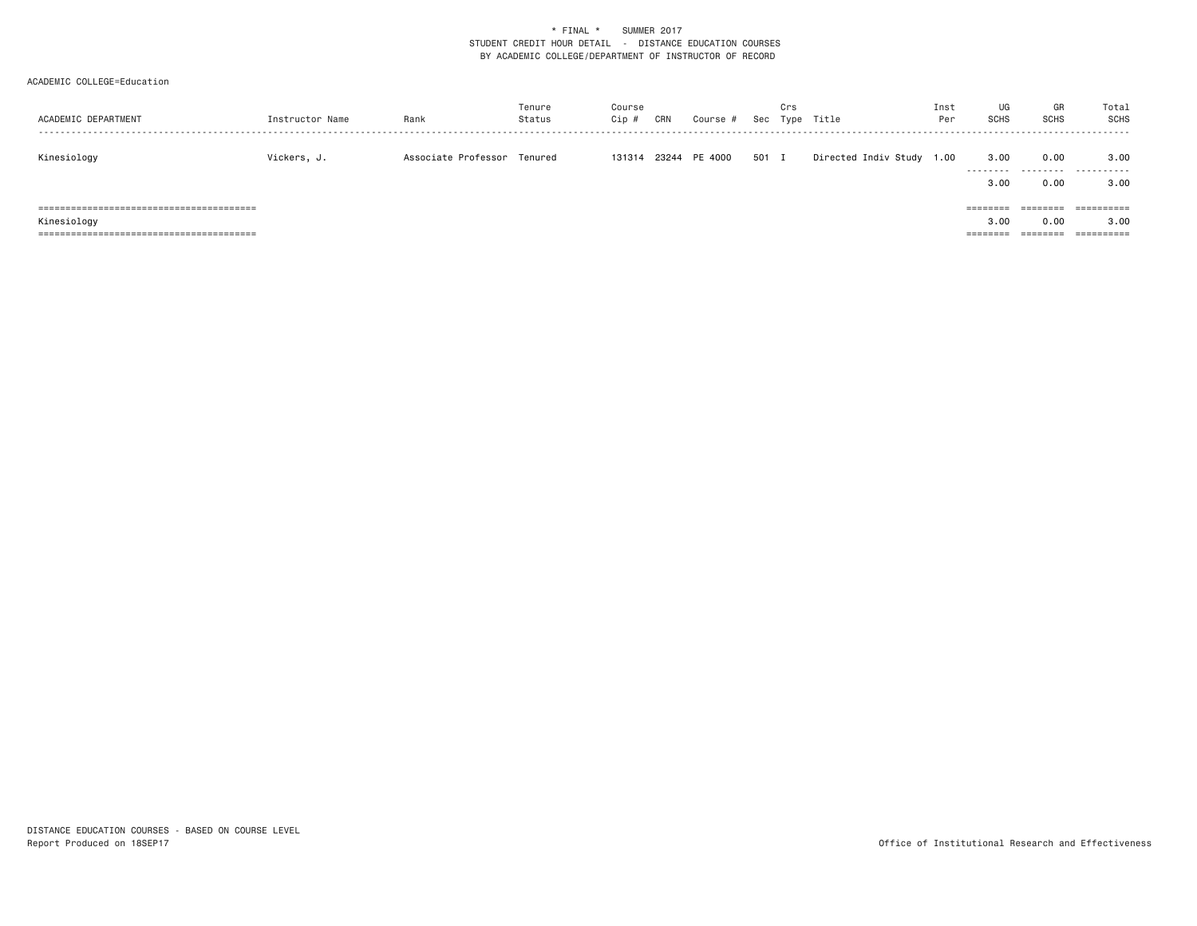\* FINAL \* SUMMER 2017
STUDENT CREDIT HOUR DETAIL - DISTANCE EDUCATION COURSES
BY ACADEMIC COLLEGE/DEPARTMENT OF INSTRUCTOR OF RECORD

ACADEMIC COLLEGE=Education

| ACADEMIC DEPARTMENT | Instructor Name | Rank | Tenure Status | Course Cip # | CRN | Course # | Sec | Crs Type | Title | Inst Per | UG SCHS | GR SCHS | Total SCHS |
|---|---|---|---|---|---|---|---|---|---|---|---|---|---|
| Kinesiology | Vickers, J. | Associate Professor | Tenured | 131314 | 23244 | PE 4000 | 501 | I | Directed Indiv Study | 1.00 | 3.00 | 0.00 | 3.00 |
| | | | | | | | | | | | 3.00 | 0.00 | 3.00 |
| Kinesiology | | | | | | | | | | | 3.00 | 0.00 | 3.00 |

DISTANCE EDUCATION COURSES - BASED ON COURSE LEVEL
Report Produced on 18SEP17

Office of Institutional Research and Effectiveness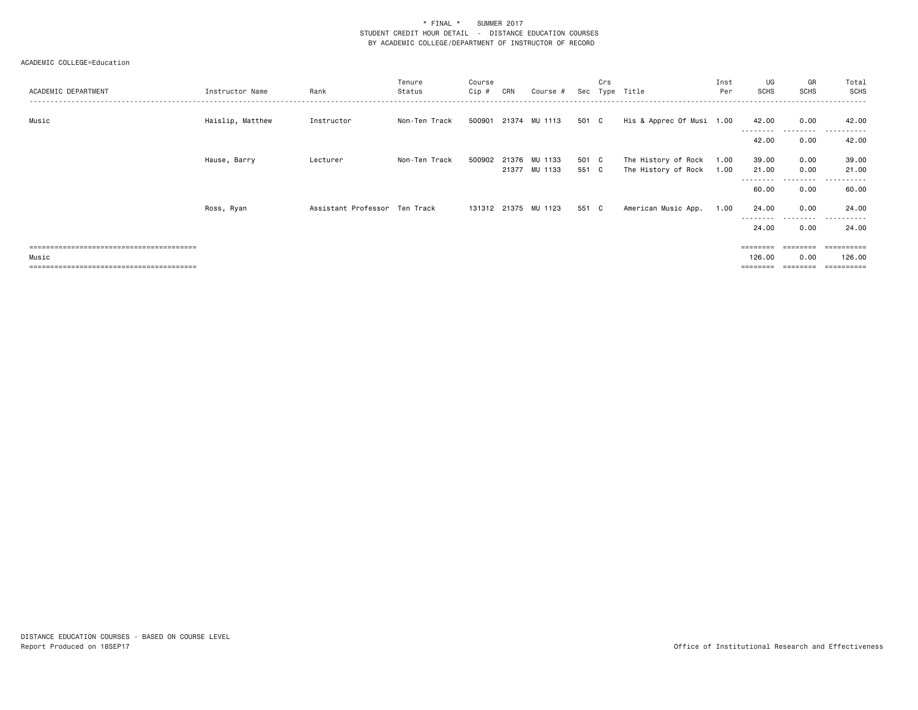\* FINAL \* SUMMER 2017
STUDENT CREDIT HOUR DETAIL - DISTANCE EDUCATION COURSES
BY ACADEMIC COLLEGE/DEPARTMENT OF INSTRUCTOR OF RECORD

ACADEMIC COLLEGE=Education

| ACADEMIC DEPARTMENT | Instructor Name | Rank | Tenure Status | Course Cip # | CRN | Course # | Sec | Crs Type | Title | Inst Per | UG SCHS | GR SCHS | Total SCHS |
|---|---|---|---|---|---|---|---|---|---|---|---|---|---|
| Music | Haislip, Matthew | Instructor | Non-Ten Track | 500901 | 21374 | MU 1113 | 501 | C | His & Apprec Of Musi | 1.00 | 42.00 | 0.00 | 42.00 |
| | | | | | | | | | | | 42.00 | 0.00 | 42.00 |
| | Hause, Barry | Lecturer | Non-Ten Track | 500902 | 21376 | MU 1133 | 501 | C | The History of Rock | 1.00 | 39.00 | 0.00 | 39.00 |
| | | | | | 21377 | MU 1133 | 551 | C | The History of Rock | 1.00 | 21.00 | 0.00 | 21.00 |
| | | | | | | | | | | | 60.00 | 0.00 | 60.00 |
| | Ross, Ryan | Assistant Professor | Ten Track | 131312 | 21375 | MU 1123 | 551 | C | American Music App. | 1.00 | 24.00 | 0.00 | 24.00 |
| | | | | | | | | | | | 24.00 | 0.00 | 24.00 |
| Music | | | | | | | | | | | 126.00 | 0.00 | 126.00 |

DISTANCE EDUCATION COURSES - BASED ON COURSE LEVEL
Report Produced on 18SEP17

Office of Institutional Research and Effectiveness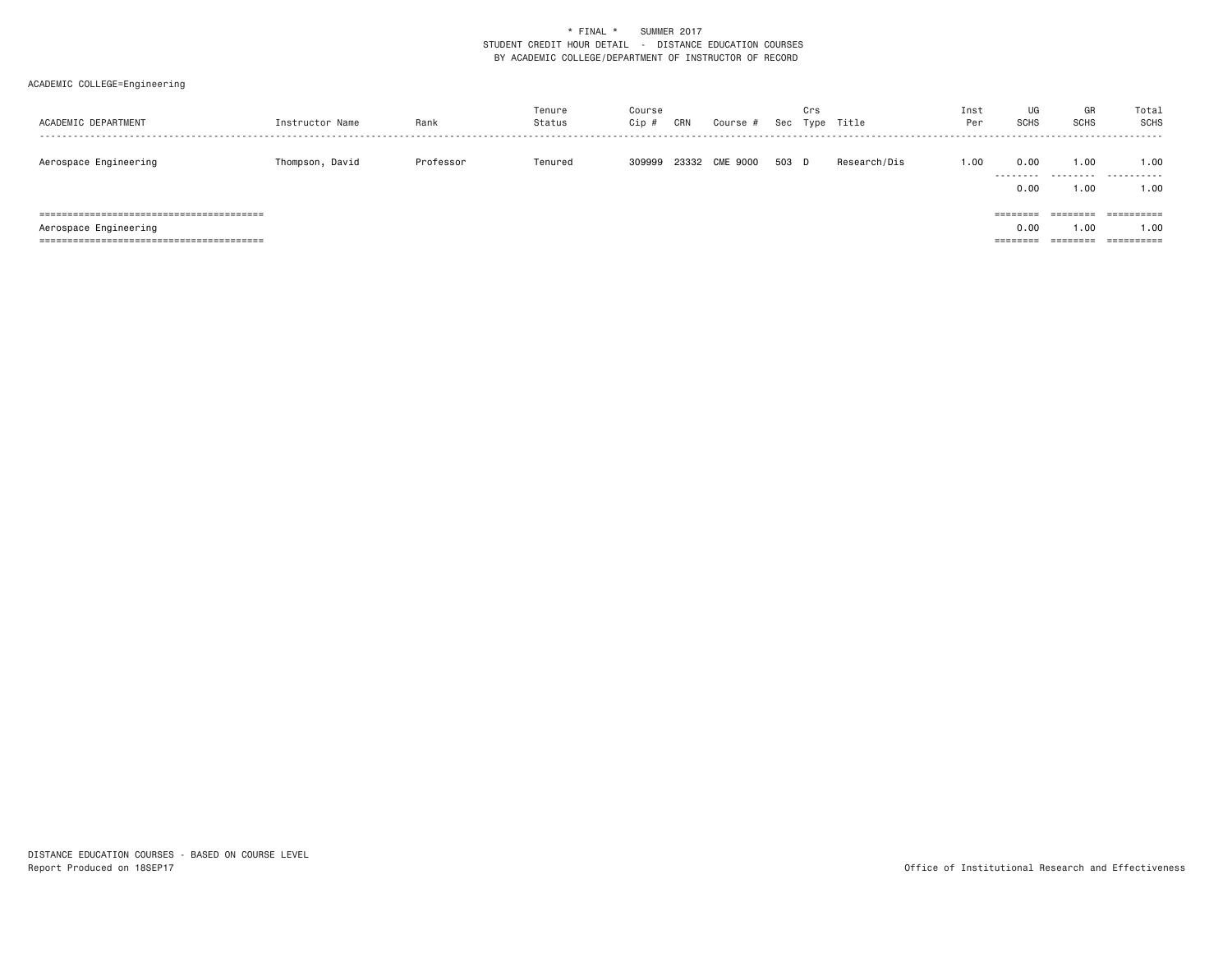\* FINAL \*    SUMMER 2017
STUDENT CREDIT HOUR DETAIL - DISTANCE EDUCATION COURSES
BY ACADEMIC COLLEGE/DEPARTMENT OF INSTRUCTOR OF RECORD

ACADEMIC COLLEGE=Engineering

| ACADEMIC DEPARTMENT | Instructor Name | Rank | Tenure Status | Course Cip # | CRN | Course # | Sec | Crs Type | Title | Inst Per | UG SCHS | GR SCHS | Total SCHS |
|---|---|---|---|---|---|---|---|---|---|---|---|---|---|
| Aerospace Engineering | Thompson, David | Professor | Tenured | 309999 | 23332 | CME 9000 | 503 | D | Research/Dis | 1.00 | 0.00 | 1.00 | 1.00 |
| | | | | | | | | | | | 0.00 | 1.00 | 1.00 |
| Aerospace Engineering | | | | | | | | | | | 0.00 | 1.00 | 1.00 |

DISTANCE EDUCATION COURSES - BASED ON COURSE LEVEL
Report Produced on 18SEP17

Office of Institutional Research and Effectiveness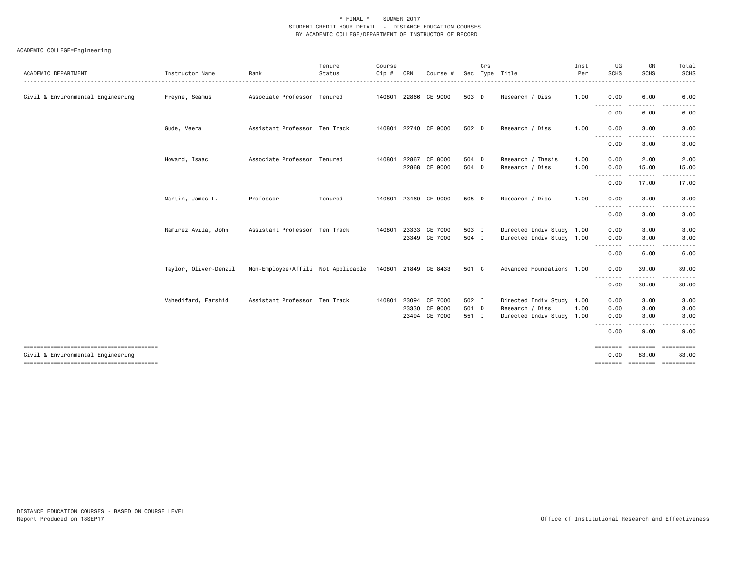\* FINAL \* SUMMER 2017
STUDENT CREDIT HOUR DETAIL - DISTANCE EDUCATION COURSES
BY ACADEMIC COLLEGE/DEPARTMENT OF INSTRUCTOR OF RECORD

ACADEMIC COLLEGE=Engineering

| ACADEMIC DEPARTMENT | Instructor Name | Rank | Tenure Status | Course Cip # | CRN | Course # | Sec | Crs Type | Title | Inst Per | UG SCHS | GR SCHS | Total SCHS |
|---|---|---|---|---|---|---|---|---|---|---|---|---|---|
| Civil & Environmental Engineering | Freyne, Seamus | Associate Professor | Tenured | 140801 | 22866 | CE 9000 | 503 | D | Research / Diss | 1.00 | 0.00 | 6.00 | 6.00 |
| | | | | | | | | | | | 0.00 | 6.00 | 6.00 |
| | Gude, Veera | Assistant Professor | Ten Track | 140801 | 22740 | CE 9000 | 502 | D | Research / Diss | 1.00 | 0.00 | 3.00 | 3.00 |
| | | | | | | | | | | | 0.00 | 3.00 | 3.00 |
| | Howard, Isaac | Associate Professor | Tenured | 140801 | 22867 | CE 8000 | 504 | D | Research / Thesis | 1.00 | 0.00 | 2.00 | 2.00 |
| | | | | | 22868 | CE 9000 | 504 | D | Research / Diss | 1.00 | 0.00 | 15.00 | 15.00 |
| | | | | | | | | | | | 0.00 | 17.00 | 17.00 |
| | Martin, James L. | Professor | Tenured | 140801 | 23460 | CE 9000 | 505 | D | Research / Diss | 1.00 | 0.00 | 3.00 | 3.00 |
| | | | | | | | | | | | 0.00 | 3.00 | 3.00 |
| | Ramirez Avila, John | Assistant Professor | Ten Track | 140801 | 23333 | CE 7000 | 503 | I | Directed Indiv Study | 1.00 | 0.00 | 3.00 | 3.00 |
| | | | | | 23349 | CE 7000 | 504 | I | Directed Indiv Study | 1.00 | 0.00 | 3.00 | 3.00 |
| | | | | | | | | | | | 0.00 | 6.00 | 6.00 |
| | Taylor, Oliver-Denzil | Non-Employee/Affili | Not Applicable | 140801 | 21849 | CE 8433 | 501 | C | Advanced Foundations | 1.00 | 0.00 | 39.00 | 39.00 |
| | | | | | | | | | | | 0.00 | 39.00 | 39.00 |
| | Vahedifard, Farshid | Assistant Professor | Ten Track | 140801 | 23094 | CE 7000 | 502 | I | Directed Indiv Study | 1.00 | 0.00 | 3.00 | 3.00 |
| | | | | | 23330 | CE 9000 | 501 | D | Research / Diss | 1.00 | 0.00 | 3.00 | 3.00 |
| | | | | | 23494 | CE 7000 | 551 | I | Directed Indiv Study | 1.00 | 0.00 | 3.00 | 3.00 |
| | | | | | | | | | | | 0.00 | 9.00 | 9.00 |
| Civil & Environmental Engineering | | | | | | | | | | | 0.00 | 83.00 | 83.00 |

DISTANCE EDUCATION COURSES - BASED ON COURSE LEVEL
Report Produced on 18SEP17

Office of Institutional Research and Effectiveness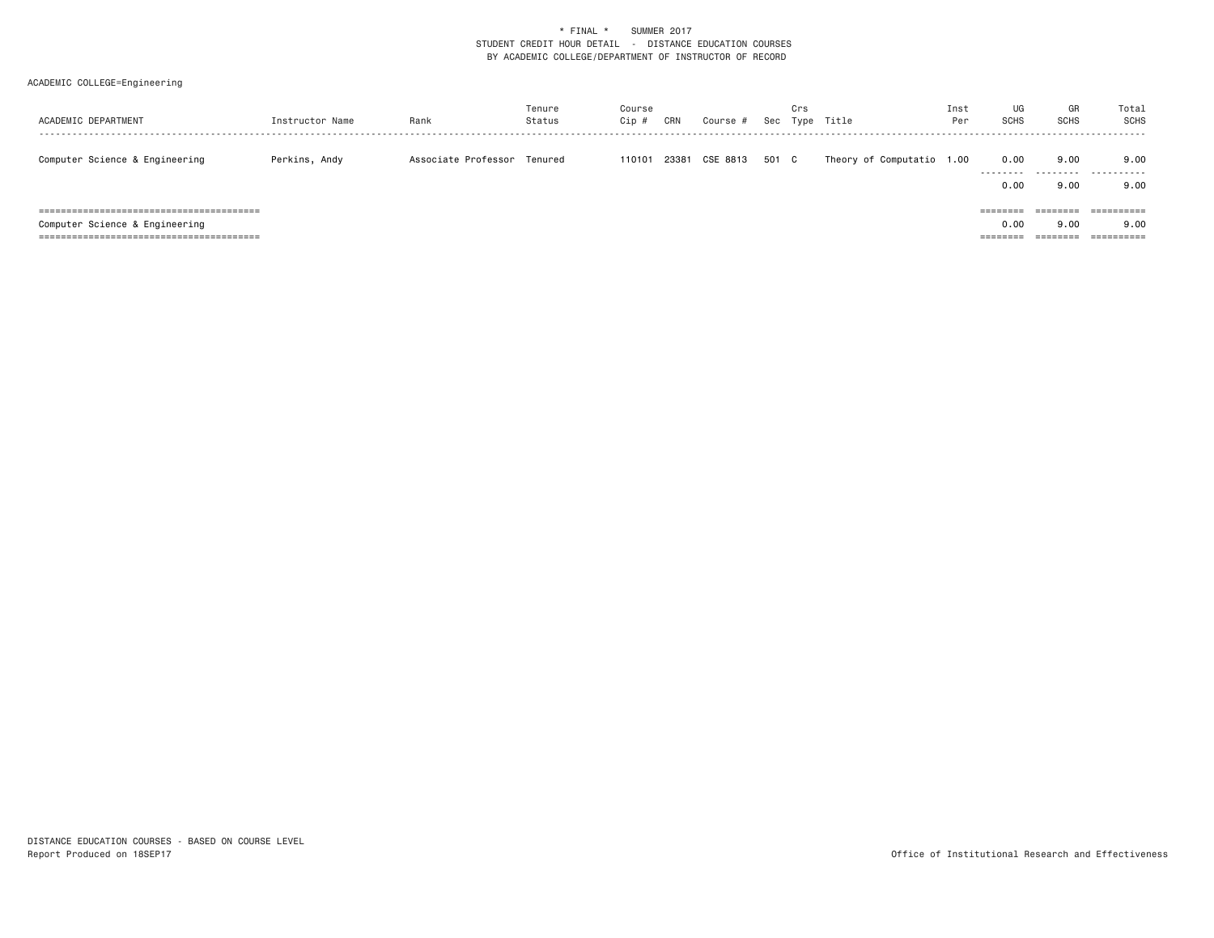\* FINAL \* SUMMER 2017
STUDENT CREDIT HOUR DETAIL - DISTANCE EDUCATION COURSES
BY ACADEMIC COLLEGE/DEPARTMENT OF INSTRUCTOR OF RECORD

ACADEMIC COLLEGE=Engineering

| ACADEMIC DEPARTMENT | Instructor Name | Rank | Tenure Status | Course Cip # | CRN | Course # | Sec | Crs Type | Title | Inst Per | UG SCHS | GR SCHS | Total SCHS |
|---|---|---|---|---|---|---|---|---|---|---|---|---|---|
| Computer Science & Engineering | Perkins, Andy | Associate Professor | Tenured | 110101 | 23381 | CSE 8813 | 501 | C | Theory of Computatio | 1.00 | 0.00 | 9.00 | 9.00 |
| | | | | | | | | | | | 0.00 | 9.00 | 9.00 |
| Computer Science & Engineering | | | | | | | | | | | 0.00 | 9.00 | 9.00 |

DISTANCE EDUCATION COURSES - BASED ON COURSE LEVEL
Report Produced on 18SEP17

Office of Institutional Research and Effectiveness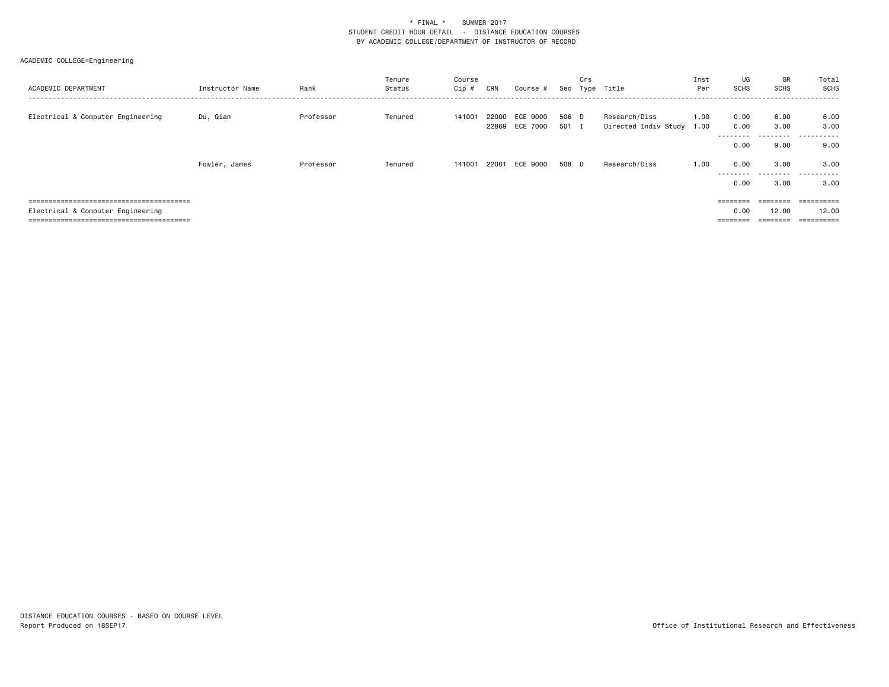\* FINAL \* SUMMER 2017
STUDENT CREDIT HOUR DETAIL - DISTANCE EDUCATION COURSES
BY ACADEMIC COLLEGE/DEPARTMENT OF INSTRUCTOR OF RECORD

ACADEMIC COLLEGE=Engineering

| ACADEMIC DEPARTMENT | Instructor Name | Rank | Tenure Status | Course Cip # | CRN | Course # | Sec | Crs Type | Title | Inst Per | UG SCHS | GR SCHS | Total SCHS |
|---|---|---|---|---|---|---|---|---|---|---|---|---|---|
| Electrical & Computer Engineering | Du, Qian | Professor | Tenured | 141001 | 22000 | ECE 9000 | 506 | D | Research/Diss | 1.00 | 0.00 | 6.00 | 6.00 |
| | | | | | 22869 | ECE 7000 | 501 | I | Directed Indiv Study | 1.00 | 0.00 | 3.00 | 3.00 |
| | | | | | | | | | | | 0.00 | 9.00 | 9.00 |
| | Fowler, James | Professor | Tenured | 141001 | 22001 | ECE 9000 | 508 | D | Research/Diss | 1.00 | 0.00 | 3.00 | 3.00 |
| | | | | | | | | | | | 0.00 | 3.00 | 3.00 |
| Electrical & Computer Engineering | | | | | | | | | | | 0.00 | 12.00 | 12.00 |

DISTANCE EDUCATION COURSES - BASED ON COURSE LEVEL
Report Produced on 18SEP17

Office of Institutional Research and Effectiveness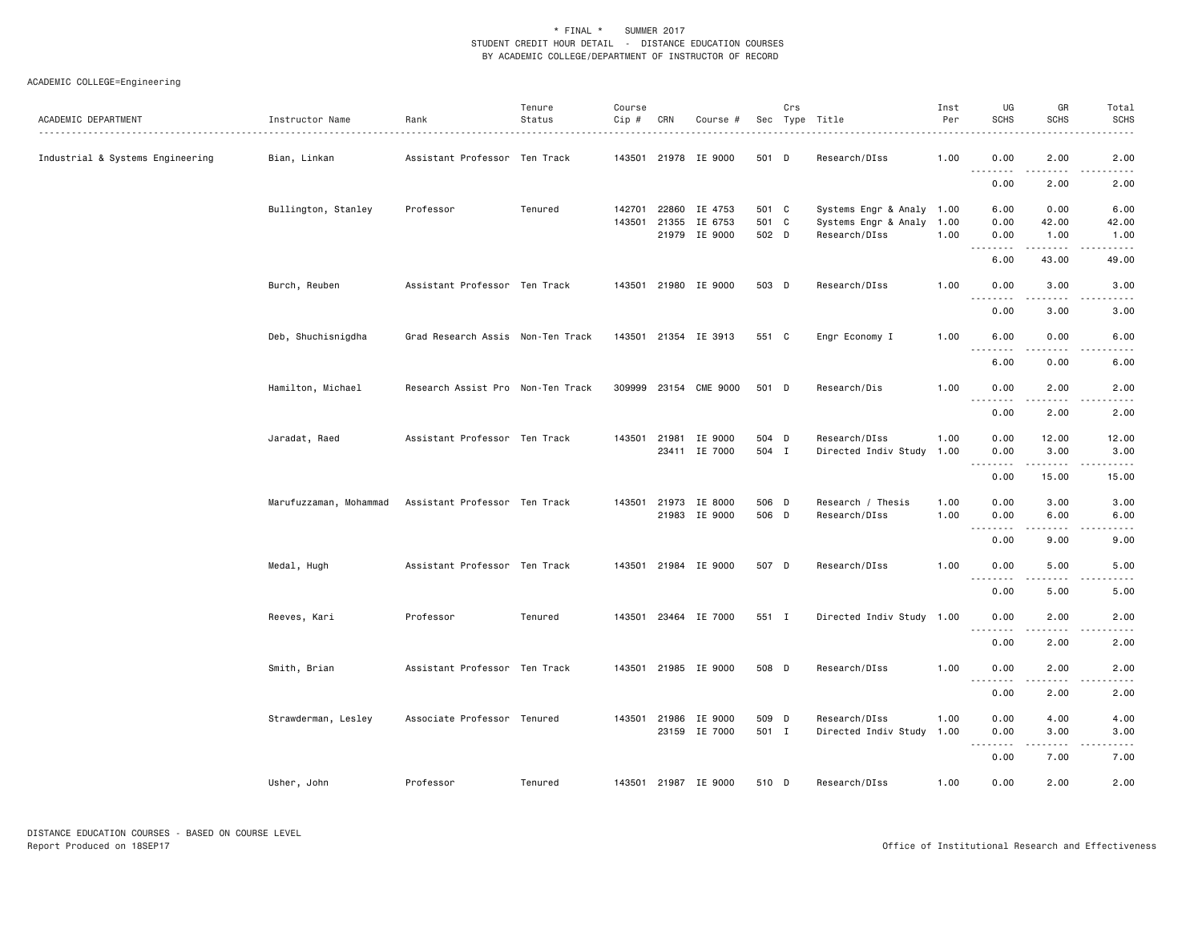\* FINAL \* SUMMER 2017
STUDENT CREDIT HOUR DETAIL - DISTANCE EDUCATION COURSES
BY ACADEMIC COLLEGE/DEPARTMENT OF INSTRUCTOR OF RECORD

ACADEMIC COLLEGE=Engineering

| ACADEMIC DEPARTMENT | Instructor Name | Rank | Tenure Status | Course Cip # | CRN | Course # | Sec | Crs Type | Title | Inst Per | UG SCHS | GR SCHS | Total SCHS |
|---|---|---|---|---|---|---|---|---|---|---|---|---|---|
| Industrial & Systems Engineering | Bian, Linkan | Assistant Professor | Ten Track | 143501 | 21978 | IE 9000 | 501 | D | Research/DIss | 1.00 | 0.00 | 2.00 | 2.00 |
| | | | | | | | | | | | 0.00 | 2.00 | 2.00 |
| | Bullington, Stanley | Professor | Tenured | 142701 | 22860 | IE 4753 | 501 | C | Systems Engr & Analy | 1.00 | 6.00 | 0.00 | 6.00 |
| | | | | 143501 | 21355 | IE 6753 | 501 | C | Systems Engr & Analy | 1.00 | 0.00 | 42.00 | 42.00 |
| | | | | | 21979 | IE 9000 | 502 | D | Research/DIss | 1.00 | 0.00 | 1.00 | 1.00 |
| | | | | | | | | | | | 6.00 | 43.00 | 49.00 |
| | Burch, Reuben | Assistant Professor | Ten Track | 143501 | 21980 | IE 9000 | 503 | D | Research/DIss | 1.00 | 0.00 | 3.00 | 3.00 |
| | | | | | | | | | | | 0.00 | 3.00 | 3.00 |
| | Deb, Shuchisnigdha | Grad Research Assis | Non-Ten Track | 143501 | 21354 | IE 3913 | 551 | C | Engr Economy I | 1.00 | 6.00 | 0.00 | 6.00 |
| | | | | | | | | | | | 6.00 | 0.00 | 6.00 |
| | Hamilton, Michael | Research Assist Pro | Non-Ten Track | 309999 | 23154 | CME 9000 | 501 | D | Research/Dis | 1.00 | 0.00 | 2.00 | 2.00 |
| | | | | | | | | | | | 0.00 | 2.00 | 2.00 |
| | Jaradat, Raed | Assistant Professor | Ten Track | 143501 | 21981 | IE 9000 | 504 | D | Research/DIss | 1.00 | 0.00 | 12.00 | 12.00 |
| | | | | | 23411 | IE 7000 | 504 | I | Directed Indiv Study | 1.00 | 0.00 | 3.00 | 3.00 |
| | | | | | | | | | | | 0.00 | 15.00 | 15.00 |
| | Marufuzzaman, Mohammad | Assistant Professor | Ten Track | 143501 | 21973 | IE 8000 | 506 | D | Research / Thesis | 1.00 | 0.00 | 3.00 | 3.00 |
| | | | | | 21983 | IE 9000 | 506 | D | Research/DIss | 1.00 | 0.00 | 6.00 | 6.00 |
| | | | | | | | | | | | 0.00 | 9.00 | 9.00 |
| | Medal, Hugh | Assistant Professor | Ten Track | 143501 | 21984 | IE 9000 | 507 | D | Research/DIss | 1.00 | 0.00 | 5.00 | 5.00 |
| | | | | | | | | | | | 0.00 | 5.00 | 5.00 |
| | Reeves, Kari | Professor | Tenured | 143501 | 23464 | IE 7000 | 551 | I | Directed Indiv Study | 1.00 | 0.00 | 2.00 | 2.00 |
| | | | | | | | | | | | 0.00 | 2.00 | 2.00 |
| | Smith, Brian | Assistant Professor | Ten Track | 143501 | 21985 | IE 9000 | 508 | D | Research/DIss | 1.00 | 0.00 | 2.00 | 2.00 |
| | | | | | | | | | | | 0.00 | 2.00 | 2.00 |
| | Strawderman, Lesley | Associate Professor | Tenured | 143501 | 21986 | IE 9000 | 509 | D | Research/DIss | 1.00 | 0.00 | 4.00 | 4.00 |
| | | | | | 23159 | IE 7000 | 501 | I | Directed Indiv Study | 1.00 | 0.00 | 3.00 | 3.00 |
| | | | | | | | | | | | 0.00 | 7.00 | 7.00 |
| | Usher, John | Professor | Tenured | 143501 | 21987 | IE 9000 | 510 | D | Research/DIss | 1.00 | 0.00 | 2.00 | 2.00 |

DISTANCE EDUCATION COURSES - BASED ON COURSE LEVEL
Report Produced on 18SEP17

Office of Institutional Research and Effectiveness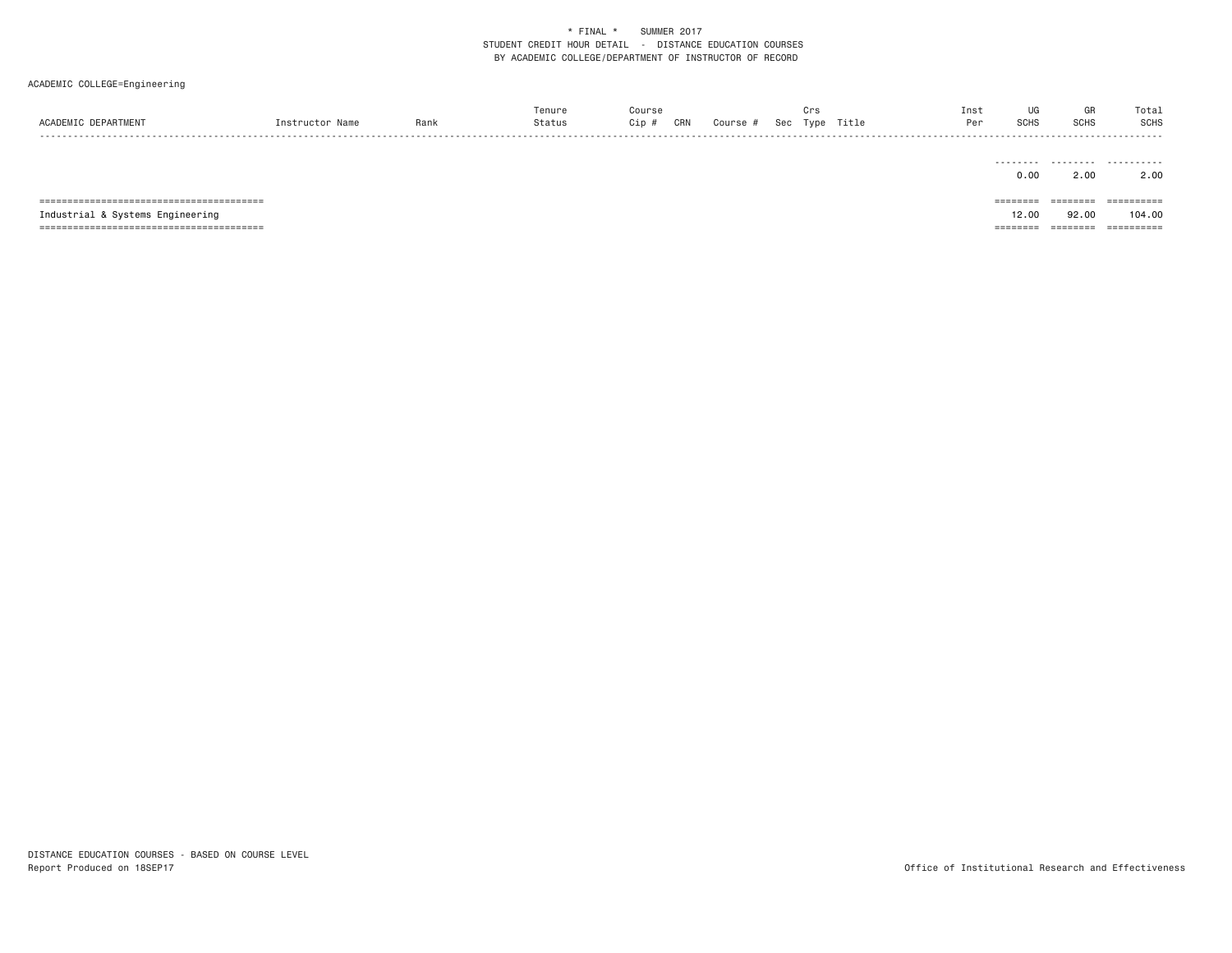\* FINAL \*    SUMMER 2017
STUDENT CREDIT HOUR DETAIL - DISTANCE EDUCATION COURSES
BY ACADEMIC COLLEGE/DEPARTMENT OF INSTRUCTOR OF RECORD

ACADEMIC COLLEGE=Engineering

| ACADEMIC DEPARTMENT | Instructor Name | Rank | Tenure Status | Course Cip # | CRN | Course # | Sec | Crs Type | Title | Inst Per | UG SCHS | GR SCHS | Total SCHS |
|---|---|---|---|---|---|---|---|---|---|---|---|---|---|
| | | | | | | | | | | | 0.00 | 2.00 | 2.00 |
| Industrial & Systems Engineering | | | | | | | | | | | 12.00 | 92.00 | 104.00 |

DISTANCE EDUCATION COURSES - BASED ON COURSE LEVEL
Report Produced on 18SEP17

Office of Institutional Research and Effectiveness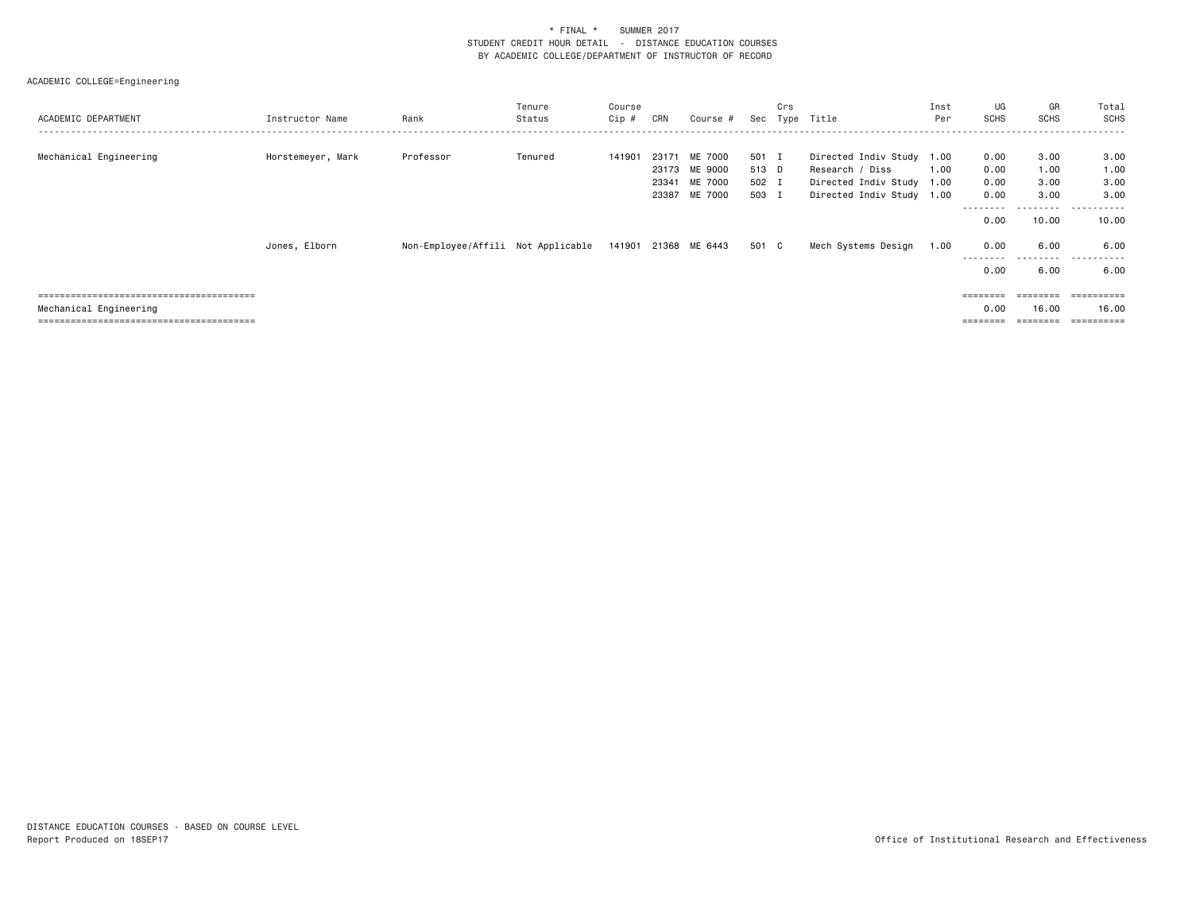* FINAL * SUMMER 2017
STUDENT CREDIT HOUR DETAIL - DISTANCE EDUCATION COURSES
BY ACADEMIC COLLEGE/DEPARTMENT OF INSTRUCTOR OF RECORD

ACADEMIC COLLEGE=Engineering

| ACADEMIC DEPARTMENT | Instructor Name | Rank | Tenure Status | Course Cip # | CRN | Course # | Sec | Crs Type | Title | Inst Per | UG SCHS | GR SCHS | Total SCHS |
|---|---|---|---|---|---|---|---|---|---|---|---|---|---|
| Mechanical Engineering | Horstemeyer, Mark | Professor | Tenured | 141901 | 23171 | ME 7000 | 501 | I | Directed Indiv Study | 1.00 | 0.00 | 3.00 | 3.00 |
| | | | | | 23173 | ME 9000 | 513 | D | Research / Diss | 1.00 | 0.00 | 1.00 | 1.00 |
| | | | | | 23341 | ME 7000 | 502 | I | Directed Indiv Study | 1.00 | 0.00 | 3.00 | 3.00 |
| | | | | | 23387 | ME 7000 | 503 | I | Directed Indiv Study | 1.00 | 0.00 | 3.00 | 3.00 |
| | | | | | | | | | | | 0.00 | 10.00 | 10.00 |
| | Jones, Elborn | Non-Employee/Affili | Not Applicable | 141901 | 21368 | ME 6443 | 501 | C | Mech Systems Design | 1.00 | 0.00 | 6.00 | 6.00 |
| | | | | | | | | | | | 0.00 | 6.00 | 6.00 |
| Mechanical Engineering | | | | | | | | | | | 0.00 | 16.00 | 16.00 |

DISTANCE EDUCATION COURSES - BASED ON COURSE LEVEL
Report Produced on 18SEP17

Office of Institutional Research and Effectiveness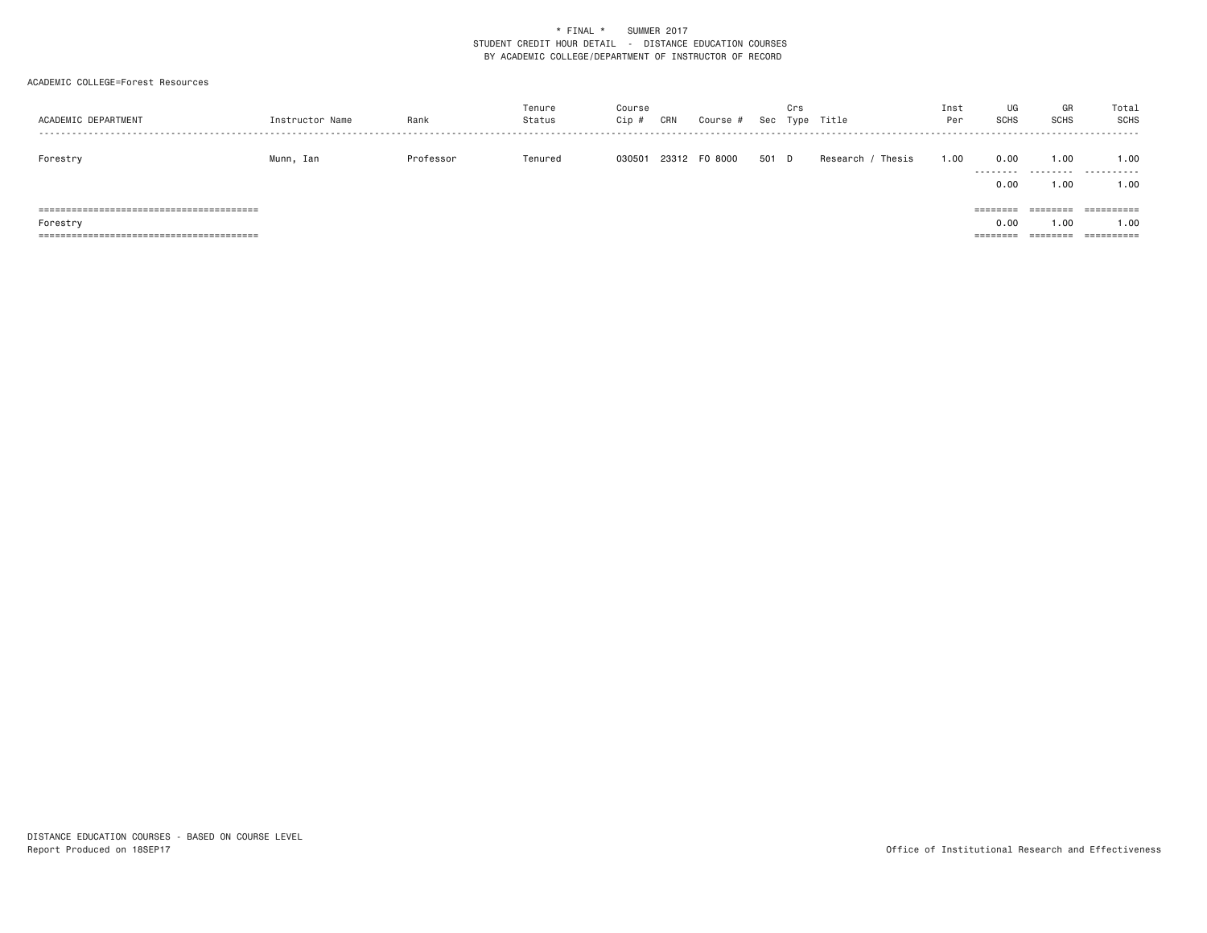\* FINAL \* SUMMER 2017
STUDENT CREDIT HOUR DETAIL - DISTANCE EDUCATION COURSES
BY ACADEMIC COLLEGE/DEPARTMENT OF INSTRUCTOR OF RECORD

ACADEMIC COLLEGE=Forest Resources

| ACADEMIC DEPARTMENT | Instructor Name | Rank | Tenure Status | Course Cip # | CRN | Course # | Sec | Crs Type | Title | Inst Per | UG SCHS | GR SCHS | Total SCHS |
|---|---|---|---|---|---|---|---|---|---|---|---|---|---|
| Forestry | Munn, Ian | Professor | Tenured | 030501 | 23312 | FO 8000 | 501 | D | Research / Thesis | 1.00 | 0.00 | 1.00 | 1.00 |
| | | | | | | | | | | | 0.00 | 1.00 | 1.00 |
| Forestry | | | | | | | | | | | 0.00 | 1.00 | 1.00 |

DISTANCE EDUCATION COURSES - BASED ON COURSE LEVEL
Report Produced on 18SEP17

Office of Institutional Research and Effectiveness